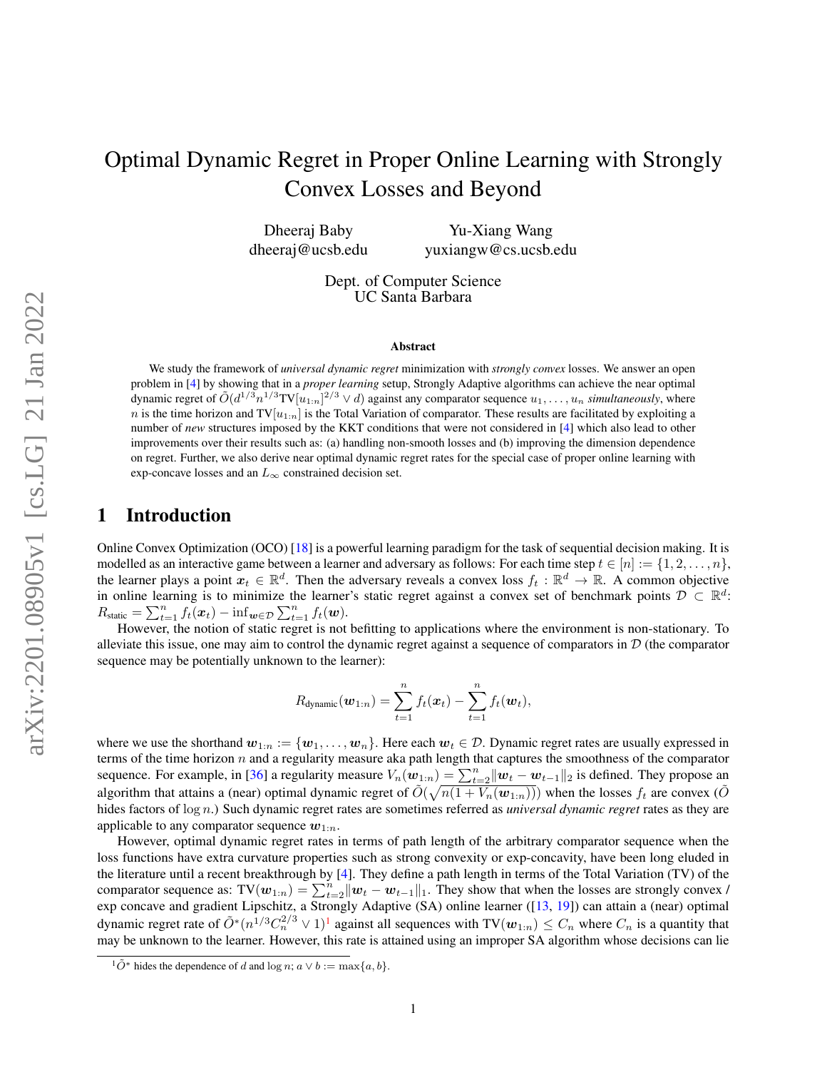# Optimal Dynamic Regret in Proper Online Learning with Strongly Convex Losses and Beyond

Dheeraj Baby
dheeraj@ucsb.edu

Yu-Xiang Wang
yuxiangw@cs.ucsb.edu

Dept. of Computer Science
UC Santa Barbara

## Abstract

We study the framework of *universal dynamic regret* minimization with *strongly convex* losses. We answer an open problem in [4] by showing that in a *proper learning* setup, Strongly Adaptive algorithms can achieve the near optimal dynamic regret of $\tilde{O}(d^{1/3}n^{1/3}\text{TV}[u_{1:n}]^{2/3} \vee d)$ against any comparator sequence $u_1, \ldots, u_n$ *simultaneously*, where $n$ is the time horizon and $\text{TV}[u_{1:n}]$ is the Total Variation of comparator. These results are facilitated by exploiting a number of *new* structures imposed by the KKT conditions that were not considered in [4] which also lead to other improvements over their results such as: (a) handling non-smooth losses and (b) improving the dimension dependence on regret. Further, we also derive near optimal dynamic regret rates for the special case of proper online learning with exp-concave losses and an $L_\infty$ constrained decision set.

## 1 Introduction

Online Convex Optimization (OCO) [18] is a powerful learning paradigm for the task of sequential decision making. It is modelled as an interactive game between a learner and adversary as follows: For each time step $t \in [n] := \{1, 2, \ldots, n\}$, the learner plays a point $\boldsymbol{x}_t \in \mathbb{R}^d$. Then the adversary reveals a convex loss $f_t : \mathbb{R}^d \to \mathbb{R}$. A common objective in online learning is to minimize the learner's static regret against a convex set of benchmark points $\mathcal{D} \subset \mathbb{R}^d$: $R_{\text{static}} = \sum_{t=1}^n f_t(\boldsymbol{x}_t) - \inf_{\boldsymbol{w} \in \mathcal{D}} \sum_{t=1}^n f_t(\boldsymbol{w})$.

However, the notion of static regret is not befitting to applications where the environment is non-stationary. To alleviate this issue, one may aim to control the dynamic regret against a sequence of comparators in $\mathcal{D}$ (the comparator sequence may be potentially unknown to the learner):

$$R_{\text{dynamic}}(\boldsymbol{w}_{1:n}) = \sum_{t=1}^n f_t(\boldsymbol{x}_t) - \sum_{t=1}^n f_t(\boldsymbol{w}_t),$$

where we use the shorthand $\boldsymbol{w}_{1:n} := \{\boldsymbol{w}_1, \ldots, \boldsymbol{w}_n\}$. Here each $\boldsymbol{w}_t \in \mathcal{D}$. Dynamic regret rates are usually expressed in terms of the time horizon $n$ and a regularity measure aka path length that captures the smoothness of the comparator sequence. For example, in [36] a regularity measure $V_n(\boldsymbol{w}_{1:n}) = \sum_{t=2}^n \|\boldsymbol{w}_t - \boldsymbol{w}_{t-1}\|_2$ is defined. They propose an algorithm that attains a (near) optimal dynamic regret of $\tilde{O}(\sqrt{n(1 + V_n(\boldsymbol{w}_{1:n}))})$ when the losses $f_t$ are convex ($\tilde{O}$ hides factors of $\log n$.) Such dynamic regret rates are sometimes referred as *universal dynamic regret* rates as they are applicable to any comparator sequence $\boldsymbol{w}_{1:n}$.

However, optimal dynamic regret rates in terms of path length of the arbitrary comparator sequence when the loss functions have extra curvature properties such as strong convexity or exp-concavity, have been long eluded in the literature until a recent breakthrough by [4]. They define a path length in terms of the Total Variation (TV) of the comparator sequence as: $\text{TV}(\boldsymbol{w}_{1:n}) = \sum_{t=2}^n \|\boldsymbol{w}_t - \boldsymbol{w}_{t-1}\|_1$. They show that when the losses are strongly convex / exp concave and gradient Lipschitz, a Strongly Adaptive (SA) online learner ([13, 19]) can attain a (near) optimal dynamic regret rate of $\tilde{O}^*(n^{1/3}C_n^{2/3} \vee 1)$[1] against all sequences with $\text{TV}(\boldsymbol{w}_{1:n}) \leq C_n$ where $C_n$ is a quantity that may be unknown to the learner. However, this rate is attained using an improper SA algorithm whose decisions can lie

[1] $\tilde{O}^*$ hides the dependence of $d$ and $\log n$; $a \vee b := \max\{a, b\}$.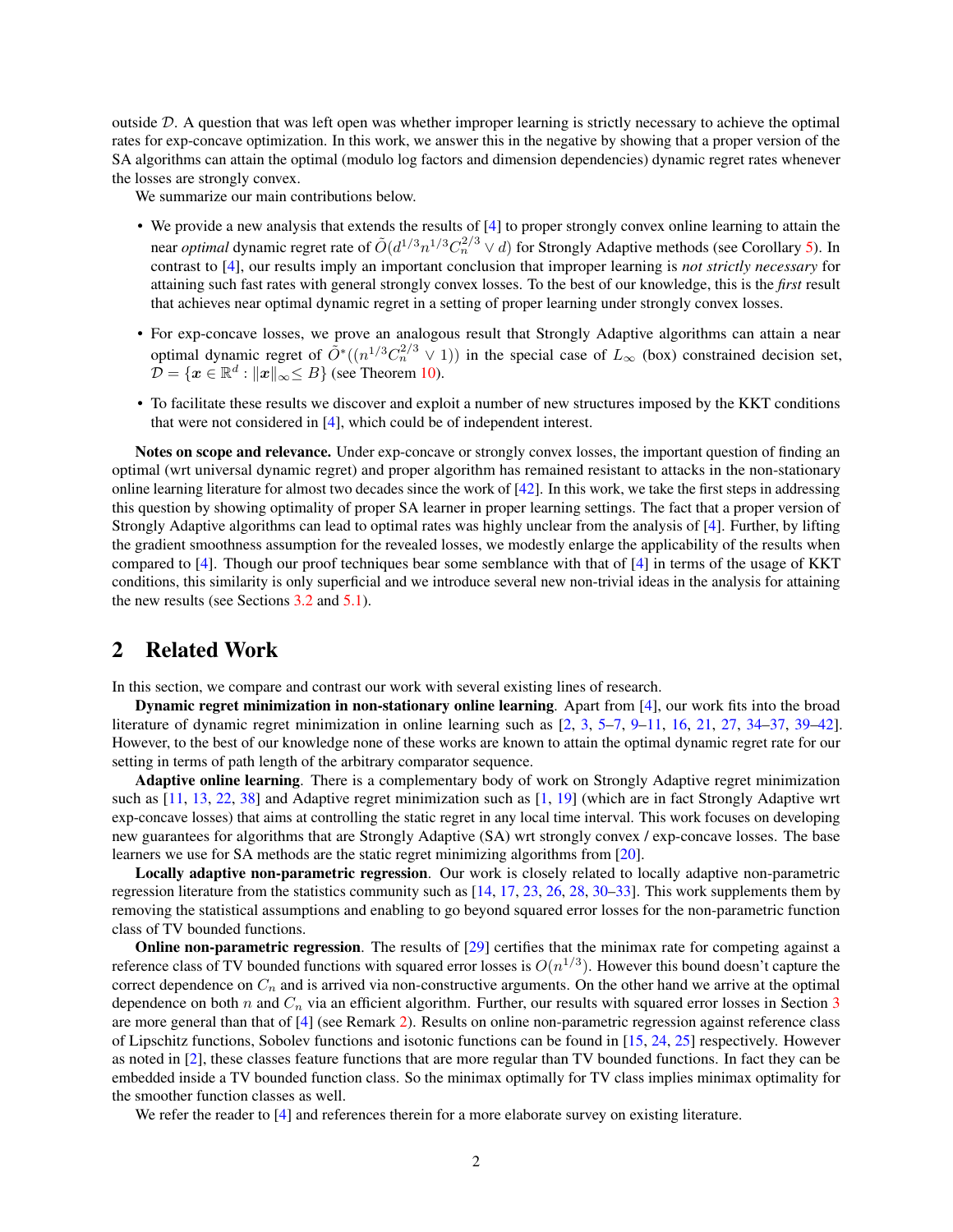outside $\mathcal{D}$. A question that was left open was whether improper learning is strictly necessary to achieve the optimal rates for exp-concave optimization. In this work, we answer this in the negative by showing that a proper version of the SA algorithms can attain the optimal (modulo log factors and dimension dependencies) dynamic regret rates whenever the losses are strongly convex.

We summarize our main contributions below.

- We provide a new analysis that extends the results of [4] to proper strongly convex online learning to attain the near *optimal* dynamic regret rate of $\tilde{O}(d^{1/3}n^{1/3}C_n^{2/3} \vee d)$ for Strongly Adaptive methods (see Corollary 5). In contrast to [4], our results imply an important conclusion that improper learning is *not strictly necessary* for attaining such fast rates with general strongly convex losses. To the best of our knowledge, this is the *first* result that achieves near optimal dynamic regret in a setting of proper learning under strongly convex losses.
- For exp-concave losses, we prove an analogous result that Strongly Adaptive algorithms can attain a near optimal dynamic regret of $\tilde{O}^*((n^{1/3}C_n^{2/3} \vee 1))$ in the special case of $L_\infty$ (box) constrained decision set, $\mathcal{D} = \{\boldsymbol{x} \in \mathbb{R}^d : \|\boldsymbol{x}\|_\infty \leq B\}$ (see Theorem 10).
- To facilitate these results we discover and exploit a number of new structures imposed by the KKT conditions that were not considered in [4], which could be of independent interest.

**Notes on scope and relevance.** Under exp-concave or strongly convex losses, the important question of finding an optimal (wrt universal dynamic regret) and proper algorithm has remained resistant to attacks in the non-stationary online learning literature for almost two decades since the work of [42]. In this work, we take the first steps in addressing this question by showing optimality of proper SA learner in proper learning settings. The fact that a proper version of Strongly Adaptive algorithms can lead to optimal rates was highly unclear from the analysis of [4]. Further, by lifting the gradient smoothness assumption for the revealed losses, we modestly enlarge the applicability of the results when compared to [4]. Though our proof techniques bear some semblance with that of [4] in terms of the usage of KKT conditions, this similarity is only superficial and we introduce several new non-trivial ideas in the analysis for attaining the new results (see Sections 3.2 and 5.1).

## 2 Related Work

In this section, we compare and contrast our work with several existing lines of research.

**Dynamic regret minimization in non-stationary online learning**. Apart from [4], our work fits into the broad literature of dynamic regret minimization in online learning such as [2, 3, 5–7, 9–11, 16, 21, 27, 34–37, 39–42]. However, to the best of our knowledge none of these works are known to attain the optimal dynamic regret rate for our setting in terms of path length of the arbitrary comparator sequence.

**Adaptive online learning**. There is a complementary body of work on Strongly Adaptive regret minimization such as [11, 13, 22, 38] and Adaptive regret minimization such as [1, 19] (which are in fact Strongly Adaptive wrt exp-concave losses) that aims at controlling the static regret in any local time interval. This work focuses on developing new guarantees for algorithms that are Strongly Adaptive (SA) wrt strongly convex / exp-concave losses. The base learners we use for SA methods are the static regret minimizing algorithms from [20].

**Locally adaptive non-parametric regression**. Our work is closely related to locally adaptive non-parametric regression literature from the statistics community such as [14, 17, 23, 26, 28, 30–33]. This work supplements them by removing the statistical assumptions and enabling to go beyond squared error losses for the non-parametric function class of TV bounded functions.

**Online non-parametric regression**. The results of [29] certifies that the minimax rate for competing against a reference class of TV bounded functions with squared error losses is $O(n^{1/3})$. However this bound doesn't capture the correct dependence on $C_n$ and is arrived via non-constructive arguments. On the other hand we arrive at the optimal dependence on both $n$ and $C_n$ via an efficient algorithm. Further, our results with squared error losses in Section 3 are more general than that of [4] (see Remark 2). Results on online non-parametric regression against reference class of Lipschitz functions, Sobolev functions and isotonic functions can be found in [15, 24, 25] respectively. However as noted in [2], these classes feature functions that are more regular than TV bounded functions. In fact they can be embedded inside a TV bounded function class. So the minimax optimally for TV class implies minimax optimality for the smoother function classes as well.

We refer the reader to [4] and references therein for a more elaborate survey on existing literature.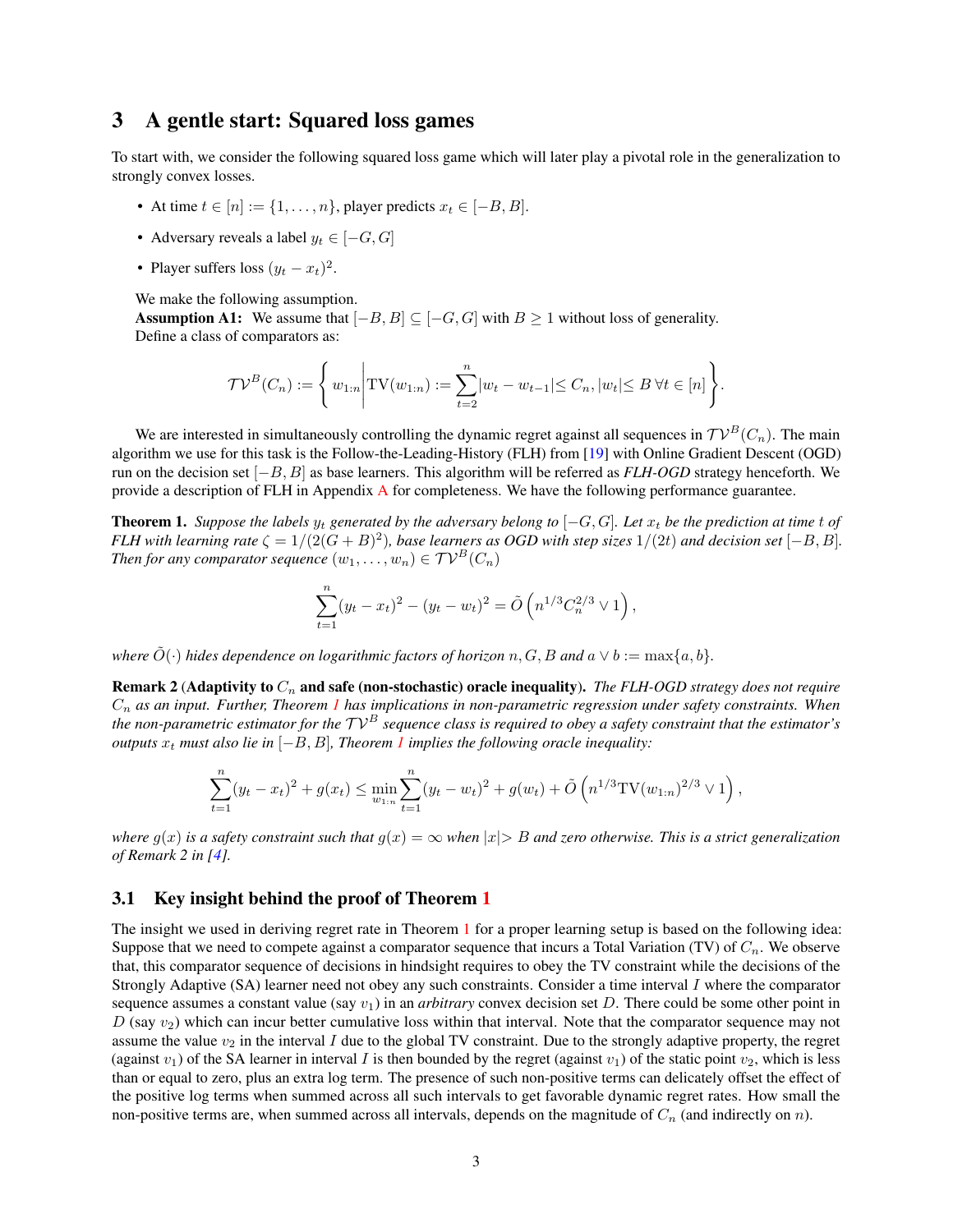## 3 A gentle start: Squared loss games

To start with, we consider the following squared loss game which will later play a pivotal role in the generalization to strongly convex losses.

- At time $t \in [n] := \{1, \ldots, n\}$, player predicts $x_t \in [-B, B]$.
- Adversary reveals a label $y_t \in [-G, G]$
- Player suffers loss $(y_t - x_t)^2$.

We make the following assumption.
**Assumption A1:** We assume that $[-B, B] \subseteq [-G, G]$ with $B \geq 1$ without loss of generality.
Define a class of comparators as:

$$\mathcal{TV}^B(C_n) := \left\{ w_{1:n} \middle| \text{TV}(w_{1:n}) := \sum_{t=2}^{n} |w_t - w_{t-1}| \leq C_n, |w_t| \leq B \; \forall t \in [n] \right\}.$$

We are interested in simultaneously controlling the dynamic regret against all sequences in $\mathcal{TV}^B(C_n)$. The main algorithm we use for this task is the Follow-the-Leading-History (FLH) from [19] with Online Gradient Descent (OGD) run on the decision set $[-B, B]$ as base learners. This algorithm will be referred as *FLH-OGD* strategy henceforth. We provide a description of FLH in Appendix A for completeness. We have the following performance guarantee.

**Theorem 1.** *Suppose the labels $y_t$ generated by the adversary belong to $[-G, G]$. Let $x_t$ be the prediction at time $t$ of FLH with learning rate $\zeta = 1/(2(G+B)^2)$, base learners as OGD with step sizes $1/(2t)$ and decision set $[-B, B]$. Then for any comparator sequence $(w_1, \ldots, w_n) \in \mathcal{TV}^B(C_n)$*

$$\sum_{t=1}^{n} (y_t - x_t)^2 - (y_t - w_t)^2 = \tilde{O}\left(n^{1/3} C_n^{2/3} \vee 1\right),$$

*where $\tilde{O}(\cdot)$ hides dependence on logarithmic factors of horizon $n, G, B$ and $a \vee b := \max\{a, b\}$.*

**Remark 2** (**Adaptivity to $C_n$ and safe (non-stochastic) oracle inequality**). *The FLH-OGD strategy does not require $C_n$ as an input. Further, Theorem 1 has implications in non-parametric regression under safety constraints. When the non-parametric estimator for the $\mathcal{TV}^B$ sequence class is required to obey a safety constraint that the estimator's outputs $x_t$ must also lie in $[-B, B]$, Theorem 1 implies the following oracle inequality:*

$$\sum_{t=1}^{n} (y_t - x_t)^2 + g(x_t) \leq \min_{w_{1:n}} \sum_{t=1}^{n} (y_t - w_t)^2 + g(w_t) + \tilde{O}\left(n^{1/3} \text{TV}(w_{1:n})^{2/3} \vee 1\right),$$

*where $g(x)$ is a safety constraint such that $g(x) = \infty$ when $|x| > B$ and zero otherwise. This is a strict generalization of Remark 2 in [4].*

### 3.1 Key insight behind the proof of Theorem 1

The insight we used in deriving regret rate in Theorem 1 for a proper learning setup is based on the following idea: Suppose that we need to compete against a comparator sequence that incurs a Total Variation (TV) of $C_n$. We observe that, this comparator sequence of decisions in hindsight requires to obey the TV constraint while the decisions of the Strongly Adaptive (SA) learner need not obey any such constraints. Consider a time interval $I$ where the comparator sequence assumes a constant value (say $v_1$) in an *arbitrary* convex decision set $D$. There could be some other point in $D$ (say $v_2$) which can incur better cumulative loss within that interval. Note that the comparator sequence may not assume the value $v_2$ in the interval $I$ due to the global TV constraint. Due to the strongly adaptive property, the regret (against $v_1$) of the SA learner in interval $I$ is then bounded by the regret (against $v_1$) of the static point $v_2$, which is less than or equal to zero, plus an extra log term. The presence of such non-positive terms can delicately offset the effect of the positive log terms when summed across all such intervals to get favorable dynamic regret rates. How small the non-positive terms are, when summed across all intervals, depends on the magnitude of $C_n$ (and indirectly on $n$).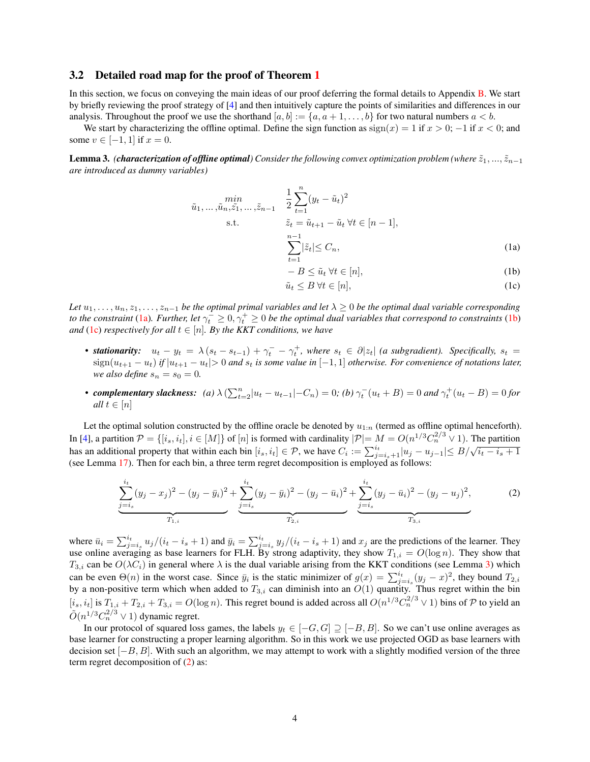### 3.2 Detailed road map for the proof of Theorem 1

In this section, we focus on conveying the main ideas of our proof deferring the formal details to Appendix B. We start by briefly reviewing the proof strategy of [4] and then intuitively capture the points of similarities and differences in our analysis. Throughout the proof we use the shorthand $[a, b] := \{a, a+1, \ldots, b\}$ for two natural numbers $a < b$.

We start by characterizing the offline optimal. Define the sign function as $\text{sign}(x) = 1$ if $x > 0$; $-1$ if $x < 0$; and some $v \in [-1, 1]$ if $x = 0$.

**Lemma 3.** ***(characterization of offline optimal)*** *Consider the following convex optimization problem (where $\tilde{z}_1, \ldots, \tilde{z}_{n-1}$ are introduced as dummy variables)*

$$
\begin{aligned}
\min_{\tilde{u}_1, \ldots, \tilde{u}_n, \tilde{z}_1, \ldots, \tilde{z}_{n-1}} \quad & \frac{1}{2} \sum_{t=1}^{n} (y_t - \tilde{u}_t)^2 \\
\text{s.t.} \quad & \tilde{z}_t = \tilde{u}_{t+1} - \tilde{u}_t \; \forall t \in [n-1], \\
& \sum_{t=1}^{n-1} |\tilde{z}_t| \leq C_n, && \text{(1a)} \\
& -B \leq \tilde{u}_t \; \forall t \in [n], && \text{(1b)} \\
& \tilde{u}_t \leq B \; \forall t \in [n], && \text{(1c)}
\end{aligned}
$$

*Let $u_1, \ldots, u_n, z_1, \ldots, z_{n-1}$ be the optimal primal variables and let $\lambda \geq 0$ be the optimal dual variable corresponding to the constraint (1a). Further, let $\gamma_t^- \geq 0, \gamma_t^+ \geq 0$ be the optimal dual variables that correspond to constraints (1b) and (1c) respectively for all $t \in [n]$. By the KKT conditions, we have*

- ***stationarity:*** $u_t - y_t = \lambda (s_t - s_{t-1}) + \gamma_t^- - \gamma_t^+$*, where $s_t \in \partial |z_t|$ (a subgradient). Specifically, $s_t = \text{sign}(u_{t+1} - u_t)$ if $|u_{t+1} - u_t| > 0$ and $s_t$ is some value in $[-1, 1]$ otherwise. For convenience of notations later, we also define $s_n = s_0 = 0$.*
- ***complementary slackness:*** *(a) $\lambda \left( \sum_{t=2}^{n} |u_t - u_{t-1}| - C_n \right) = 0$; (b) $\gamma_t^- (u_t + B) = 0$ and $\gamma_t^+ (u_t - B) = 0$ for all $t \in [n]$*

Let the optimal solution constructed by the offline oracle be denoted by $u_{1:n}$ (termed as offline optimal henceforth). In [4], a partition $\mathcal{P} = \{[i_s, i_t], i \in [M]\}$ of $[n]$ is formed with cardinality $|\mathcal{P}| = M = O(n^{1/3} C_n^{2/3} \vee 1)$. The partition has an additional property that within each bin $[i_s, i_t] \in \mathcal{P}$, we have $C_i := \sum_{j=i_s+1}^{i_t} |u_j - u_{j-1}| \leq B/\sqrt{i_t - i_s + 1}$ (see Lemma 17). Then for each bin, a three term regret decomposition is employed as follows:

$$
\underbrace{\sum_{j=i_s}^{i_t} (y_j - x_j)^2 - (y_j - \bar{y}_i)^2}_{T_{1,i}} + \underbrace{\sum_{j=i_s}^{i_t} (y_j - \bar{y}_i)^2 - (y_j - \bar{u}_i)^2}_{T_{2,i}} + \underbrace{\sum_{j=i_s}^{i_t} (y_j - \bar{u}_i)^2 - (y_j - u_j)^2}_{T_{3,i}}, \tag{2}
$$

where $\bar{u}_i = \sum_{j=i_s}^{i_t} u_j / (i_t - i_s + 1)$ and $\bar{y}_i = \sum_{j=i_s}^{i_t} y_j / (i_t - i_s + 1)$ and $x_j$ are the predictions of the learner. They use online averaging as base learners for FLH. By strong adaptivity, they show $T_{1,i} = O(\log n)$. They show that $T_{3,i}$ can be $O(\lambda C_i)$ in general where $\lambda$ is the dual variable arising from the KKT conditions (see Lemma 3) which can be even $\Theta(n)$ in the worst case. Since $\bar{y}_i$ is the static minimizer of $g(x) = \sum_{j=i_s}^{i_t} (y_j - x)^2$, they bound $T_{2,i}$ by a non-positive term which when added to $T_{3,i}$ can diminish into an $O(1)$ quantity. Thus regret within the bin $[i_s, i_t]$ is $T_{1,i} + T_{2,i} + T_{3,i} = O(\log n)$. This regret bound is added across all $O(n^{1/3} C_n^{2/3} \vee 1)$ bins of $\mathcal{P}$ to yield an $\tilde{O}(n^{1/3} C_n^{2/3} \vee 1)$ dynamic regret.

In our protocol of squared loss games, the labels $y_t \in [-G, G] \supseteq [-B, B]$. So we can't use online averages as base learner for constructing a proper learning algorithm. So in this work we use projected OGD as base learners with decision set $[-B, B]$. With such an algorithm, we may attempt to work with a slightly modified version of the three term regret decomposition of (2) as: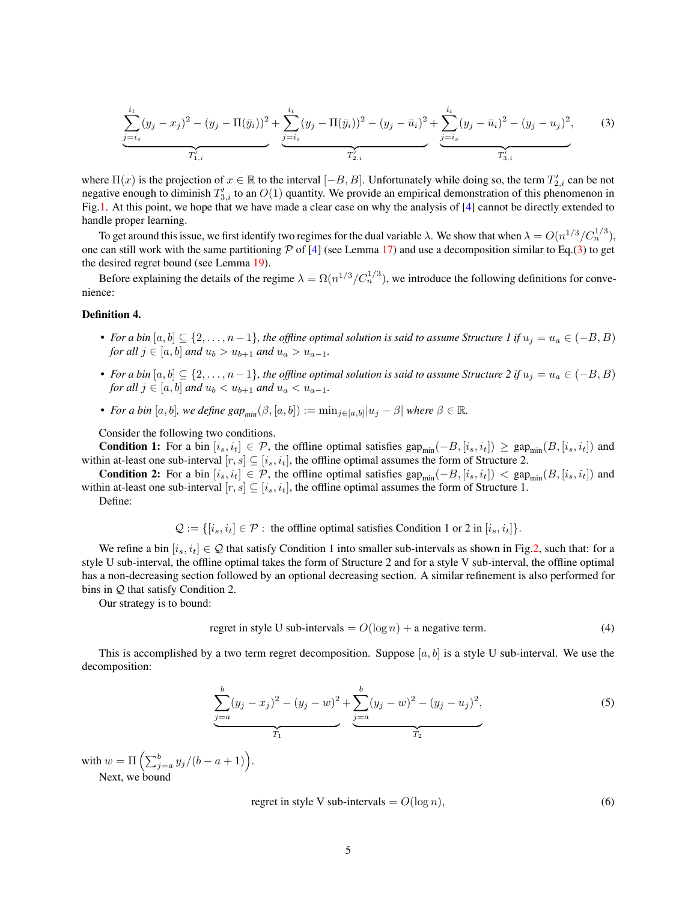$$\underbrace{\sum_{j=i_s}^{i_t}(y_j - x_j)^2 - (y_j - \Pi(\bar{y}_i))^2}_{T'_{1,i}} + \underbrace{\sum_{j=i_s}^{i_t}(y_j - \Pi(\bar{y}_i))^2 - (y_j - \bar{u}_i)^2}_{T'_{2,i}} + \underbrace{\sum_{j=i_s}^{i_t}(y_j - \bar{u}_i)^2 - (y_j - u_j)^2}_{T'_{3,i}}, \tag{3}$$

where $\Pi(x)$ is the projection of $x \in \mathbb{R}$ to the interval $[-B, B]$. Unfortunately while doing so, the term $T'_{2,i}$ can be not negative enough to diminish $T'_{3,i}$ to an $O(1)$ quantity. We provide an empirical demonstration of this phenomenon in Fig.1. At this point, we hope that we have made a clear case on why the analysis of [4] cannot be directly extended to handle proper learning.

To get around this issue, we first identify two regimes for the dual variable $\lambda$. We show that when $\lambda = O(n^{1/3}/C_n^{1/3})$, one can still work with the same partitioning $\mathcal{P}$ of [4] (see Lemma 17) and use a decomposition similar to Eq.(3) to get the desired regret bound (see Lemma 19).

Before explaining the details of the regime $\lambda = \Omega(n^{1/3}/C_n^{1/3})$, we introduce the following definitions for convenience:

**Definition 4.**

- *For a bin $[a, b] \subseteq \{2, \ldots, n-1\}$, the offline optimal solution is said to assume Structure 1 if $u_j = u_a \in (-B, B)$ for all $j \in [a, b]$ and $u_b > u_{b+1}$ and $u_a > u_{a-1}$.*
- *For a bin $[a, b] \subseteq \{2, \ldots, n-1\}$, the offline optimal solution is said to assume Structure 2 if $u_j = u_a \in (-B, B)$ for all $j \in [a, b]$ and $u_b < u_{b+1}$ and $u_a < u_{a-1}$.*
- *For a bin $[a, b]$, we define $\text{gap}_{\text{min}}(\beta, [a, b]) := \min_{j \in [a,b]} |u_j - \beta|$ where $\beta \in \mathbb{R}$.*

Consider the following two conditions.

**Condition 1:** For a bin $[i_s, i_t] \in \mathcal{P}$, the offline optimal satisfies $\text{gap}_{\text{min}}(-B, [i_s, i_t]) \geq \text{gap}_{\text{min}}(B, [i_s, i_t])$ and within at-least one sub-interval $[r, s] \subseteq [i_s, i_t]$, the offline optimal assumes the form of Structure 2.

**Condition 2:** For a bin $[i_s, i_t] \in \mathcal{P}$, the offline optimal satisfies $\text{gap}_{\text{min}}(-B, [i_s, i_t]) < \text{gap}_{\text{min}}(B, [i_s, i_t])$ and within at-least one sub-interval $[r, s] \subseteq [i_s, i_t]$, the offline optimal assumes the form of Structure 1.

Define:

$$\mathcal{Q} := \{[i_s, i_t] \in \mathcal{P} : \text{ the offline optimal satisfies Condition 1 or 2 in } [i_s, i_t]\}.$$

We refine a bin $[i_s, i_t] \in \mathcal{Q}$ that satisfy Condition 1 into smaller sub-intervals as shown in Fig.2, such that: for a style U sub-interval, the offline optimal takes the form of Structure 2 and for a style V sub-interval, the offline optimal has a non-decreasing section followed by an optional decreasing section. A similar refinement is also performed for bins in $\mathcal{Q}$ that satisfy Condition 2.

Our strategy is to bound:

$$\text{regret in style U sub-intervals} = O(\log n) + \text{a negative term}. \tag{4}$$

This is accomplished by a two term regret decomposition. Suppose $[a, b]$ is a style U sub-interval. We use the decomposition:

$$\underbrace{\sum_{j=a}^{b}(y_j - x_j)^2 - (y_j - w)^2}_{T_1} + \underbrace{\sum_{j=a}^{b}(y_j - w)^2 - (y_j - u_j)^2}_{T_2}, \tag{5}$$

with $w = \Pi\left(\sum_{j=a}^{b} y_j/(b - a + 1)\right)$.

Next, we bound

$$\text{regret in style V sub-intervals} = O(\log n), \tag{6}$$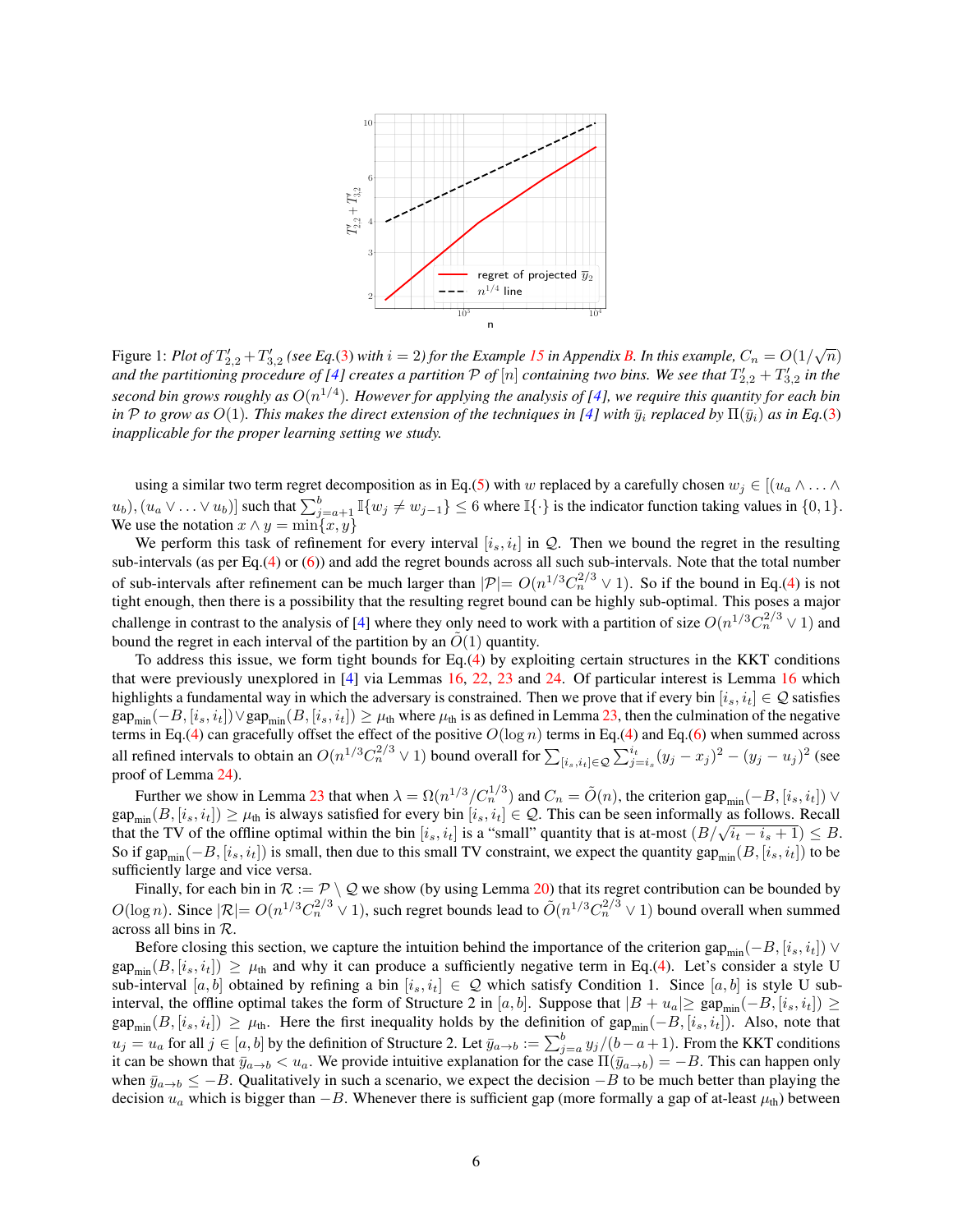10

6

4

3

2

$T'_{2,2} + T'_{3,2}$

regret of projected $\bar{y}_2$

$n^{1/4}$ line

$10^3$

$10^4$

n

Figure 1: *Plot of $T'_{2,2} + T'_{3,2}$ (see Eq.(3) with $i = 2$) for the Example 15 in Appendix B. In this example, $C_n = O(1/\sqrt{n})$ and the partitioning procedure of [4] creates a partition $\mathcal{P}$ of $[n]$ containing two bins. We see that $T'_{2,2} + T'_{3,2}$ in the second bin grows roughly as $O(n^{1/4})$. However for applying the analysis of [4], we require this quantity for each bin in $\mathcal{P}$ to grow as $O(1)$. This makes the direct extension of the techniques in [4] with $\bar{y}_i$ replaced by $\Pi(\bar{y}_i)$ as in Eq.(3) inapplicable for the proper learning setting we study.*

using a similar two term regret decomposition as in Eq.(5) with $w$ replaced by a carefully chosen $w_j \in [(u_a \wedge \ldots \wedge u_b), (u_a \vee \ldots \vee u_b)]$ such that $\sum_{j=a+1}^{b} \mathbb{I}\{w_j \neq w_{j-1}\} \leq 6$ where $\mathbb{I}\{\cdot\}$ is the indicator function taking values in $\{0, 1\}$. We use the notation $x \wedge y = \min\{x, y\}$

We perform this task of refinement for every interval $[i_s, i_t]$ in $\mathcal{Q}$. Then we bound the regret in the resulting sub-intervals (as per Eq.(4) or (6)) and add the regret bounds across all such sub-intervals. Note that the total number of sub-intervals after refinement can be much larger than $|\mathcal{P}| = O(n^{1/3} C_n^{2/3} \vee 1)$. So if the bound in Eq.(4) is not tight enough, then there is a possibility that the resulting regret bound can be highly sub-optimal. This poses a major challenge in contrast to the analysis of [4] where they only need to work with a partition of size $O(n^{1/3} C_n^{2/3} \vee 1)$ and bound the regret in each interval of the partition by an $\tilde{O}(1)$ quantity.

To address this issue, we form tight bounds for Eq.(4) by exploiting certain structures in the KKT conditions that were previously unexplored in [4] via Lemmas 16, 22, 23 and 24. Of particular interest is Lemma 16 which highlights a fundamental way in which the adversary is constrained. Then we prove that if every bin $[i_s, i_t] \in \mathcal{Q}$ satisfies $\text{gap}_{\min}(-B, [i_s, i_t]) \vee \text{gap}_{\min}(B, [i_s, i_t]) \geq \mu_{\text{th}}$ where $\mu_{\text{th}}$ is as defined in Lemma 23, then the culmination of the negative terms in Eq.(4) can gracefully offset the effect of the positive $O(\log n)$ terms in Eq.(4) and Eq.(6) when summed across all refined intervals to obtain an $O(n^{1/3} C_n^{2/3} \vee 1)$ bound overall for $\sum_{[i_s, i_t] \in \mathcal{Q}} \sum_{j=i_s}^{i_t} (y_j - x_j)^2 - (y_j - u_j)^2$ (see proof of Lemma 24).

Further we show in Lemma 23 that when $\lambda = \Omega(n^{1/3}/C_n^{1/3})$ and $C_n = \tilde{O}(n)$, the criterion $\text{gap}_{\min}(-B, [i_s, i_t]) \vee \text{gap}_{\min}(B, [i_s, i_t]) \geq \mu_{\text{th}}$ is always satisfied for every bin $[i_s, i_t] \in \mathcal{Q}$. This can be seen informally as follows. Recall that the TV of the offline optimal within the bin $[i_s, i_t]$ is a "small" quantity that is at-most $(B/\sqrt{i_t - i_s + 1}) \leq B$. So if $\text{gap}_{\min}(-B, [i_s, i_t])$ is small, then due to this small TV constraint, we expect the quantity $\text{gap}_{\min}(B, [i_s, i_t])$ to be sufficiently large and vice versa.

Finally, for each bin in $\mathcal{R} := \mathcal{P} \setminus \mathcal{Q}$ we show (by using Lemma 20) that its regret contribution can be bounded by $O(\log n)$. Since $|\mathcal{R}| = O(n^{1/3} C_n^{2/3} \vee 1)$, such regret bounds lead to $\tilde{O}(n^{1/3} C_n^{2/3} \vee 1)$ bound overall when summed across all bins in $\mathcal{R}$.

Before closing this section, we capture the intuition behind the importance of the criterion $\text{gap}_{\min}(-B, [i_s, i_t]) \vee \text{gap}_{\min}(B, [i_s, i_t]) \geq \mu_{\text{th}}$ and why it can produce a sufficiently negative term in Eq.(4). Let's consider a style U sub-interval $[a, b]$ obtained by refining a bin $[i_s, i_t] \in \mathcal{Q}$ which satisfy Condition 1. Since $[a, b]$ is style U sub-interval, the offline optimal takes the form of Structure 2 in $[a, b]$. Suppose that $|B + u_a| \geq \text{gap}_{\min}(-B, [i_s, i_t]) \geq \text{gap}_{\min}(B, [i_s, i_t]) \geq \mu_{\text{th}}$. Here the first inequality holds by the definition of $\text{gap}_{\min}(-B, [i_s, i_t])$. Also, note that $u_j = u_a$ for all $j \in [a, b]$ by the definition of Structure 2. Let $\bar{y}_{a \to b} := \sum_{j=a}^{b} y_j/(b - a + 1)$. From the KKT conditions it can be shown that $\bar{y}_{a \to b} < u_a$. We provide intuitive explanation for the case $\Pi(\bar{y}_{a \to b}) = -B$. This can happen only when $\bar{y}_{a \to b} \leq -B$. Qualitatively in such a scenario, we expect the decision $-B$ to be much better than playing the decision $u_a$ which is bigger than $-B$. Whenever there is sufficient gap (more formally a gap of at-least $\mu_{\text{th}}$) between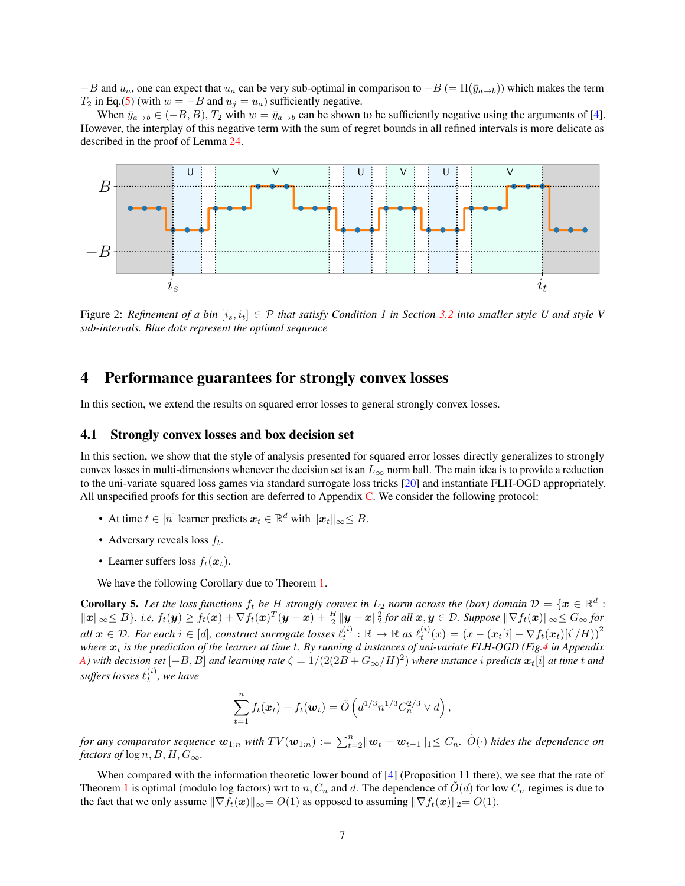$-B$ and $u_a$, one can expect that $u_a$ can be very sub-optimal in comparison to $-B$ $(= \Pi(\bar{y}_{a\to b}))$ which makes the term $T_2$ in Eq.(5) (with $w = -B$ and $u_j = u_a$) sufficiently negative.

When $\bar{y}_{a\to b} \in (-B, B)$, $T_2$ with $w = \bar{y}_{a\to b}$ can be shown to be sufficiently negative using the arguments of [4]. However, the interplay of this negative term with the sum of regret bounds in all refined intervals is more delicate as described in the proof of Lemma 24.

U
V
U
V
U
V
$B$
$-B$
$i_s$
$i_t$

Figure 2: *Refinement of a bin $[i_s, i_t] \in \mathcal{P}$ that satisfy Condition 1 in Section 3.2 into smaller style U and style V sub-intervals. Blue dots represent the optimal sequence*

# 4 Performance guarantees for strongly convex losses

In this section, we extend the results on squared error losses to general strongly convex losses.

## 4.1 Strongly convex losses and box decision set

In this section, we show that the style of analysis presented for squared error losses directly generalizes to strongly convex losses in multi-dimensions whenever the decision set is an $L_\infty$ norm ball. The main idea is to provide a reduction to the uni-variate squared loss games via standard surrogate loss tricks [20] and instantiate FLH-OGD appropriately. All unspecified proofs for this section are deferred to Appendix C. We consider the following protocol:

- At time $t \in [n]$ learner predicts $\boldsymbol{x}_t \in \mathbb{R}^d$ with $\|\boldsymbol{x}_t\|_\infty \leq B$.
- Adversary reveals loss $f_t$.
- Learner suffers loss $f_t(\boldsymbol{x}_t)$.

We have the following Corollary due to Theorem 1.

**Corollary 5.** *Let the loss functions $f_t$ be $H$ strongly convex in $L_2$ norm across the (box) domain $\mathcal{D} = \{\boldsymbol{x} \in \mathbb{R}^d : \|\boldsymbol{x}\|_\infty \leq B\}$. i.e, $f_t(\boldsymbol{y}) \geq f_t(\boldsymbol{x}) + \nabla f_t(\boldsymbol{x})^T(\boldsymbol{y} - \boldsymbol{x}) + \frac{H}{2}\|\boldsymbol{y} - \boldsymbol{x}\|_2^2$ for all $\boldsymbol{x}, \boldsymbol{y} \in \mathcal{D}$. Suppose $\|\nabla f_t(\boldsymbol{x})\|_\infty \leq G_\infty$ for all $\boldsymbol{x} \in \mathcal{D}$. For each $i \in [d]$, construct surrogate losses $\ell_t^{(i)} : \mathbb{R} \to \mathbb{R}$ as $\ell_t^{(i)}(x) = (x - (\boldsymbol{x}_t[i] - \nabla f_t(\boldsymbol{x}_t)[i]/H))^2$ where $\boldsymbol{x}_t$ is the prediction of the learner at time $t$. By running $d$ instances of uni-variate FLH-OGD (Fig.4 in Appendix A) with decision set $[-B, B]$ and learning rate $\zeta = 1/(2(2B + G_\infty/H)^2)$ where instance $i$ predicts $\boldsymbol{x}_t[i]$ at time $t$ and suffers losses $\ell_t^{(i)}$, we have*

$$
\sum_{t=1}^{n} f_t(\boldsymbol{x}_t) - f_t(\boldsymbol{w}_t) = \tilde{O}\left(d^{1/3} n^{1/3} C_n^{2/3} \vee d\right),
$$

*for any comparator sequence $\boldsymbol{w}_{1:n}$ with $TV(\boldsymbol{w}_{1:n}) := \sum_{t=2}^{n} \|\boldsymbol{w}_t - \boldsymbol{w}_{t-1}\|_1 \leq C_n$. $\tilde{O}(\cdot)$ hides the dependence on factors of $\log n, B, H, G_\infty$.*

When compared with the information theoretic lower bound of [4] (Proposition 11 there), we see that the rate of Theorem 1 is optimal (modulo log factors) wrt to $n$, $C_n$ and $d$. The dependence of $\tilde{O}(d)$ for low $C_n$ regimes is due to the fact that we only assume $\|\nabla f_t(\boldsymbol{x})\|_\infty = O(1)$ as opposed to assuming $\|\nabla f_t(\boldsymbol{x})\|_2 = O(1)$.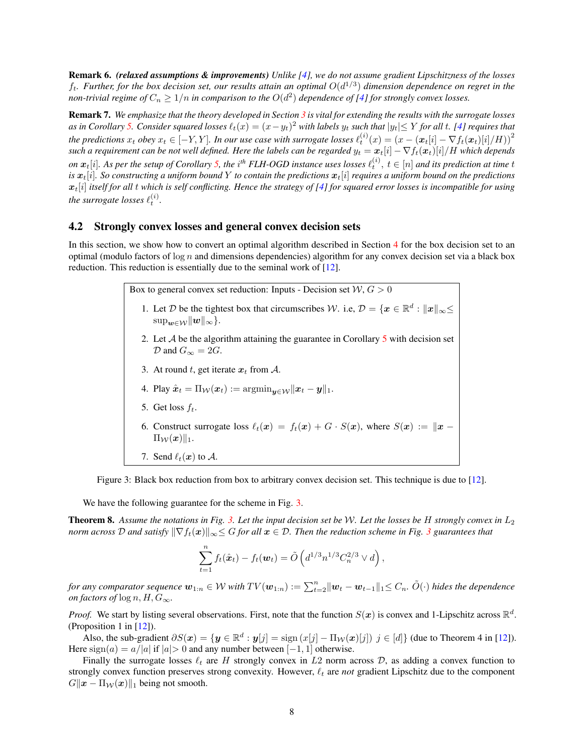**Remark 6.** ***(relaxed assumptions & improvements)*** *Unlike [4], we do not assume gradient Lipschitzness of the losses $f_t$. Further, for the box decision set, our results attain an optimal $O(d^{1/3})$ dimension dependence on regret in the non-trivial regime of $C_n \geq 1/n$ in comparison to the $O(d^2)$ dependence of [4] for strongly convex losses.*

**Remark 7.** *We emphasize that the theory developed in Section 3 is vital for extending the results with the surrogate losses as in Corollary 5. Consider squared losses $\ell_t(x) = (x - y_t)^2$ with labels $y_t$ such that $|y_t| \leq Y$ for all $t$. [4] requires that the predictions $x_t$ obey $x_t \in [-Y, Y]$. In our use case with surrogate losses $\ell_t^{(i)}(x) = (x - (\boldsymbol{x}_t[i] - \nabla f_t(\boldsymbol{x}_t)[i]/H))^2$ such a requirement can be not well defined. Here the labels can be regarded $y_t = \boldsymbol{x}_t[i] - \nabla f_t(\boldsymbol{x}_t)[i]/H$ which depends on $\boldsymbol{x}_t[i]$. As per the setup of Corollary 5, the $i^{th}$ FLH-OGD instance uses losses $\ell_t^{(i)}$, $t \in [n]$ and its prediction at time $t$ is $\boldsymbol{x}_t[i]$. So constructing a uniform bound $Y$ to contain the predictions $\boldsymbol{x}_t[i]$ requires a uniform bound on the predictions $\boldsymbol{x}_t[i]$ itself for all $t$ which is self conflicting. Hence the strategy of [4] for squared error losses is incompatible for using the surrogate losses $\ell_t^{(i)}$.*

## 4.2 Strongly convex losses and general convex decision sets

In this section, we show how to convert an optimal algorithm described in Section 4 for the box decision set to an optimal (modulo factors of $\log n$ and dimensions dependencies) algorithm for any convex decision set via a black box reduction. This reduction is essentially due to the seminal work of [12].

Box to general convex set reduction: Inputs - Decision set $\mathcal{W}$, $G > 0$

1. Let $\mathcal{D}$ be the tightest box that circumscribes $\mathcal{W}$. i.e, $\mathcal{D} = \{\boldsymbol{x} \in \mathbb{R}^d : \|\boldsymbol{x}\|_\infty \leq \sup_{\boldsymbol{w} \in \mathcal{W}} \|\boldsymbol{w}\|_\infty\}$.
2. Let $\mathcal{A}$ be the algorithm attaining the guarantee in Corollary 5 with decision set $\mathcal{D}$ and $G_\infty = 2G$.
3. At round $t$, get iterate $\boldsymbol{x}_t$ from $\mathcal{A}$.
4. Play $\hat{\boldsymbol{x}}_t = \Pi_{\mathcal{W}}(\boldsymbol{x}_t) := \text{argmin}_{\boldsymbol{y} \in \mathcal{W}} \|\boldsymbol{x}_t - \boldsymbol{y}\|_1$.
5. Get loss $f_t$.
6. Construct surrogate loss $\ell_t(\boldsymbol{x}) = f_t(\boldsymbol{x}) + G \cdot S(\boldsymbol{x})$, where $S(\boldsymbol{x}) := \|\boldsymbol{x} - \Pi_{\mathcal{W}}(\boldsymbol{x})\|_1$.
7. Send $\ell_t(\boldsymbol{x})$ to $\mathcal{A}$.

Figure 3: Black box reduction from box to arbitrary convex decision set. This technique is due to [12].

We have the following guarantee for the scheme in Fig. 3.

**Theorem 8.** *Assume the notations in Fig. 3. Let the input decision set be $\mathcal{W}$. Let the losses be $H$ strongly convex in $L_2$ norm across $\mathcal{D}$ and satisfy $\|\nabla f_t(\boldsymbol{x})\|_\infty \leq G$ for all $\boldsymbol{x} \in \mathcal{D}$. Then the reduction scheme in Fig. 3 guarantees that*

$$\sum_{t=1}^{n} f_t(\hat{\boldsymbol{x}}_t) - f_t(\boldsymbol{w}_t) = \tilde{O}\left(d^{1/3} n^{1/3} C_n^{2/3} \vee d\right),$$

*for any comparator sequence $\boldsymbol{w}_{1:n} \in \mathcal{W}$ with $TV(\boldsymbol{w}_{1:n}) := \sum_{t=2}^{n} \|\boldsymbol{w}_t - \boldsymbol{w}_{t-1}\|_1 \leq C_n$. $\tilde{O}(\cdot)$ hides the dependence on factors of $\log n, H, G_\infty$.*

*Proof.* We start by listing several observations. First, note that the function $S(\boldsymbol{x})$ is convex and 1-Lipschitz across $\mathbb{R}^d$. (Proposition 1 in [12]).

Also, the sub-gradient $\partial S(\boldsymbol{x}) = \{\boldsymbol{y} \in \mathbb{R}^d : \boldsymbol{y}[j] = \text{sign}(x[j] - \Pi_{\mathcal{W}}(\boldsymbol{x})[j]) \ j \in [d]\}$ (due to Theorem 4 in [12]). Here $\text{sign}(a) = a/|a|$ if $|a| > 0$ and any number between $[-1, 1]$ otherwise.

Finally the surrogate losses $\ell_t$ are $H$ strongly convex in $L2$ norm across $\mathcal{D}$, as adding a convex function to strongly convex function preserves strong convexity. However, $\ell_t$ are *not* gradient Lipschitz due to the component $G\|\boldsymbol{x} - \Pi_{\mathcal{W}}(\boldsymbol{x})\|_1$ being not smooth.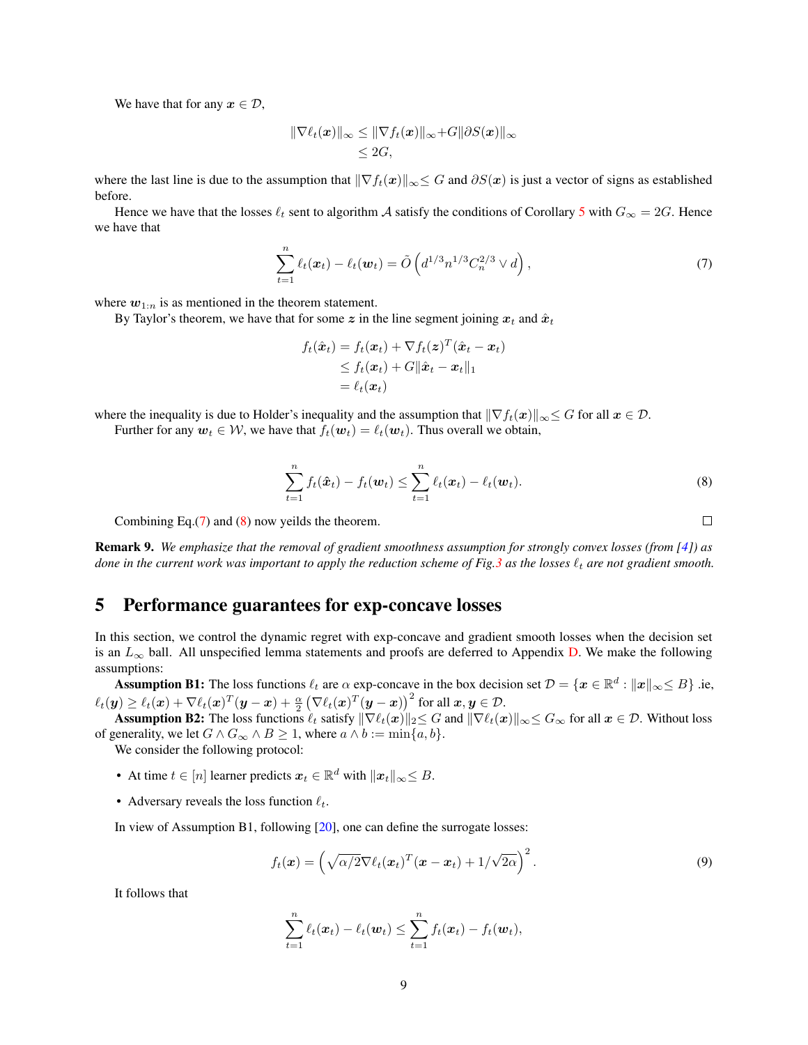We have that for any $\boldsymbol{x} \in \mathcal{D}$,

$$
\begin{aligned}
\|\nabla \ell_t(\boldsymbol{x})\|_\infty &\leq \|\nabla f_t(\boldsymbol{x})\|_\infty + G\|\partial S(\boldsymbol{x})\|_\infty \\
&\leq 2G,
\end{aligned}
$$

where the last line is due to the assumption that $\|\nabla f_t(\boldsymbol{x})\|_\infty \leq G$ and $\partial S(\boldsymbol{x})$ is just a vector of signs as established before.

Hence we have that the losses $\ell_t$ sent to algorithm $\mathcal{A}$ satisfy the conditions of Corollary 5 with $G_\infty = 2G$. Hence we have that

$$
\sum_{t=1}^{n} \ell_t(\boldsymbol{x}_t) - \ell_t(\boldsymbol{w}_t) = \tilde{O}\left(d^{1/3} n^{1/3} C_n^{2/3} \vee d\right), \tag{7}
$$

where $\boldsymbol{w}_{1:n}$ is as mentioned in the theorem statement.

By Taylor's theorem, we have that for some $\boldsymbol{z}$ in the line segment joining $\boldsymbol{x}_t$ and $\hat{\boldsymbol{x}}_t$

$$
\begin{aligned}
f_t(\hat{\boldsymbol{x}}_t) &= f_t(\boldsymbol{x}_t) + \nabla f_t(\boldsymbol{z})^T(\hat{\boldsymbol{x}}_t - \boldsymbol{x}_t) \\
&\leq f_t(\boldsymbol{x}_t) + G\|\hat{\boldsymbol{x}}_t - \boldsymbol{x}_t\|_1 \\
&= \ell_t(\boldsymbol{x}_t)
\end{aligned}
$$

where the inequality is due to Holder's inequality and the assumption that $\|\nabla f_t(\boldsymbol{x})\|_\infty \leq G$ for all $\boldsymbol{x} \in \mathcal{D}$.

Further for any $\boldsymbol{w}_t \in \mathcal{W}$, we have that $f_t(\boldsymbol{w}_t) = \ell_t(\boldsymbol{w}_t)$. Thus overall we obtain,

$$
\sum_{t=1}^{n} f_t(\hat{\boldsymbol{x}}_t) - f_t(\boldsymbol{w}_t) \leq \sum_{t=1}^{n} \ell_t(\boldsymbol{x}_t) - \ell_t(\boldsymbol{w}_t). \tag{8}
$$

Combining Eq.(7) and (8) now yeilds the theorem. $\square$

**Remark 9.** *We emphasize that the removal of gradient smoothness assumption for strongly convex losses (from [4]) as done in the current work was important to apply the reduction scheme of Fig.3 as the losses $\ell_t$ are not gradient smooth.*

# 5 Performance guarantees for exp-concave losses

In this section, we control the dynamic regret with exp-concave and gradient smooth losses when the decision set is an $L_\infty$ ball. All unspecified lemma statements and proofs are deferred to Appendix D. We make the following assumptions:

**Assumption B1:** The loss functions $\ell_t$ are $\alpha$ exp-concave in the box decision set $\mathcal{D} = \{\boldsymbol{x} \in \mathbb{R}^d : \|\boldsymbol{x}\|_\infty \leq B\}$ .ie, $\ell_t(\boldsymbol{y}) \geq \ell_t(\boldsymbol{x}) + \nabla \ell_t(\boldsymbol{x})^T(\boldsymbol{y} - \boldsymbol{x}) + \frac{\alpha}{2}\left(\nabla \ell_t(\boldsymbol{x})^T(\boldsymbol{y} - \boldsymbol{x})\right)^2$ for all $\boldsymbol{x}, \boldsymbol{y} \in \mathcal{D}$.

**Assumption B2:** The loss functions $\ell_t$ satisfy $\|\nabla \ell_t(\boldsymbol{x})\|_2 \leq G$ and $\|\nabla \ell_t(\boldsymbol{x})\|_\infty \leq G_\infty$ for all $\boldsymbol{x} \in \mathcal{D}$. Without loss of generality, we let $G \wedge G_\infty \wedge B \geq 1$, where $a \wedge b := \min\{a, b\}$.

We consider the following protocol:

- At time $t \in [n]$ learner predicts $\boldsymbol{x}_t \in \mathbb{R}^d$ with $\|\boldsymbol{x}_t\|_\infty \leq B$.
- Adversary reveals the loss function $\ell_t$.

In view of Assumption B1, following [20], one can define the surrogate losses:

$$
f_t(\boldsymbol{x}) = \left(\sqrt{\alpha/2}\nabla \ell_t(\boldsymbol{x}_t)^T(\boldsymbol{x} - \boldsymbol{x}_t) + 1/\sqrt{2\alpha}\right)^2. \tag{9}
$$

It follows that

$$
\sum_{t=1}^{n} \ell_t(\boldsymbol{x}_t) - \ell_t(\boldsymbol{w}_t) \leq \sum_{t=1}^{n} f_t(\boldsymbol{x}_t) - f_t(\boldsymbol{w}_t),
$$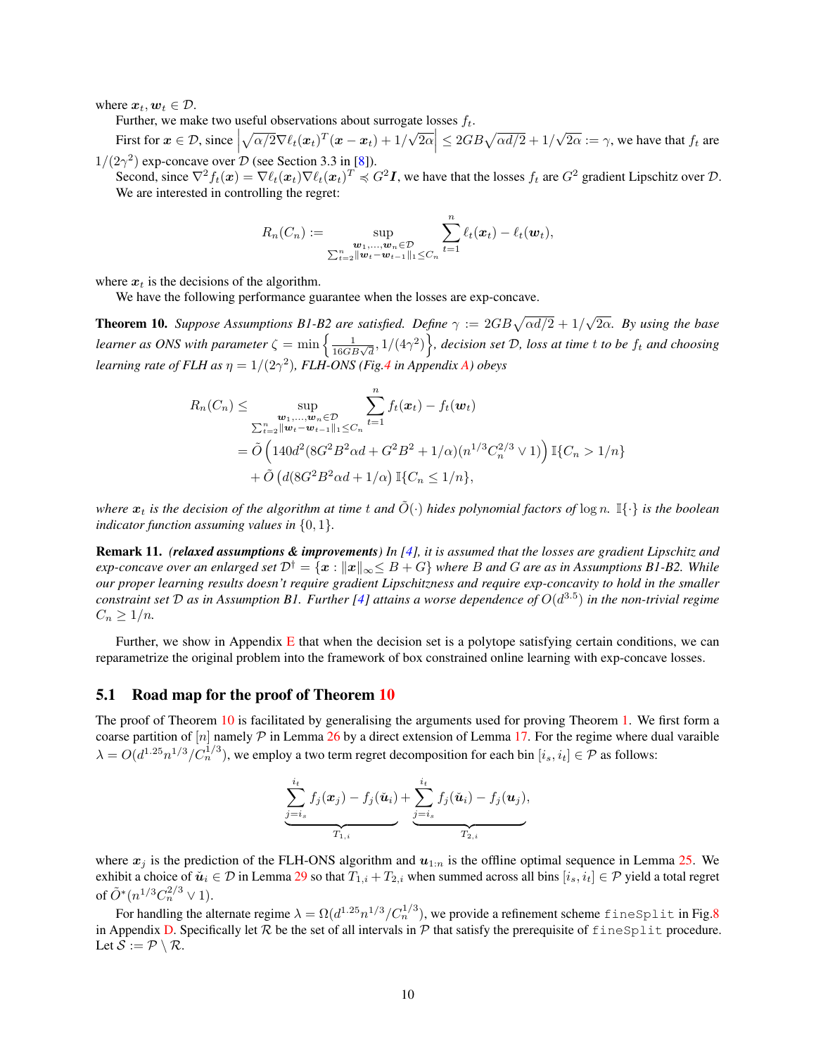where $\boldsymbol{x}_t, \boldsymbol{w}_t \in \mathcal{D}$.

Further, we make two useful observations about surrogate losses $f_t$.

First for $\boldsymbol{x} \in \mathcal{D}$, since $\left|\sqrt{\alpha/2}\nabla \ell_t(\boldsymbol{x}_t)^T(\boldsymbol{x} - \boldsymbol{x}_t) + 1/\sqrt{2\alpha}\right| \le 2GB\sqrt{\alpha d/2} + 1/\sqrt{2\alpha} := \gamma$, we have that $f_t$ are $1/(2\gamma^2)$ exp-concave over $\mathcal{D}$ (see Section 3.3 in [8]).

Second, since $\nabla^2 f_t(\boldsymbol{x}) = \nabla \ell_t(\boldsymbol{x}_t)\nabla \ell_t(\boldsymbol{x}_t)^T \preccurlyeq G^2 \boldsymbol{I}$, we have that the losses $f_t$ are $G^2$ gradient Lipschitz over $\mathcal{D}$.

We are interested in controlling the regret:

$$R_n(C_n) := \sup_{\substack{\boldsymbol{w}_1,\ldots,\boldsymbol{w}_n \in \mathcal{D} \\ \sum_{t=2}^n \|\boldsymbol{w}_t - \boldsymbol{w}_{t-1}\|_1 \le C_n}} \sum_{t=1}^n \ell_t(\boldsymbol{x}_t) - \ell_t(\boldsymbol{w}_t),$$

where $\boldsymbol{x}_t$ is the decisions of the algorithm.

We have the following performance guarantee when the losses are exp-concave.

**Theorem 10.** *Suppose Assumptions B1-B2 are satisfied. Define $\gamma := 2GB\sqrt{\alpha d/2} + 1/\sqrt{2\alpha}$. By using the base learner as ONS with parameter $\zeta = \min\left\{\frac{1}{16GB\sqrt{d}}, 1/(4\gamma^2)\right\}$, decision set $\mathcal{D}$, loss at time $t$ to be $f_t$ and choosing learning rate of FLH as $\eta = 1/(2\gamma^2)$, FLH-ONS (Fig.4 in Appendix A) obeys*

$$\begin{aligned}
R_n(C_n) &\le \sup_{\substack{\boldsymbol{w}_1,\ldots,\boldsymbol{w}_n \in \mathcal{D} \\ \sum_{t=2}^n \|\boldsymbol{w}_t - \boldsymbol{w}_{t-1}\|_1 \le C_n}} \sum_{t=1}^n f_t(\boldsymbol{x}_t) - f_t(\boldsymbol{w}_t) \\
&= \tilde{O}\left(140 d^2(8G^2B^2\alpha d + G^2B^2 + 1/\alpha)(n^{1/3}C_n^{2/3} \vee 1)\right)\mathbb{I}\{C_n > 1/n\} \\
&\quad + \tilde{O}\left(d(8G^2B^2\alpha d + 1/\alpha)\right)\mathbb{I}\{C_n \le 1/n\},
\end{aligned}$$

*where $\boldsymbol{x}_t$ is the decision of the algorithm at time $t$ and $\tilde{O}(\cdot)$ hides polynomial factors of $\log n$. $\mathbb{I}\{\cdot\}$ is the boolean indicator function assuming values in $\{0,1\}$.*

**Remark 11.** ***(relaxed assumptions & improvements)*** *In [4], it is assumed that the losses are gradient Lipschitz and exp-concave over an enlarged set $\mathcal{D}^\dagger = \{\boldsymbol{x} : \|\boldsymbol{x}\|_\infty \le B + G\}$ where $B$ and $G$ are as in Assumptions B1-B2. While our proper learning results doesn't require gradient Lipschitzness and require exp-concavity to hold in the smaller constraint set $\mathcal{D}$ as in Assumption B1. Further [4] attains a worse dependence of $O(d^{3.5})$ in the non-trivial regime $C_n \ge 1/n$.*

Further, we show in Appendix E that when the decision set is a polytope satisfying certain conditions, we can reparametrize the original problem into the framework of box constrained online learning with exp-concave losses.

## 5.1 Road map for the proof of Theorem 10

The proof of Theorem 10 is facilitated by generalising the arguments used for proving Theorem 1. We first form a coarse partition of $[n]$ namely $\mathcal{P}$ in Lemma 26 by a direct extension of Lemma 17. For the regime where dual varaible $\lambda = O(d^{1.25}n^{1/3}/C_n^{1/3})$, we employ a two term regret decomposition for each bin $[i_s, i_t] \in \mathcal{P}$ as follows:

$$\underbrace{\sum_{j=i_s}^{i_t} f_j(\boldsymbol{x}_j) - f_j(\check{\boldsymbol{u}}_i)}_{T_{1,i}} + \underbrace{\sum_{j=i_s}^{i_t} f_j(\check{\boldsymbol{u}}_i) - f_j(\boldsymbol{u}_j)}_{T_{2,i}},$$

where $\boldsymbol{x}_j$ is the prediction of the FLH-ONS algorithm and $\boldsymbol{u}_{1:n}$ is the offline optimal sequence in Lemma 25. We exhibit a choice of $\check{\boldsymbol{u}}_i \in \mathcal{D}$ in Lemma 29 so that $T_{1,i} + T_{2,i}$ when summed across all bins $[i_s, i_t] \in \mathcal{P}$ yield a total regret of $\tilde{O}^*(n^{1/3}C_n^{2/3} \vee 1)$.

For handling the alternate regime $\lambda = \Omega(d^{1.25}n^{1/3}/C_n^{1/3})$, we provide a refinement scheme `fineSplit` in Fig.8 in Appendix D. Specifically let $\mathcal{R}$ be the set of all intervals in $\mathcal{P}$ that satisfy the prerequisite of `fineSplit` procedure. Let $\mathcal{S} := \mathcal{P} \setminus \mathcal{R}$.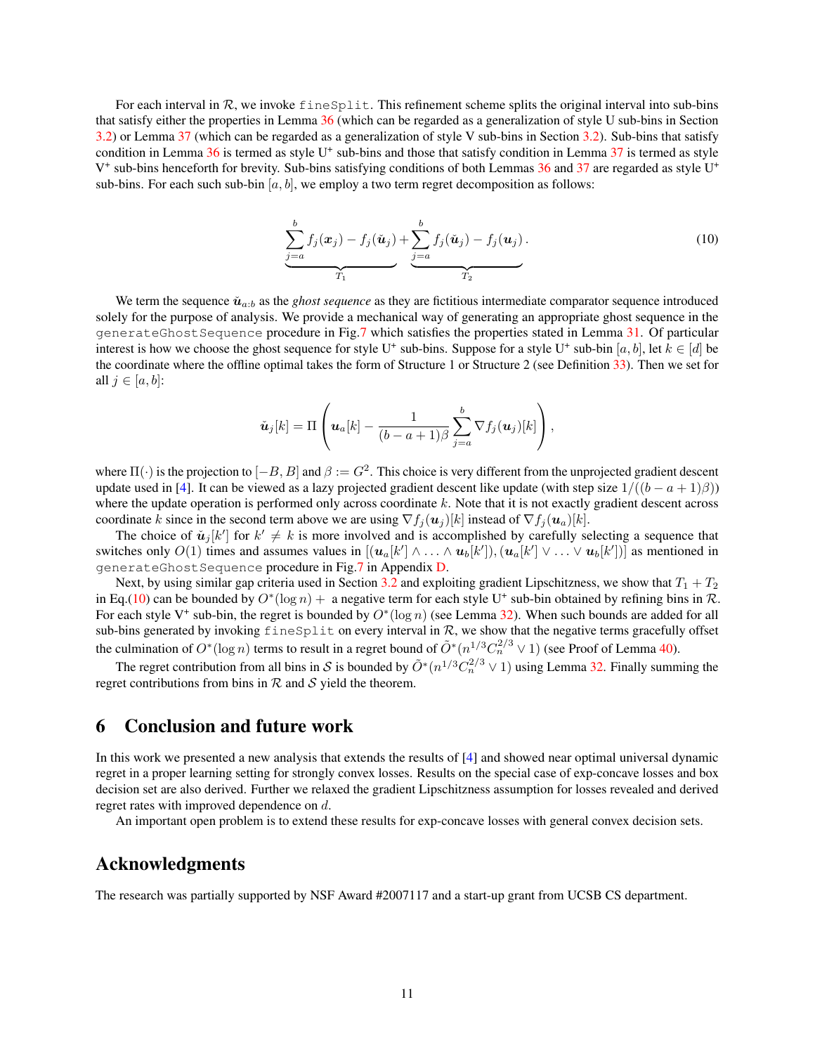For each interval in $\mathcal{R}$, we invoke `fineSplit`. This refinement scheme splits the original interval into sub-bins that satisfy either the properties in Lemma 36 (which can be regarded as a generalization of style U sub-bins in Section 3.2) or Lemma 37 (which can be regarded as a generalization of style V sub-bins in Section 3.2). Sub-bins that satisfy condition in Lemma 36 is termed as style U⁺ sub-bins and those that satisfy condition in Lemma 37 is termed as style V⁺ sub-bins henceforth for brevity. Sub-bins satisfying conditions of both Lemmas 36 and 37 are regarded as style U⁺ sub-bins. For each such sub-bin $[a, b]$, we employ a two term regret decomposition as follows:

$$\underbrace{\sum_{j=a}^{b} f_j(\boldsymbol{x}_j) - f_j(\check{\boldsymbol{u}}_j)}_{T_1} + \underbrace{\sum_{j=a}^{b} f_j(\check{\boldsymbol{u}}_j) - f_j(\boldsymbol{u}_j)}_{T_2}. \tag{10}$$

We term the sequence $\check{\boldsymbol{u}}_{a:b}$ as the *ghost sequence* as they are fictitious intermediate comparator sequence introduced solely for the purpose of analysis. We provide a mechanical way of generating an appropriate ghost sequence in the `generateGhostSequence` procedure in Fig.7 which satisfies the properties stated in Lemma 31. Of particular interest is how we choose the ghost sequence for style U⁺ sub-bins. Suppose for a style U⁺ sub-bin $[a, b]$, let $k \in [d]$ be the coordinate where the offline optimal takes the form of Structure 1 or Structure 2 (see Definition 33). Then we set for all $j \in [a, b]$:

$$\check{\boldsymbol{u}}_j[k] = \Pi\left(\boldsymbol{u}_a[k] - \frac{1}{(b-a+1)\beta}\sum_{j=a}^{b} \nabla f_j(\boldsymbol{u}_j)[k]\right),$$

where $\Pi(\cdot)$ is the projection to $[-B, B]$ and $\beta := G^2$. This choice is very different from the unprojected gradient descent update used in [4]. It can be viewed as a lazy projected gradient descent like update (with step size $1/((b-a+1)\beta)$) where the update operation is performed only across coordinate $k$. Note that it is not exactly gradient descent across coordinate $k$ since in the second term above we are using $\nabla f_j(\boldsymbol{u}_j)[k]$ instead of $\nabla f_j(\boldsymbol{u}_a)[k]$.

The choice of $\check{\boldsymbol{u}}_j[k']$ for $k' \neq k$ is more involved and is accomplished by carefully selecting a sequence that switches only $O(1)$ times and assumes values in $[(\boldsymbol{u}_a[k'] \wedge \ldots \wedge \boldsymbol{u}_b[k']), (\boldsymbol{u}_a[k'] \vee \ldots \vee \boldsymbol{u}_b[k'])]$ as mentioned in `generateGhostSequence` procedure in Fig.7 in Appendix D.

Next, by using similar gap criteria used in Section 3.2 and exploiting gradient Lipschitzness, we show that $T_1 + T_2$ in Eq.(10) can be bounded by $O^*(\log n) +$ a negative term for each style U⁺ sub-bin obtained by refining bins in $\mathcal{R}$. For each style V⁺ sub-bin, the regret is bounded by $O^*(\log n)$ (see Lemma 32). When such bounds are added for all sub-bins generated by invoking `fineSplit` on every interval in $\mathcal{R}$, we show that the negative terms gracefully offset the culmination of $O^*(\log n)$ terms to result in a regret bound of $\tilde{O}^*(n^{1/3}C_n^{2/3} \vee 1)$ (see Proof of Lemma 40).

The regret contribution from all bins in $\mathcal{S}$ is bounded by $\tilde{O}^*(n^{1/3}C_n^{2/3} \vee 1)$ using Lemma 32. Finally summing the regret contributions from bins in $\mathcal{R}$ and $\mathcal{S}$ yield the theorem.

# 6 Conclusion and future work

In this work we presented a new analysis that extends the results of [4] and showed near optimal universal dynamic regret in a proper learning setting for strongly convex losses. Results on the special case of exp-concave losses and box decision set are also derived. Further we relaxed the gradient Lipschitzness assumption for losses revealed and derived regret rates with improved dependence on $d$.

An important open problem is to extend these results for exp-concave losses with general convex decision sets.

# Acknowledgments

The research was partially supported by NSF Award #2007117 and a start-up grant from UCSB CS department.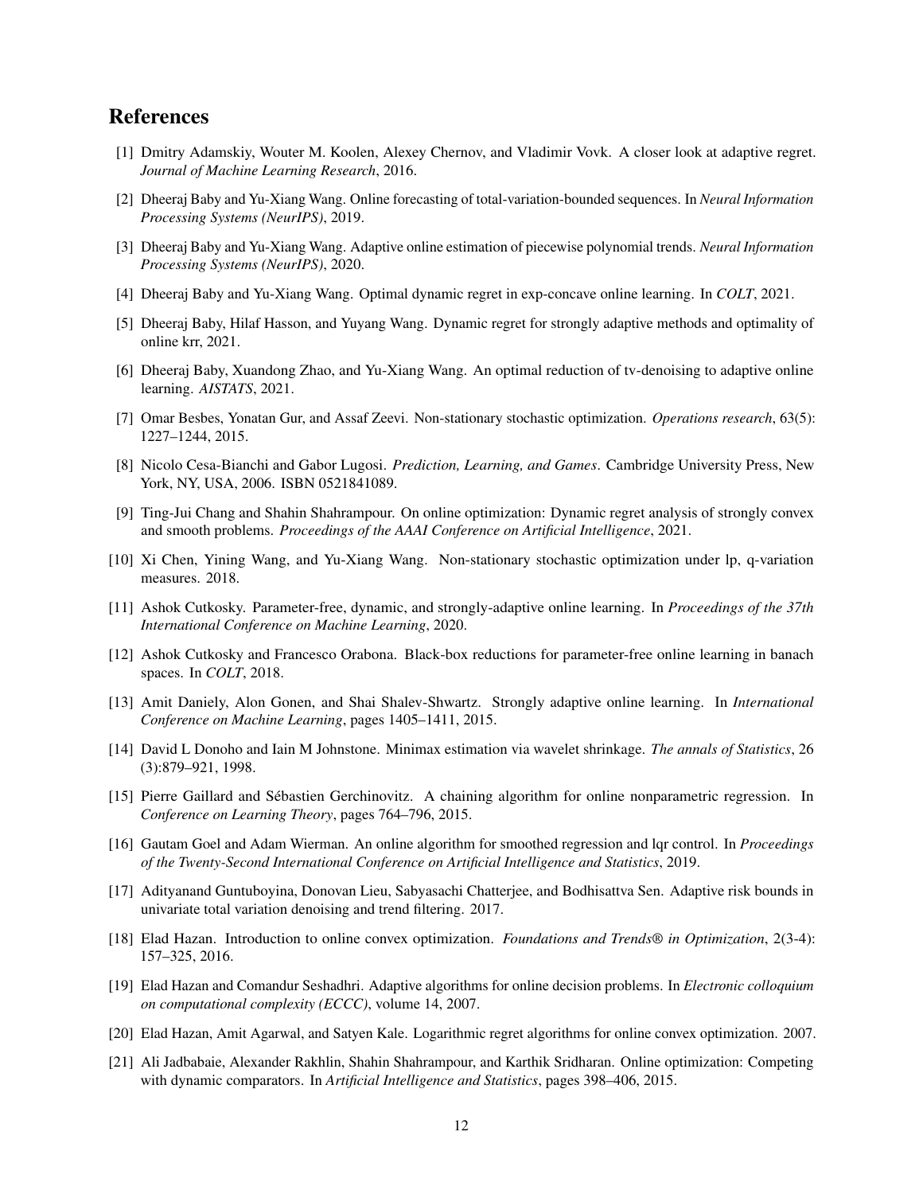# References

[1] Dmitry Adamskiy, Wouter M. Koolen, Alexey Chernov, and Vladimir Vovk. A closer look at adaptive regret. *Journal of Machine Learning Research*, 2016.

[2] Dheeraj Baby and Yu-Xiang Wang. Online forecasting of total-variation-bounded sequences. In *Neural Information Processing Systems (NeurIPS)*, 2019.

[3] Dheeraj Baby and Yu-Xiang Wang. Adaptive online estimation of piecewise polynomial trends. *Neural Information Processing Systems (NeurIPS)*, 2020.

[4] Dheeraj Baby and Yu-Xiang Wang. Optimal dynamic regret in exp-concave online learning. In *COLT*, 2021.

[5] Dheeraj Baby, Hilaf Hasson, and Yuyang Wang. Dynamic regret for strongly adaptive methods and optimality of online krr, 2021.

[6] Dheeraj Baby, Xuandong Zhao, and Yu-Xiang Wang. An optimal reduction of tv-denoising to adaptive online learning. *AISTATS*, 2021.

[7] Omar Besbes, Yonatan Gur, and Assaf Zeevi. Non-stationary stochastic optimization. *Operations research*, 63(5): 1227–1244, 2015.

[8] Nicolo Cesa-Bianchi and Gabor Lugosi. *Prediction, Learning, and Games*. Cambridge University Press, New York, NY, USA, 2006. ISBN 0521841089.

[9] Ting-Jui Chang and Shahin Shahrampour. On online optimization: Dynamic regret analysis of strongly convex and smooth problems. *Proceedings of the AAAI Conference on Artificial Intelligence*, 2021.

[10] Xi Chen, Yining Wang, and Yu-Xiang Wang. Non-stationary stochastic optimization under lp, q-variation measures. 2018.

[11] Ashok Cutkosky. Parameter-free, dynamic, and strongly-adaptive online learning. In *Proceedings of the 37th International Conference on Machine Learning*, 2020.

[12] Ashok Cutkosky and Francesco Orabona. Black-box reductions for parameter-free online learning in banach spaces. In *COLT*, 2018.

[13] Amit Daniely, Alon Gonen, and Shai Shalev-Shwartz. Strongly adaptive online learning. In *International Conference on Machine Learning*, pages 1405–1411, 2015.

[14] David L Donoho and Iain M Johnstone. Minimax estimation via wavelet shrinkage. *The annals of Statistics*, 26 (3):879–921, 1998.

[15] Pierre Gaillard and Sébastien Gerchinovitz. A chaining algorithm for online nonparametric regression. In *Conference on Learning Theory*, pages 764–796, 2015.

[16] Gautam Goel and Adam Wierman. An online algorithm for smoothed regression and lqr control. In *Proceedings of the Twenty-Second International Conference on Artificial Intelligence and Statistics*, 2019.

[17] Adityanand Guntuboyina, Donovan Lieu, Sabyasachi Chatterjee, and Bodhisattva Sen. Adaptive risk bounds in univariate total variation denoising and trend filtering. 2017.

[18] Elad Hazan. Introduction to online convex optimization. *Foundations and Trends® in Optimization*, 2(3-4): 157–325, 2016.

[19] Elad Hazan and Comandur Seshadhri. Adaptive algorithms for online decision problems. In *Electronic colloquium on computational complexity (ECCC)*, volume 14, 2007.

[20] Elad Hazan, Amit Agarwal, and Satyen Kale. Logarithmic regret algorithms for online convex optimization. 2007.

[21] Ali Jadbabaie, Alexander Rakhlin, Shahin Shahrampour, and Karthik Sridharan. Online optimization: Competing with dynamic comparators. In *Artificial Intelligence and Statistics*, pages 398–406, 2015.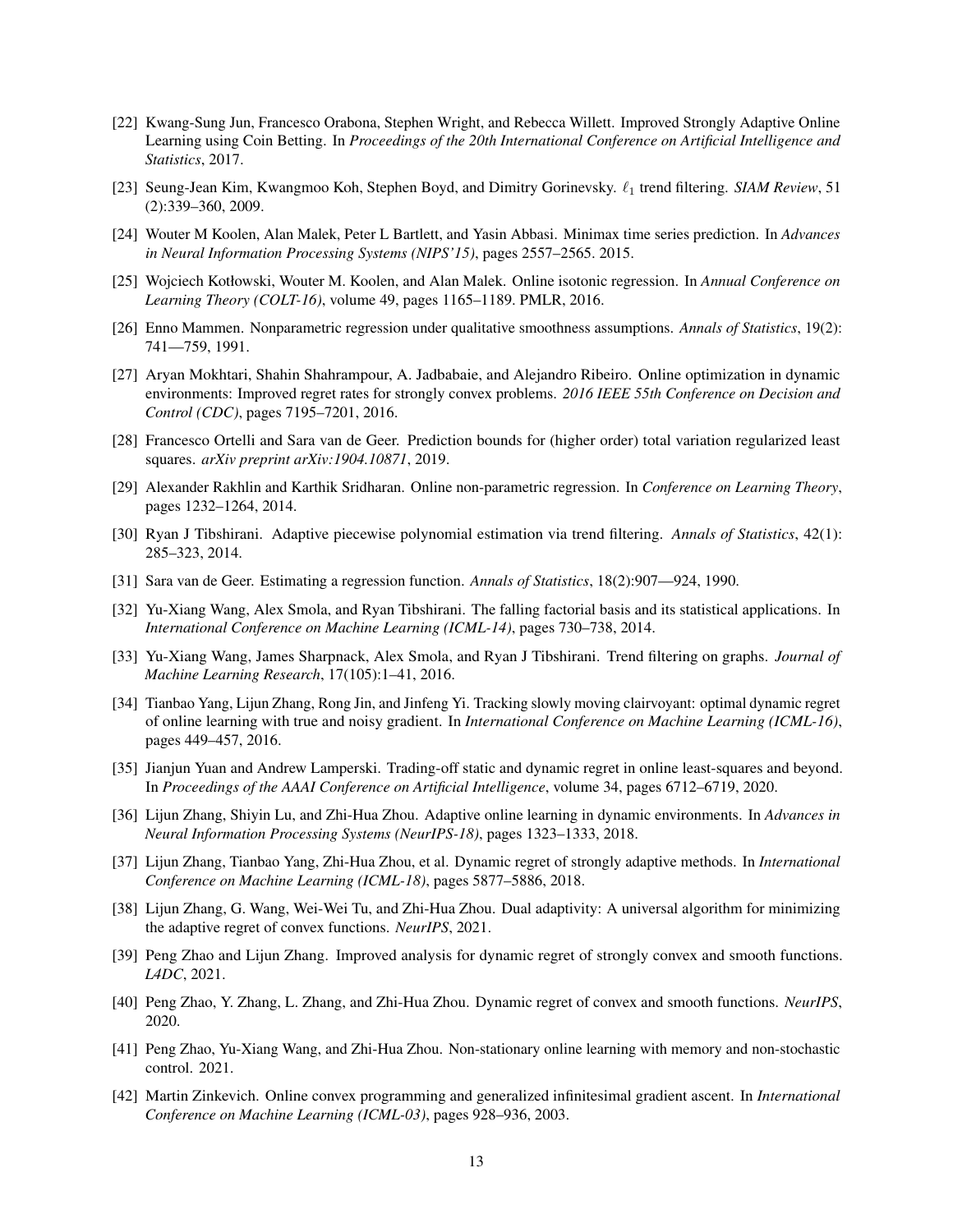[22] Kwang-Sung Jun, Francesco Orabona, Stephen Wright, and Rebecca Willett. Improved Strongly Adaptive Online Learning using Coin Betting. In *Proceedings of the 20th International Conference on Artificial Intelligence and Statistics*, 2017.

[23] Seung-Jean Kim, Kwangmoo Koh, Stephen Boyd, and Dimitry Gorinevsky. $\ell_1$ trend filtering. *SIAM Review*, 51 (2):339–360, 2009.

[24] Wouter M Koolen, Alan Malek, Peter L Bartlett, and Yasin Abbasi. Minimax time series prediction. In *Advances in Neural Information Processing Systems (NIPS'15)*, pages 2557–2565. 2015.

[25] Wojciech Kotłowski, Wouter M. Koolen, and Alan Malek. Online isotonic regression. In *Annual Conference on Learning Theory (COLT-16)*, volume 49, pages 1165–1189. PMLR, 2016.

[26] Enno Mammen. Nonparametric regression under qualitative smoothness assumptions. *Annals of Statistics*, 19(2): 741—759, 1991.

[27] Aryan Mokhtari, Shahin Shahrampour, A. Jadbabaie, and Alejandro Ribeiro. Online optimization in dynamic environments: Improved regret rates for strongly convex problems. *2016 IEEE 55th Conference on Decision and Control (CDC)*, pages 7195–7201, 2016.

[28] Francesco Ortelli and Sara van de Geer. Prediction bounds for (higher order) total variation regularized least squares. *arXiv preprint arXiv:1904.10871*, 2019.

[29] Alexander Rakhlin and Karthik Sridharan. Online non-parametric regression. In *Conference on Learning Theory*, pages 1232–1264, 2014.

[30] Ryan J Tibshirani. Adaptive piecewise polynomial estimation via trend filtering. *Annals of Statistics*, 42(1): 285–323, 2014.

[31] Sara van de Geer. Estimating a regression function. *Annals of Statistics*, 18(2):907—924, 1990.

[32] Yu-Xiang Wang, Alex Smola, and Ryan Tibshirani. The falling factorial basis and its statistical applications. In *International Conference on Machine Learning (ICML-14)*, pages 730–738, 2014.

[33] Yu-Xiang Wang, James Sharpnack, Alex Smola, and Ryan J Tibshirani. Trend filtering on graphs. *Journal of Machine Learning Research*, 17(105):1–41, 2016.

[34] Tianbao Yang, Lijun Zhang, Rong Jin, and Jinfeng Yi. Tracking slowly moving clairvoyant: optimal dynamic regret of online learning with true and noisy gradient. In *International Conference on Machine Learning (ICML-16)*, pages 449–457, 2016.

[35] Jianjun Yuan and Andrew Lamperski. Trading-off static and dynamic regret in online least-squares and beyond. In *Proceedings of the AAAI Conference on Artificial Intelligence*, volume 34, pages 6712–6719, 2020.

[36] Lijun Zhang, Shiyin Lu, and Zhi-Hua Zhou. Adaptive online learning in dynamic environments. In *Advances in Neural Information Processing Systems (NeurIPS-18)*, pages 1323–1333, 2018.

[37] Lijun Zhang, Tianbao Yang, Zhi-Hua Zhou, et al. Dynamic regret of strongly adaptive methods. In *International Conference on Machine Learning (ICML-18)*, pages 5877–5886, 2018.

[38] Lijun Zhang, G. Wang, Wei-Wei Tu, and Zhi-Hua Zhou. Dual adaptivity: A universal algorithm for minimizing the adaptive regret of convex functions. *NeurIPS*, 2021.

[39] Peng Zhao and Lijun Zhang. Improved analysis for dynamic regret of strongly convex and smooth functions. *L4DC*, 2021.

[40] Peng Zhao, Y. Zhang, L. Zhang, and Zhi-Hua Zhou. Dynamic regret of convex and smooth functions. *NeurIPS*, 2020.

[41] Peng Zhao, Yu-Xiang Wang, and Zhi-Hua Zhou. Non-stationary online learning with memory and non-stochastic control. 2021.

[42] Martin Zinkevich. Online convex programming and generalized infinitesimal gradient ascent. In *International Conference on Machine Learning (ICML-03)*, pages 928–936, 2003.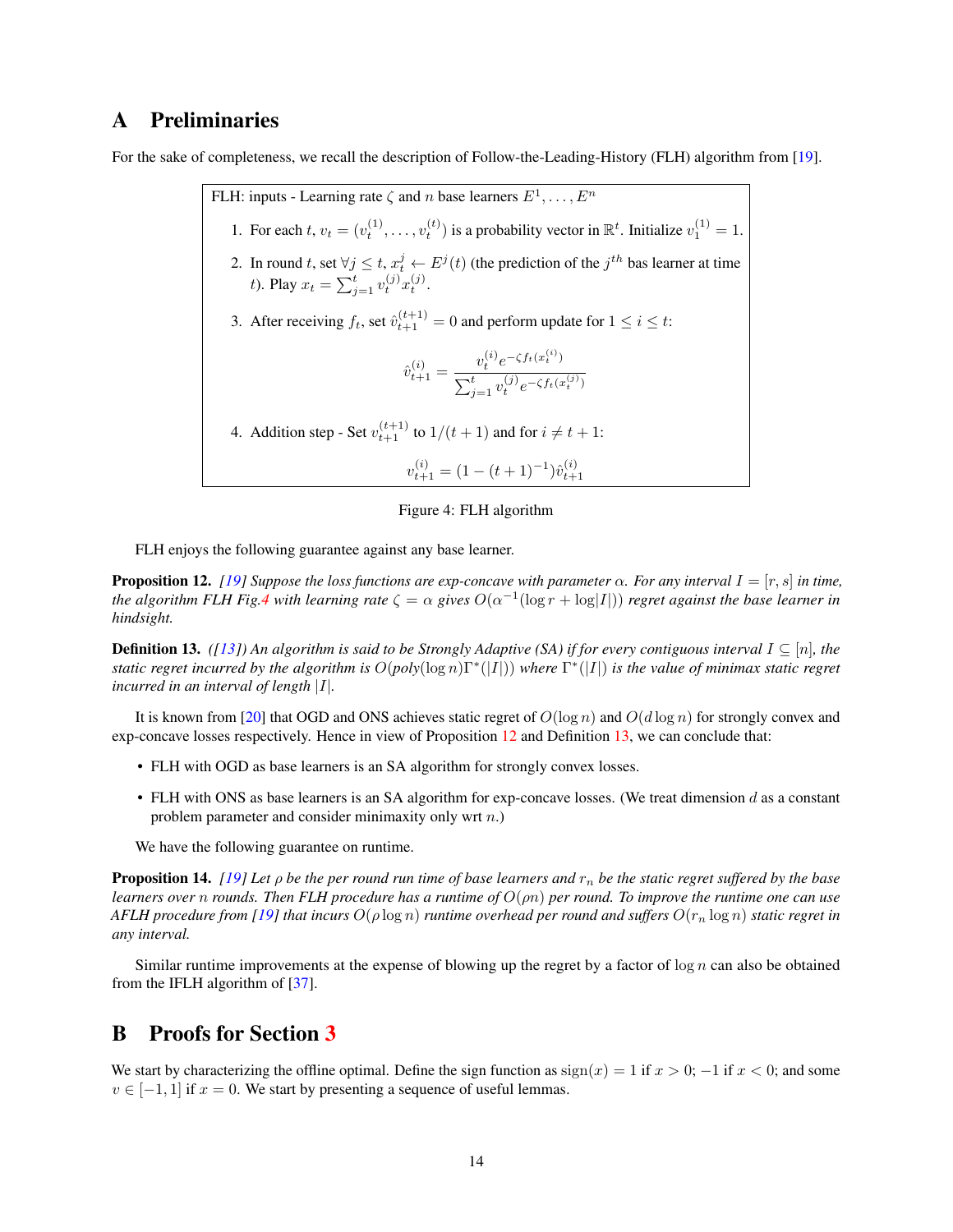# A Preliminaries

For the sake of completeness, we recall the description of Follow-the-Leading-History (FLH) algorithm from [19].

FLH: inputs - Learning rate $\zeta$ and $n$ base learners $E^1, \ldots, E^n$

1. For each $t$, $v_t = (v_t^{(1)}, \ldots, v_t^{(t)})$ is a probability vector in $\mathbb{R}^t$. Initialize $v_1^{(1)} = 1$.
2. In round $t$, set $\forall j \leq t$, $x_t^j \leftarrow E^j(t)$ (the prediction of the $j^{th}$ bas learner at time $t$). Play $x_t = \sum_{j=1}^t v_t^{(j)} x_t^{(j)}$.
3. After receiving $f_t$, set $\hat{v}_{t+1}^{(t+1)} = 0$ and perform update for $1 \leq i \leq t$:

$$\hat{v}_{t+1}^{(i)} = \frac{v_t^{(i)} e^{-\zeta f_t(x_t^{(i)})}}{\sum_{j=1}^t v_t^{(j)} e^{-\zeta f_t(x_t^{(j)})}}$$

4. Addition step - Set $v_{t+1}^{(t+1)}$ to $1/(t+1)$ and for $i \neq t+1$:

$$v_{t+1}^{(i)} = (1 - (t+1)^{-1})\hat{v}_{t+1}^{(i)}$$

Figure 4: FLH algorithm

FLH enjoys the following guarantee against any base learner.

**Proposition 12.** *[19] Suppose the loss functions are exp-concave with parameter $\alpha$. For any interval $I = [r, s]$ in time, the algorithm FLH Fig.4 with learning rate $\zeta = \alpha$ gives $O(\alpha^{-1}(\log r + \log|I|))$ regret against the base learner in hindsight.*

**Definition 13.** *([13]) An algorithm is said to be Strongly Adaptive (SA) if for every contiguous interval $I \subseteq [n]$, the static regret incurred by the algorithm is $O(poly(\log n)\Gamma^*(|I|))$ where $\Gamma^*(|I|)$ is the value of minimax static regret incurred in an interval of length $|I|$.*

It is known from [20] that OGD and ONS achieves static regret of $O(\log n)$ and $O(d \log n)$ for strongly convex and exp-concave losses respectively. Hence in view of Proposition 12 and Definition 13, we can conclude that:

- FLH with OGD as base learners is an SA algorithm for strongly convex losses.
- FLH with ONS as base learners is an SA algorithm for exp-concave losses. (We treat dimension $d$ as a constant problem parameter and consider minimaxity only wrt $n$.)

We have the following guarantee on runtime.

**Proposition 14.** *[19] Let $\rho$ be the per round run time of base learners and $r_n$ be the static regret suffered by the base learners over $n$ rounds. Then FLH procedure has a runtime of $O(\rho n)$ per round. To improve the runtime one can use AFLH procedure from [19] that incurs $O(\rho \log n)$ runtime overhead per round and suffers $O(r_n \log n)$ static regret in any interval.*

Similar runtime improvements at the expense of blowing up the regret by a factor of $\log n$ can also be obtained from the IFLH algorithm of [37].

# B Proofs for Section 3

We start by characterizing the offline optimal. Define the sign function as $\text{sign}(x) = 1$ if $x > 0$; $-1$ if $x < 0$; and some $v \in [-1, 1]$ if $x = 0$. We start by presenting a sequence of useful lemmas.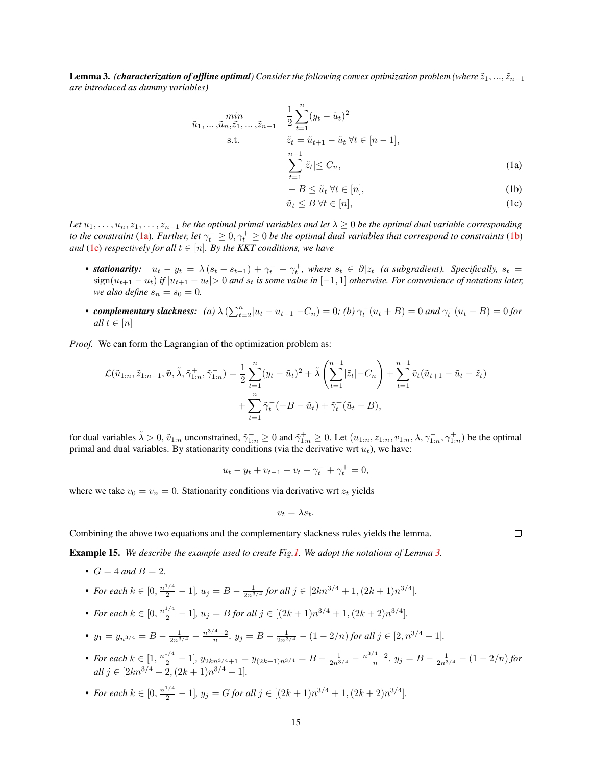**Lemma 3.** *(**characterization of offline optimal**) Consider the following convex optimization problem (where $\tilde{z}_1, ..., \tilde{z}_{n-1}$ are introduced as dummy variables)*

$$
\begin{aligned}
\min_{\tilde{u}_1, \dots, \tilde{u}_n, \tilde{z}_1, \dots, \tilde{z}_{n-1}} \quad & \frac{1}{2}\sum_{t=1}^{n}(y_t - \tilde{u}_t)^2 \\
\text{s.t.} \quad & \tilde{z}_t = \tilde{u}_{t+1} - \tilde{u}_t \ \forall t \in [n-1], \\
& \sum_{t=1}^{n-1} |\tilde{z}_t| \leq C_n, && \text{(1a)} \\
& -B \leq \tilde{u}_t \ \forall t \in [n], && \text{(1b)} \\
& \tilde{u}_t \leq B \ \forall t \in [n], && \text{(1c)}
\end{aligned}
$$

*Let $u_1, \dots, u_n, z_1, \dots, z_{n-1}$ be the optimal primal variables and let $\lambda \geq 0$ be the optimal dual variable corresponding to the constraint (1a). Further, let $\gamma_t^- \geq 0, \gamma_t^+ \geq 0$ be the optimal dual variables that correspond to constraints (1b) and (1c) respectively for all $t \in [n]$. By the KKT conditions, we have*

- ***stationarity:*** $u_t - y_t = \lambda(s_t - s_{t-1}) + \gamma_t^- - \gamma_t^+$*, where $s_t \in \partial|z_t|$ (a subgradient). Specifically, $s_t = \operatorname{sign}(u_{t+1} - u_t)$ if $|u_{t+1} - u_t| > 0$ and $s_t$ is some value in $[-1, 1]$ otherwise. For convenience of notations later, we also define $s_n = s_0 = 0$.*
- ***complementary slackness:*** *(a) $\lambda\left(\sum_{t=2}^{n}|u_t - u_{t-1}| - C_n\right) = 0$; (b) $\gamma_t^-(u_t + B) = 0$ and $\gamma_t^+(u_t - B) = 0$ for all $t \in [n]$*

*Proof.* We can form the Lagrangian of the optimization problem as:

$$
\mathcal{L}(\tilde{u}_{1:n}, \tilde{z}_{1:n-1}, \tilde{\boldsymbol{v}}, \tilde{\lambda}, \tilde{\gamma}_{1:n}^+, \tilde{\gamma}_{1:n}^-) = \frac{1}{2}\sum_{t=1}^{n}(y_t - \tilde{u}_t)^2 + \tilde{\lambda}\left(\sum_{t=1}^{n-1}|\tilde{z}_t| - C_n\right) + \sum_{t=1}^{n-1}\tilde{v}_t(\tilde{u}_{t+1} - \tilde{u}_t - \tilde{z}_t)
$$
$$
+ \sum_{t=1}^{n} \tilde{\gamma}_t^-(-B - \tilde{u}_t) + \tilde{\gamma}_t^+(\tilde{u}_t - B),
$$

for dual variables $\tilde{\lambda} > 0$, $\tilde{v}_{1:n}$ unconstrained, $\tilde{\gamma}_{1:n}^- \geq 0$ and $\tilde{\gamma}_{1:n}^+ \geq 0$. Let $(u_{1:n}, z_{1:n}, v_{1:n}, \lambda, \gamma_{1:n}^-, \gamma_{1:n}^+)$ be the optimal primal and dual variables. By stationarity conditions (via the derivative wrt $u_t$), we have:

$$
u_t - y_t + v_{t-1} - v_t - \gamma_t^- + \gamma_t^+ = 0,
$$

where we take $v_0 = v_n = 0$. Stationarity conditions via derivative wrt $z_t$ yields

$$
v_t = \lambda s_t.
$$

Combining the above two equations and the complementary slackness rules yields the lemma. $\square$

**Example 15.** *We describe the example used to create Fig.1. We adopt the notations of Lemma 3.*

- *$G = 4$ and $B = 2$.*
- *For each $k \in [0, \frac{n^{1/4}}{2} - 1]$, $u_j = B - \frac{1}{2n^{3/4}}$ for all $j \in [2kn^{3/4} + 1, (2k+1)n^{3/4}]$.*
- *For each $k \in [0, \frac{n^{1/4}}{2} - 1]$, $u_j = B$ for all $j \in [(2k+1)n^{3/4} + 1, (2k+2)n^{3/4}]$.*
- *$y_1 = y_{n^{3/4}} = B - \frac{1}{2n^{3/4}} - \frac{n^{3/4}-2}{n}$. $y_j = B - \frac{1}{2n^{3/4}} - (1 - 2/n)$ for all $j \in [2, n^{3/4} - 1]$.*
- *For each $k \in [1, \frac{n^{1/4}}{2} - 1]$, $y_{2kn^{3/4}+1} = y_{(2k+1)n^{3/4}} = B - \frac{1}{2n^{3/4}} - \frac{n^{3/4}-2}{n}$. $y_j = B - \frac{1}{2n^{3/4}} - (1 - 2/n)$ for all $j \in [2kn^{3/4} + 2, (2k+1)n^{3/4} - 1]$.*
- *For each $k \in [0, \frac{n^{1/4}}{2} - 1]$, $y_j = G$ for all $j \in [(2k+1)n^{3/4} + 1, (2k+2)n^{3/4}]$.*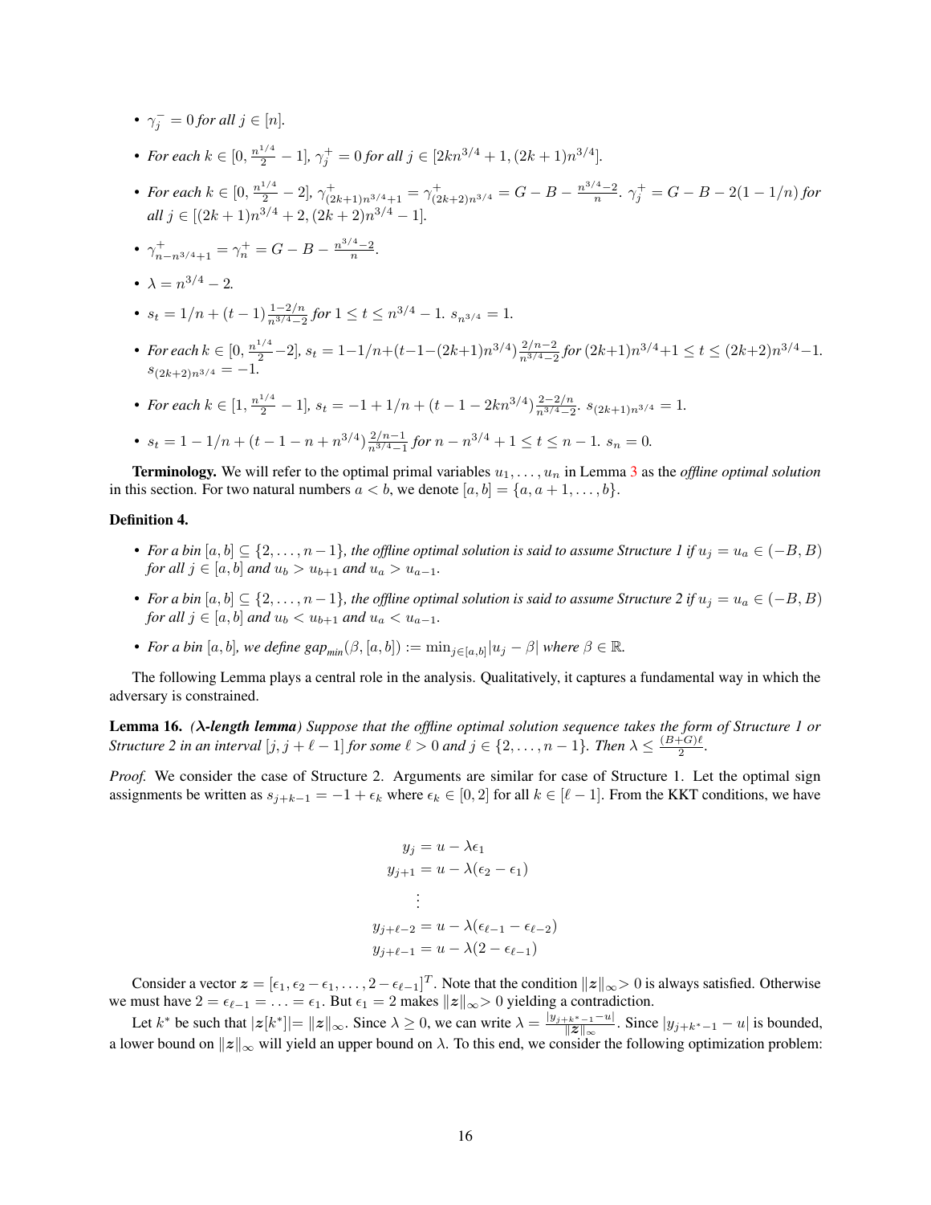- $\gamma_j^- = 0$ *for all* $j \in [n]$.
- *For each* $k \in [0, \frac{n^{1/4}}{2} - 1]$, $\gamma_j^+ = 0$ *for all* $j \in [2kn^{3/4} + 1, (2k+1)n^{3/4}]$.
- *For each* $k \in [0, \frac{n^{1/4}}{2} - 2]$, $\gamma^+_{(2k+1)n^{3/4}+1} = \gamma^+_{(2k+2)n^{3/4}} = G - B - \frac{n^{3/4}-2}{n}$. $\gamma_j^+ = G - B - 2(1 - 1/n)$ *for all* $j \in [(2k+1)n^{3/4} + 2, (2k+2)n^{3/4} - 1]$.
- $\gamma^+_{n-n^{3/4}+1} = \gamma_n^+ = G - B - \frac{n^{3/4}-2}{n}$.
- $\lambda = n^{3/4} - 2$.
- $s_t = 1/n + (t-1)\frac{1-2/n}{n^{3/4}-2}$ *for* $1 \le t \le n^{3/4} - 1$. $s_{n^{3/4}} = 1$.
- *For each* $k \in [0, \frac{n^{1/4}}{2} - 2]$, $s_t = 1 - 1/n + (t - 1 - (2k+1)n^{3/4})\frac{2/n-2}{n^{3/4}-2}$ *for* $(2k+1)n^{3/4} + 1 \le t \le (2k+2)n^{3/4} - 1$. $s_{(2k+2)n^{3/4}} = -1$.
- *For each* $k \in [1, \frac{n^{1/4}}{2} - 1]$, $s_t = -1 + 1/n + (t - 1 - 2kn^{3/4})\frac{2-2/n}{n^{3/4}-2}$. $s_{(2k+1)n^{3/4}} = 1$.
- $s_t = 1 - 1/n + (t - 1 - n + n^{3/4})\frac{2/n-1}{n^{3/4}-1}$ *for* $n - n^{3/4} + 1 \le t \le n - 1$. $s_n = 0$.

**Terminology.** We will refer to the optimal primal variables $u_1, \ldots, u_n$ in Lemma 3 as the *offline optimal solution* in this section. For two natural numbers $a < b$, we denote $[a, b] = \{a, a+1, \ldots, b\}$.

**Definition 4.**

- *For a bin* $[a, b] \subseteq \{2, \ldots, n-1\}$*, the offline optimal solution is said to assume Structure 1 if* $u_j = u_a \in (-B, B)$ *for all* $j \in [a, b]$ *and* $u_b > u_{b+1}$ *and* $u_a > u_{a-1}$.
- *For a bin* $[a, b] \subseteq \{2, \ldots, n-1\}$*, the offline optimal solution is said to assume Structure 2 if* $u_j = u_a \in (-B, B)$ *for all* $j \in [a, b]$ *and* $u_b < u_{b+1}$ *and* $u_a < u_{a-1}$.
- *For a bin* $[a, b]$*, we define* $gap_{min}(\beta, [a, b]) := \min_{j \in [a,b]} |u_j - \beta|$ *where* $\beta \in \mathbb{R}$.

The following Lemma plays a central role in the analysis. Qualitatively, it captures a fundamental way in which the adversary is constrained.

**Lemma 16.** ***($\lambda$-length lemma)*** *Suppose that the offline optimal solution sequence takes the form of Structure 1 or Structure 2 in an interval* $[j, j + \ell - 1]$ *for some* $\ell > 0$ *and* $j \in \{2, \ldots, n-1\}$*. Then* $\lambda \le \frac{(B+G)\ell}{2}$.

*Proof.* We consider the case of Structure 2. Arguments are similar for case of Structure 1. Let the optimal sign assignments be written as $s_{j+k-1} = -1 + \epsilon_k$ where $\epsilon_k \in [0, 2]$ for all $k \in [\ell - 1]$. From the KKT conditions, we have

$$
\begin{aligned}
y_j &= u - \lambda\epsilon_1 \\
y_{j+1} &= u - \lambda(\epsilon_2 - \epsilon_1) \\
&\vdots \\
y_{j+\ell-2} &= u - \lambda(\epsilon_{\ell-1} - \epsilon_{\ell-2}) \\
y_{j+\ell-1} &= u - \lambda(2 - \epsilon_{\ell-1})
\end{aligned}
$$

Consider a vector $\boldsymbol{z} = [\epsilon_1, \epsilon_2 - \epsilon_1, \ldots, 2 - \epsilon_{\ell-1}]^T$. Note that the condition $\|\boldsymbol{z}\|_\infty > 0$ is always satisfied. Otherwise we must have $2 = \epsilon_{\ell-1} = \ldots = \epsilon_1$. But $\epsilon_1 = 2$ makes $\|\boldsymbol{z}\|_\infty > 0$ yielding a contradiction.

Let $k^*$ be such that $|\boldsymbol{z}[k^*]| = \|\boldsymbol{z}\|_\infty$. Since $\lambda \ge 0$, we can write $\lambda = \frac{|y_{j+k^*-1} - u|}{\|\boldsymbol{z}\|_\infty}$. Since $|y_{j+k^*-1} - u|$ is bounded, a lower bound on $\|\boldsymbol{z}\|_\infty$ will yield an upper bound on $\lambda$. To this end, we consider the following optimization problem: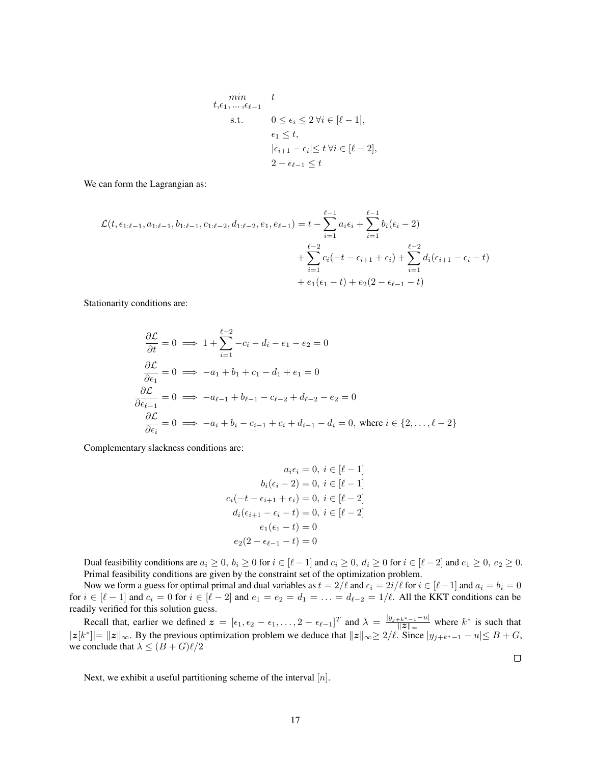$$
\begin{aligned}
\min_{t,\epsilon_1,\ldots,\epsilon_{\ell-1}} \quad & t \\
\text{s.t.} \quad & 0 \leq \epsilon_i \leq 2 \;\forall i \in [\ell-1], \\
& \epsilon_1 \leq t, \\
& |\epsilon_{i+1} - \epsilon_i| \leq t \;\forall i \in [\ell-2], \\
& 2 - \epsilon_{\ell-1} \leq t
\end{aligned}
$$

We can form the Lagrangian as:

$$
\begin{aligned}
\mathcal{L}(t, \epsilon_{1:\ell-1}, a_{1:\ell-1}, b_{1:\ell-1}, c_{1:\ell-2}, d_{1:\ell-2}, e_1, e_{\ell-1}) = t - \sum_{i=1}^{\ell-1} a_i \epsilon_i + \sum_{i=1}^{\ell-1} b_i(\epsilon_i - 2) \\
+ \sum_{i=1}^{\ell-2} c_i(-t - \epsilon_{i+1} + \epsilon_i) + \sum_{i=1}^{\ell-2} d_i(\epsilon_{i+1} - \epsilon_i - t) \\
+ e_1(\epsilon_1 - t) + e_2(2 - \epsilon_{\ell-1} - t)
\end{aligned}
$$

Stationarity conditions are:

$$
\begin{aligned}
\frac{\partial \mathcal{L}}{\partial t} = 0 &\implies 1 + \sum_{i=1}^{\ell-2} -c_i - d_i - e_1 - e_2 = 0 \\
\frac{\partial \mathcal{L}}{\partial \epsilon_1} = 0 &\implies -a_1 + b_1 + c_1 - d_1 + e_1 = 0 \\
\frac{\partial \mathcal{L}}{\partial \epsilon_{\ell-1}} = 0 &\implies -a_{\ell-1} + b_{\ell-1} - c_{\ell-2} + d_{\ell-2} - e_2 = 0 \\
\frac{\partial \mathcal{L}}{\partial \epsilon_i} = 0 &\implies -a_i + b_i - c_{i-1} + c_i + d_{i-1} - d_i = 0, \text{ where } i \in \{2, \ldots, \ell-2\}
\end{aligned}
$$

Complementary slackness conditions are:

$$
\begin{aligned}
a_i \epsilon_i = 0, \; i \in [\ell-1] \\
b_i(\epsilon_i - 2) = 0, \; i \in [\ell-1] \\
c_i(-t - \epsilon_{i+1} + \epsilon_i) = 0, \; i \in [\ell-2] \\
d_i(\epsilon_{i+1} - \epsilon_i - t) = 0, \; i \in [\ell-2] \\
e_1(\epsilon_1 - t) = 0 \\
e_2(2 - \epsilon_{\ell-1} - t) = 0
\end{aligned}
$$

Dual feasibility conditions are $a_i \geq 0$, $b_i \geq 0$ for $i \in [\ell-1]$ and $c_i \geq 0$, $d_i \geq 0$ for $i \in [\ell-2]$ and $e_1 \geq 0$, $e_2 \geq 0$. Primal feasibility conditions are given by the constraint set of the optimization problem.

Now we form a guess for optimal primal and dual variables as $t = 2/\ell$ and $\epsilon_i = 2i/\ell$ for $i \in [\ell-1]$ and $a_i = b_i = 0$ for $i \in [\ell-1]$ and $c_i = 0$ for $i \in [\ell-2]$ and $e_1 = e_2 = d_1 = \ldots = d_{\ell-2} = 1/\ell$. All the KKT conditions can be readily verified for this solution guess.

Recall that, earlier we defined $\boldsymbol{z} = [\epsilon_1, \epsilon_2 - \epsilon_1, \ldots, 2 - \epsilon_{\ell-1}]^T$ and $\lambda = \frac{|y_{j+k^*-1} - u|}{\|\boldsymbol{z}\|_\infty}$ where $k^*$ is such that $|\boldsymbol{z}[k^*]| = \|\boldsymbol{z}\|_\infty$. By the previous optimization problem we deduce that $\|\boldsymbol{z}\|_\infty \geq 2/\ell$. Since $|y_{j+k^*-1} - u| \leq B + G$, we conclude that $\lambda \leq (B+G)\ell/2$

□

Next, we exhibit a useful partitioning scheme of the interval $[n]$.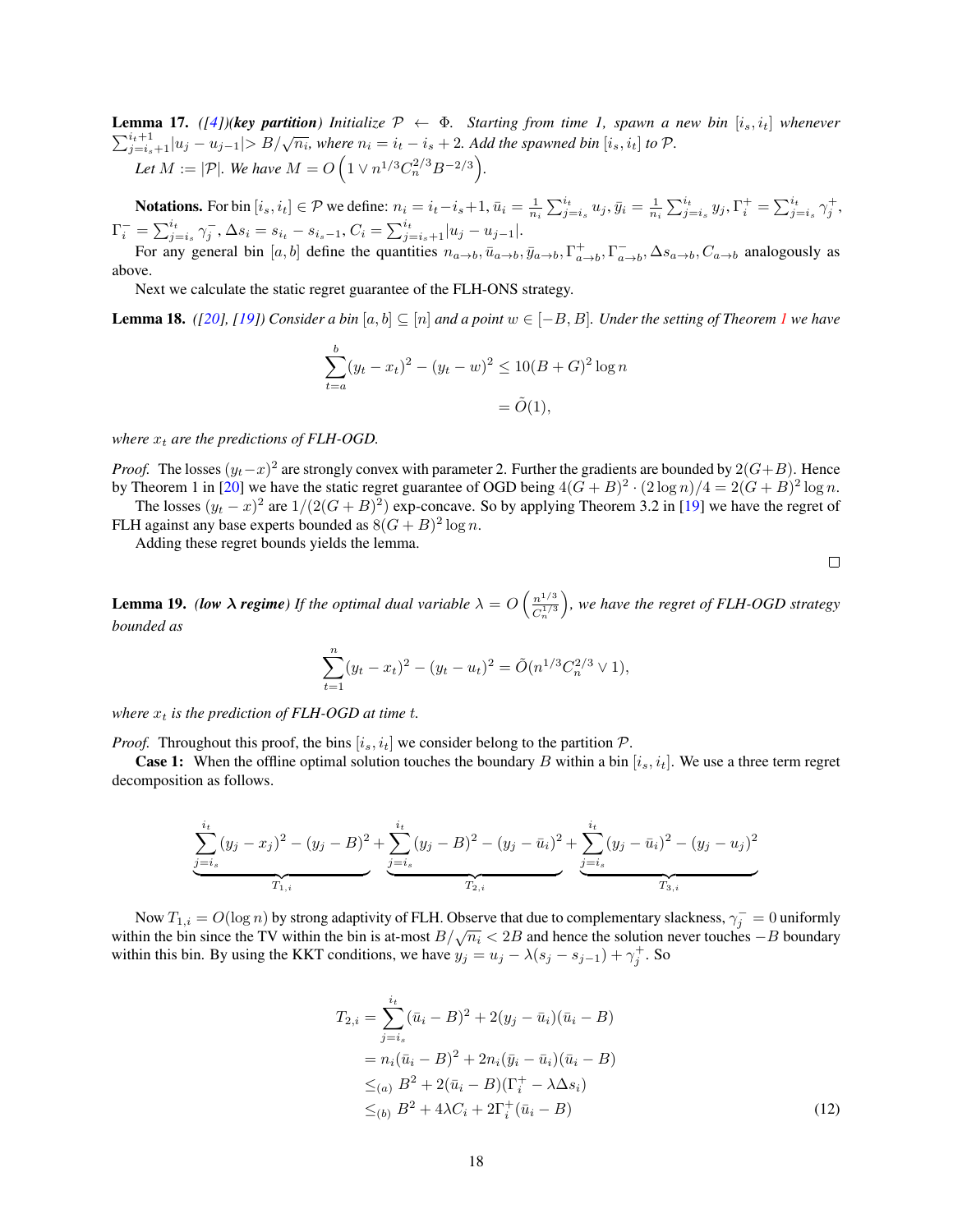**Lemma 17.** *([4])(**key partition**) Initialize $\mathcal{P} \leftarrow \Phi$. Starting from time 1, spawn a new bin $[i_s, i_t]$ whenever $\sum_{j=i_s+1}^{i_t+1} |u_j - u_{j-1}| > B/\sqrt{n_i}$, where $n_i = i_t - i_s + 2$. Add the spawned bin $[i_s, i_t]$ to $\mathcal{P}$.*

*Let $M := |\mathcal{P}|$. We have $M = O\left(1 \vee n^{1/3} C_n^{2/3} B^{-2/3}\right)$.*

**Notations.** For bin $[i_s, i_t] \in \mathcal{P}$ we define: $n_i = i_t - i_s + 1$, $\bar{u}_i = \frac{1}{n_i} \sum_{j=i_s}^{i_t} u_j$, $\bar{y}_i = \frac{1}{n_i} \sum_{j=i_s}^{i_t} y_j$, $\Gamma_i^+ = \sum_{j=i_s}^{i_t} \gamma_j^+$, $\Gamma_i^- = \sum_{j=i_s}^{i_t} \gamma_j^-$, $\Delta s_i = s_{i_t} - s_{i_s - 1}$, $C_i = \sum_{j=i_s+1}^{i_t} |u_j - u_{j-1}|$.

For any general bin $[a, b]$ define the quantities $n_{a\to b}, \bar{u}_{a\to b}, \bar{y}_{a\to b}, \Gamma^+_{a\to b}, \Gamma^-_{a\to b}, \Delta s_{a\to b}, C_{a\to b}$ analogously as above.

Next we calculate the static regret guarantee of the FLH-ONS strategy.

**Lemma 18.** *([20], [19]) Consider a bin $[a, b] \subseteq [n]$ and a point $w \in [-B, B]$. Under the setting of Theorem 1 we have*

$$
\begin{aligned}
\sum_{t=a}^{b} (y_t - x_t)^2 - (y_t - w)^2 &\leq 10(B+G)^2 \log n \\
&= \tilde{O}(1),
\end{aligned}
$$

*where $x_t$ are the predictions of FLH-OGD.*

*Proof.* The losses $(y_t - x)^2$ are strongly convex with parameter 2. Further the gradients are bounded by $2(G+B)$. Hence by Theorem 1 in [20] we have the static regret guarantee of OGD being $4(G+B)^2 \cdot (2 \log n)/4 = 2(G+B)^2 \log n$.

The losses $(y_t - x)^2$ are $1/(2(G+B)^2)$ exp-concave. So by applying Theorem 3.2 in [19] we have the regret of FLH against any base experts bounded as $8(G+B)^2 \log n$.

Adding these regret bounds yields the lemma. □

**Lemma 19.** *(**low $\lambda$ regime**) If the optimal dual variable $\lambda = O\left(\frac{n^{1/3}}{C_n^{1/3}}\right)$, we have the regret of FLH-OGD strategy bounded as*

$$
\sum_{t=1}^{n} (y_t - x_t)^2 - (y_t - u_t)^2 = \tilde{O}(n^{1/3} C_n^{2/3} \vee 1),
$$

*where $x_t$ is the prediction of FLH-OGD at time $t$.*

*Proof.* Throughout this proof, the bins $[i_s, i_t]$ we consider belong to the partition $\mathcal{P}$.

**Case 1:** When the offline optimal solution touches the boundary $B$ within a bin $[i_s, i_t]$. We use a three term regret decomposition as follows.

$$
\underbrace{\sum_{j=i_s}^{i_t} (y_j - x_j)^2 - (y_j - B)^2}_{T_{1,i}} + \underbrace{\sum_{j=i_s}^{i_t} (y_j - B)^2 - (y_j - \bar{u}_i)^2}_{T_{2,i}} + \underbrace{\sum_{j=i_s}^{i_t} (y_j - \bar{u}_i)^2 - (y_j - u_j)^2}_{T_{3,i}}
$$

Now $T_{1,i} = O(\log n)$ by strong adaptivity of FLH. Observe that due to complementary slackness, $\gamma_j^- = 0$ uniformly within the bin since the TV within the bin is at-most $B/\sqrt{n_i} < 2B$ and hence the solution never touches $-B$ boundary within this bin. By using the KKT conditions, we have $y_j = u_j - \lambda(s_j - s_{j-1}) + \gamma_j^+$. So

$$
\begin{aligned}
T_{2,i} &= \sum_{j=i_s}^{i_t} (\bar{u}_i - B)^2 + 2(y_j - \bar{u}_i)(\bar{u}_i - B) \\
&= n_i(\bar{u}_i - B)^2 + 2n_i(\bar{y}_i - \bar{u}_i)(\bar{u}_i - B) \\
&\leq_{(a)} B^2 + 2(\bar{u}_i - B)(\Gamma_i^+ - \lambda \Delta s_i) \\
&\leq_{(b)} B^2 + 4\lambda C_i + 2\Gamma_i^+(\bar{u}_i - B) \qquad (12)
\end{aligned}
$$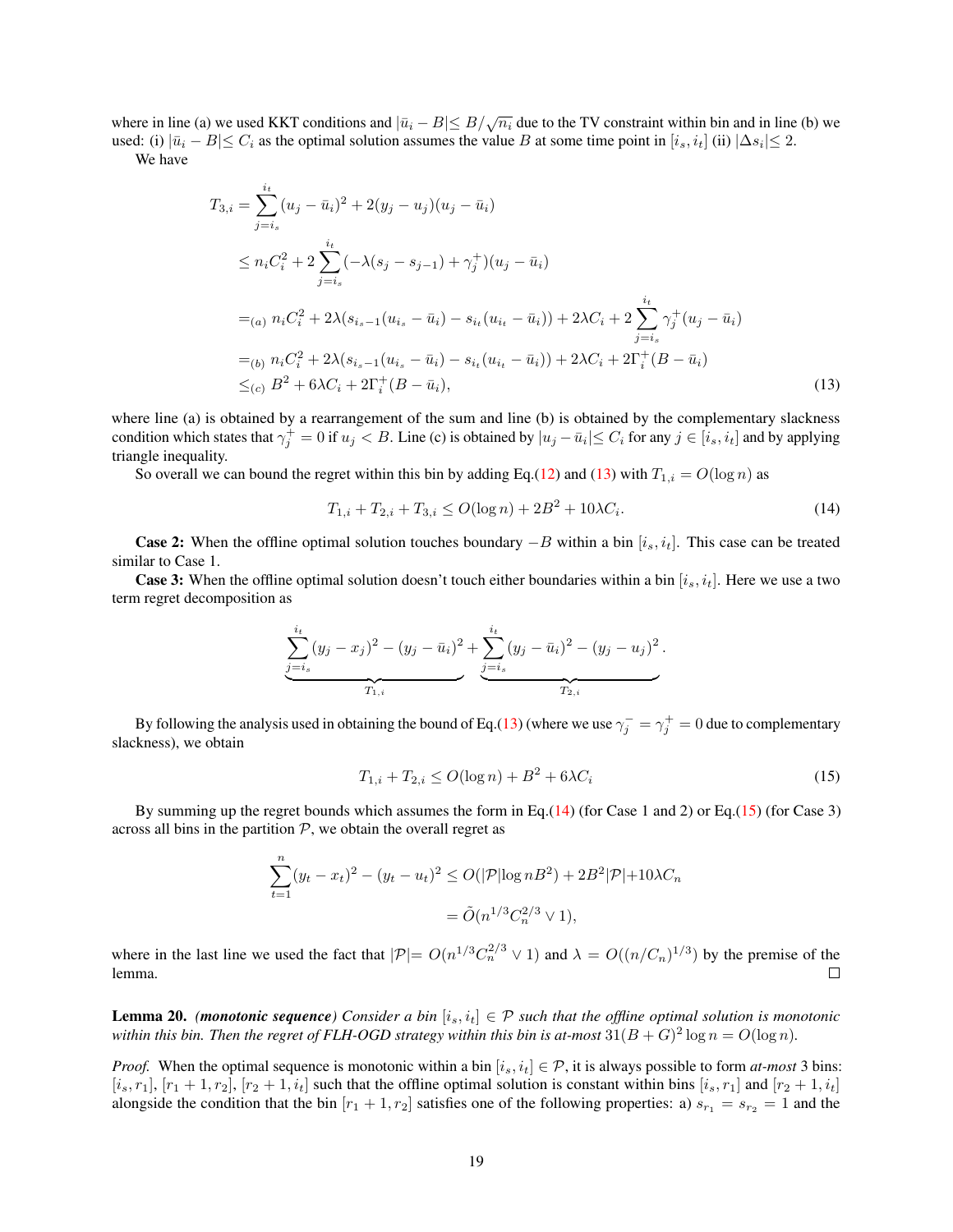where in line (a) we used KKT conditions and $|\bar{u}_i - B| \leq B/\sqrt{n_i}$ due to the TV constraint within bin and in line (b) we used: (i) $|\bar{u}_i - B| \leq C_i$ as the optimal solution assumes the value $B$ at some time point in $[i_s, i_t]$ (ii) $|\Delta s_i| \leq 2$.

We have

$$
\begin{aligned}
T_{3,i} &= \sum_{j=i_s}^{i_t} (u_j - \bar{u}_i)^2 + 2(y_j - u_j)(u_j - \bar{u}_i) \\
&\leq n_i C_i^2 + 2 \sum_{j=i_s}^{i_t} (-\lambda(s_j - s_{j-1}) + \gamma_j^+)(u_j - \bar{u}_i) \\
&=_{(a)} n_i C_i^2 + 2\lambda(s_{i_s-1}(u_{i_s} - \bar{u}_i) - s_{i_t}(u_{i_t} - \bar{u}_i)) + 2\lambda C_i + 2\sum_{j=i_s}^{i_t} \gamma_j^+ (u_j - \bar{u}_i) \\
&=_{(b)} n_i C_i^2 + 2\lambda(s_{i_s-1}(u_{i_s} - \bar{u}_i) - s_{i_t}(u_{i_t} - \bar{u}_i)) + 2\lambda C_i + 2\Gamma_i^+ (B - \bar{u}_i) \\
&\leq_{(c)} B^2 + 6\lambda C_i + 2\Gamma_i^+ (B - \bar{u}_i),
\end{aligned} \tag{13}
$$

where line (a) is obtained by a rearrangement of the sum and line (b) is obtained by the complementary slackness condition which states that $\gamma_j^+ = 0$ if $u_j < B$. Line (c) is obtained by $|u_j - \bar{u}_i| \leq C_i$ for any $j \in [i_s, i_t]$ and by applying triangle inequality.

So overall we can bound the regret within this bin by adding Eq.(12) and (13) with $T_{1,i} = O(\log n)$ as

$$
T_{1,i} + T_{2,i} + T_{3,i} \leq O(\log n) + 2B^2 + 10\lambda C_i. \tag{14}
$$

**Case 2:** When the offline optimal solution touches boundary $-B$ within a bin $[i_s, i_t]$. This case can be treated similar to Case 1.

**Case 3:** When the offline optimal solution doesn't touch either boundaries within a bin $[i_s, i_t]$. Here we use a two term regret decomposition as

$$
\underbrace{\sum_{j=i_s}^{i_t} (y_j - x_j)^2 - (y_j - \bar{u}_i)^2}_{T_{1,i}} + \underbrace{\sum_{j=i_s}^{i_t} (y_j - \bar{u}_i)^2 - (y_j - u_j)^2}_{T_{2,i}}.
$$

By following the analysis used in obtaining the bound of Eq.(13) (where we use $\gamma_j^- = \gamma_j^+ = 0$ due to complementary slackness), we obtain

$$
T_{1,i} + T_{2,i} \leq O(\log n) + B^2 + 6\lambda C_i \tag{15}
$$

By summing up the regret bounds which assumes the form in Eq.(14) (for Case 1 and 2) or Eq.(15) (for Case 3) across all bins in the partition $\mathcal{P}$, we obtain the overall regret as

$$
\begin{aligned}
\sum_{t=1}^{n} (y_t - x_t)^2 - (y_t - u_t)^2 &\leq O(|\mathcal{P}| \log n B^2) + 2B^2|\mathcal{P}| + 10\lambda C_n \\
&= \tilde{O}(n^{1/3} C_n^{2/3} \vee 1),
\end{aligned}
$$

where in the last line we used the fact that $|\mathcal{P}| = O(n^{1/3} C_n^{2/3} \vee 1)$ and $\lambda = O((n/C_n)^{1/3})$ by the premise of the lemma. ◻

**Lemma 20.** ***(monotonic sequence)*** *Consider a bin $[i_s, i_t] \in \mathcal{P}$ such that the offline optimal solution is monotonic within this bin. Then the regret of FLH-OGD strategy within this bin is at-most $31(B + G)^2 \log n = O(\log n)$.*

*Proof.* When the optimal sequence is monotonic within a bin $[i_s, i_t] \in \mathcal{P}$, it is always possible to form *at-most* 3 bins: $[i_s, r_1]$, $[r_1 + 1, r_2]$, $[r_2 + 1, i_t]$ such that the offline optimal solution is constant within bins $[i_s, r_1]$ and $[r_2 + 1, i_t]$ alongside the condition that the bin $[r_1 + 1, r_2]$ satisfies one of the following properties: a) $s_{r_1} = s_{r_2} = 1$ and the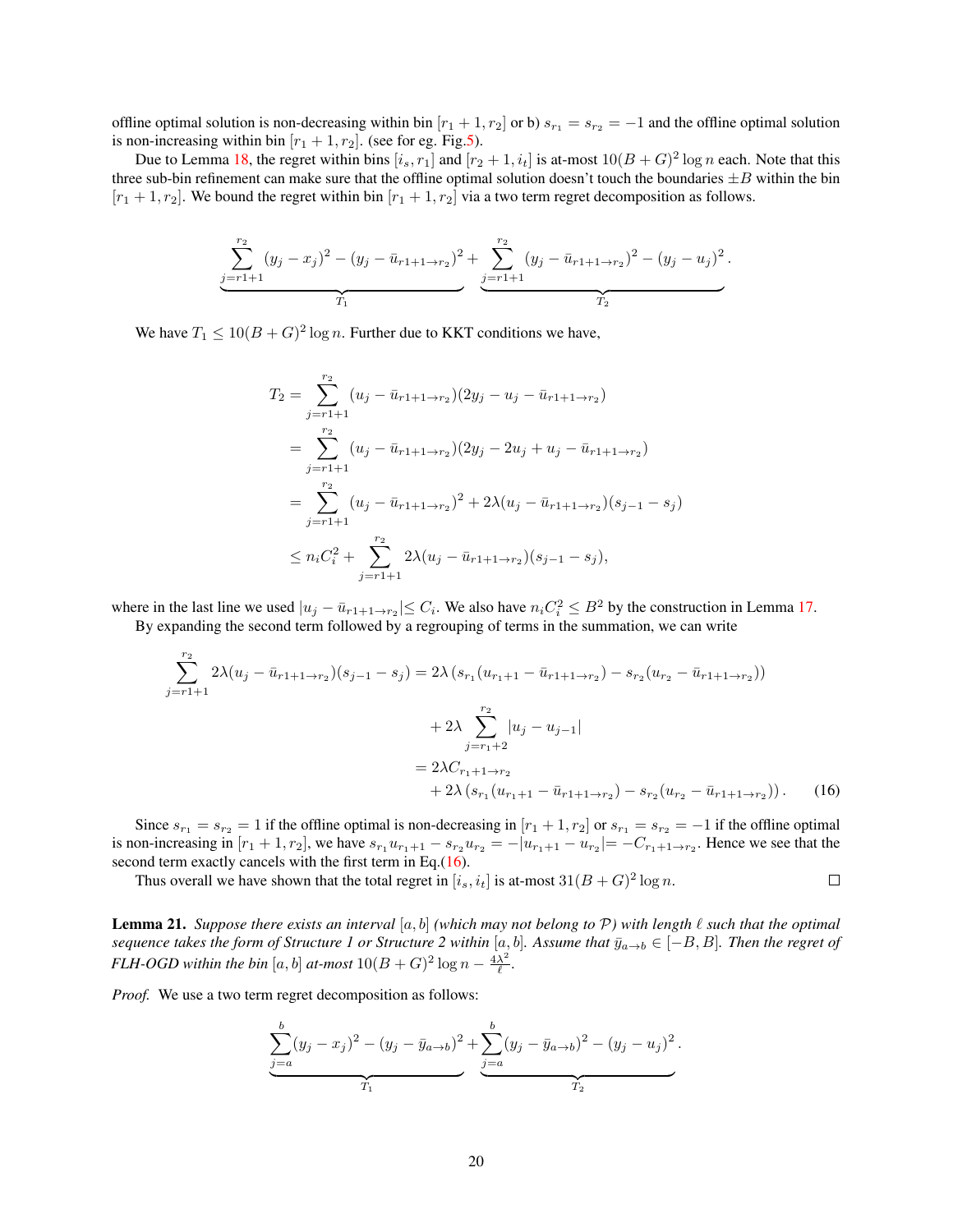offline optimal solution is non-decreasing within bin $[r_1+1, r_2]$ or b) $s_{r_1} = s_{r_2} = -1$ and the offline optimal solution is non-increasing within bin $[r_1+1, r_2]$. (see for eg. Fig.5).

Due to Lemma 18, the regret within bins $[i_s, r_1]$ and $[r_2+1, i_t]$ is at-most $10(B+G)^2 \log n$ each. Note that this three sub-bin refinement can make sure that the offline optimal solution doesn't touch the boundaries $\pm B$ within the bin $[r_1+1, r_2]$. We bound the regret within bin $[r_1+1, r_2]$ via a two term regret decomposition as follows.

$$\underbrace{\sum_{j=r1+1}^{r_2} (y_j - x_j)^2 - (y_j - \bar{u}_{r1+1\to r_2})^2}_{T_1} + \underbrace{\sum_{j=r1+1}^{r_2} (y_j - \bar{u}_{r1+1\to r_2})^2 - (y_j - u_j)^2}_{T_2}.$$

We have $T_1 \leq 10(B+G)^2 \log n$. Further due to KKT conditions we have,

$$\begin{aligned}
T_2 &= \sum_{j=r1+1}^{r_2} (u_j - \bar{u}_{r1+1\to r_2})(2y_j - u_j - \bar{u}_{r1+1\to r_2}) \\
&= \sum_{j=r1+1}^{r_2} (u_j - \bar{u}_{r1+1\to r_2})(2y_j - 2u_j + u_j - \bar{u}_{r1+1\to r_2}) \\
&= \sum_{j=r1+1}^{r_2} (u_j - \bar{u}_{r1+1\to r_2})^2 + 2\lambda(u_j - \bar{u}_{r1+1\to r_2})(s_{j-1} - s_j) \\
&\leq n_i C_i^2 + \sum_{j=r1+1}^{r_2} 2\lambda(u_j - \bar{u}_{r1+1\to r_2})(s_{j-1} - s_j),
\end{aligned}$$

where in the last line we used $|u_j - \bar{u}_{r1+1\to r_2}| \leq C_i$. We also have $n_i C_i^2 \leq B^2$ by the construction in Lemma 17.

By expanding the second term followed by a regrouping of terms in the summation, we can write

$$\begin{aligned}
\sum_{j=r1+1}^{r_2} 2\lambda(u_j - \bar{u}_{r1+1\to r_2})(s_{j-1} - s_j) &= 2\lambda\left(s_{r_1}(u_{r_1+1} - \bar{u}_{r1+1\to r_2}) - s_{r_2}(u_{r_2} - \bar{u}_{r1+1\to r_2})\right) \\
&\quad + 2\lambda \sum_{j=r_1+2}^{r_2} |u_j - u_{j-1}| \\
&= 2\lambda C_{r_1+1\to r_2} \\
&\quad + 2\lambda\left(s_{r_1}(u_{r_1+1} - \bar{u}_{r1+1\to r_2}) - s_{r_2}(u_{r_2} - \bar{u}_{r1+1\to r_2})\right). \qquad (16)
\end{aligned}$$

Since $s_{r_1} = s_{r_2} = 1$ if the offline optimal is non-decreasing in $[r_1+1, r_2]$ or $s_{r_1} = s_{r_2} = -1$ if the offline optimal is non-increasing in $[r_1+1, r_2]$, we have $s_{r_1} u_{r_1+1} - s_{r_2} u_{r_2} = -|u_{r_1+1} - u_{r_2}| = -C_{r_1+1\to r_2}$. Hence we see that the second term exactly cancels with the first term in Eq.(16).

Thus overall we have shown that the total regret in $[i_s, i_t]$ is at-most $31(B+G)^2 \log n$. ∎

**Lemma 21.** *Suppose there exists an interval $[a, b]$ (which may not belong to $\mathcal{P}$) with length $\ell$ such that the optimal sequence takes the form of Structure 1 or Structure 2 within $[a, b]$. Assume that $\bar{y}_{a\to b} \in [-B, B]$. Then the regret of FLH-OGD within the bin $[a, b]$ at-most $10(B+G)^2 \log n - \frac{4\lambda^2}{\ell}$.*

*Proof.* We use a two term regret decomposition as follows:

$$\underbrace{\sum_{j=a}^{b} (y_j - x_j)^2 - (y_j - \bar{y}_{a\to b})^2}_{T_1} + \underbrace{\sum_{j=a}^{b} (y_j - \bar{y}_{a\to b})^2 - (y_j - u_j)^2}_{T_2}.$$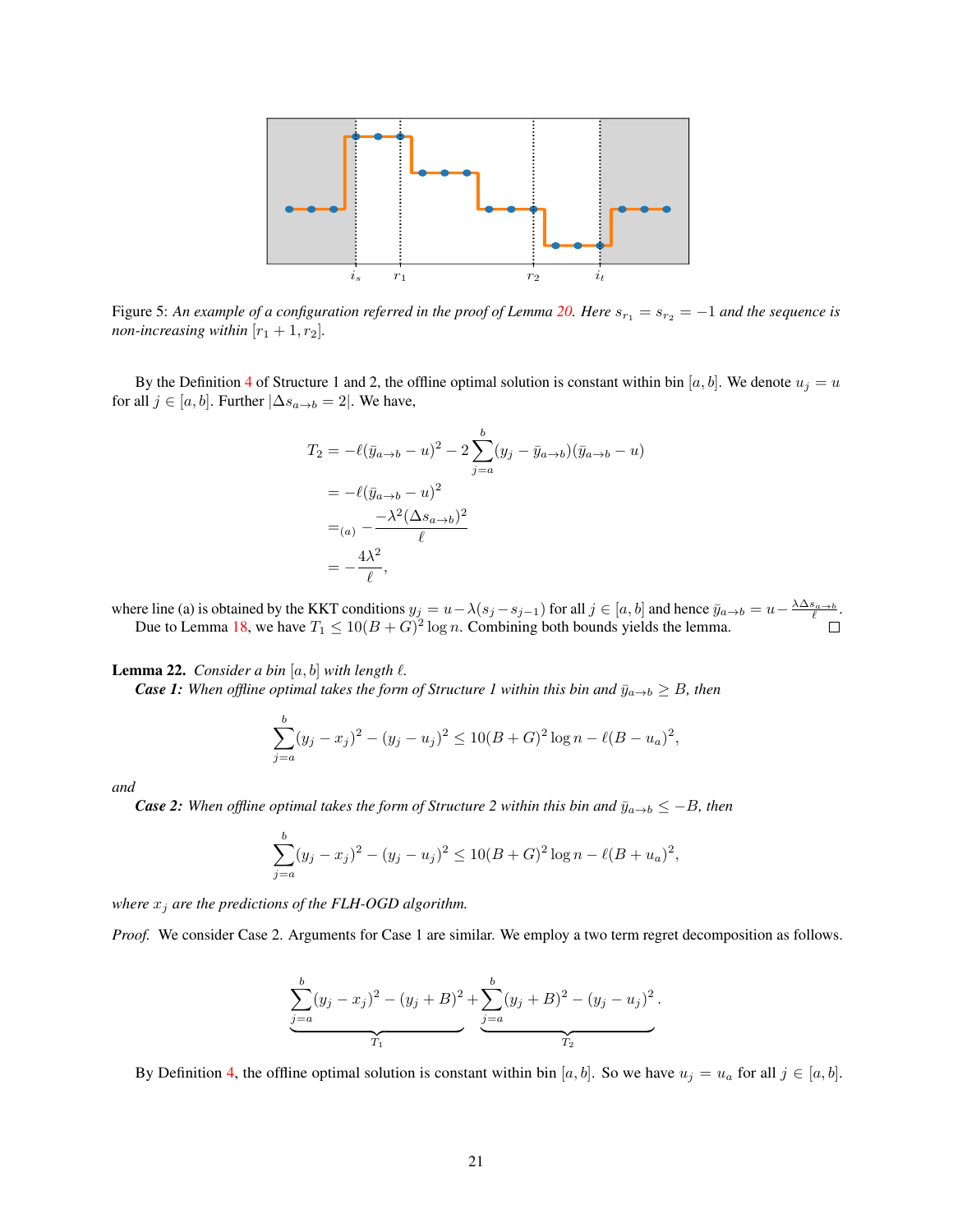$i_s$ $r_1$ $r_2$ $i_t$

Figure 5: *An example of a configuration referred in the proof of Lemma 20. Here $s_{r_1} = s_{r_2} = -1$ and the sequence is non-increasing within $[r_1+1, r_2]$.*

By the Definition 4 of Structure 1 and 2, the offline optimal solution is constant within bin $[a, b]$. We denote $u_j = u$ for all $j \in [a, b]$. Further $|\Delta s_{a\to b} = 2|$. We have,

$$
\begin{aligned}
T_2 &= -\ell(\bar{y}_{a\to b} - u)^2 - 2\sum_{j=a}^{b}(y_j - \bar{y}_{a\to b})(\bar{y}_{a\to b} - u) \\
&= -\ell(\bar{y}_{a\to b} - u)^2 \\
&=_{(a)} -\frac{-\lambda^2(\Delta s_{a\to b})^2}{\ell} \\
&= -\frac{4\lambda^2}{\ell},
\end{aligned}
$$

where line (a) is obtained by the KKT conditions $y_j = u - \lambda(s_j - s_{j-1})$ for all $j \in [a, b]$ and hence $\bar{y}_{a\to b} = u - \frac{\lambda \Delta s_{a\to b}}{\ell}$.

Due to Lemma 18, we have $T_1 \le 10(B+G)^2 \log n$. Combining both bounds yields the lemma. $\square$

**Lemma 22.** *Consider a bin $[a, b]$ with length $\ell$.*

***Case 1:*** *When offline optimal takes the form of Structure 1 within this bin and $\bar{y}_{a\to b} \ge B$, then*

$$
\sum_{j=a}^{b}(y_j - x_j)^2 - (y_j - u_j)^2 \le 10(B+G)^2 \log n - \ell(B - u_a)^2,
$$

*and*

***Case 2:*** *When offline optimal takes the form of Structure 2 within this bin and $\bar{y}_{a\to b} \le -B$, then*

$$
\sum_{j=a}^{b}(y_j - x_j)^2 - (y_j - u_j)^2 \le 10(B+G)^2 \log n - \ell(B + u_a)^2,
$$

*where $x_j$ are the predictions of the FLH-OGD algorithm.*

*Proof.* We consider Case 2. Arguments for Case 1 are similar. We employ a two term regret decomposition as follows.

$$
\underbrace{\sum_{j=a}^{b}(y_j - x_j)^2 - (y_j + B)^2}_{T_1} + \underbrace{\sum_{j=a}^{b}(y_j + B)^2 - (y_j - u_j)^2}_{T_2}.
$$

By Definition 4, the offline optimal solution is constant within bin $[a, b]$. So we have $u_j = u_a$ for all $j \in [a, b]$.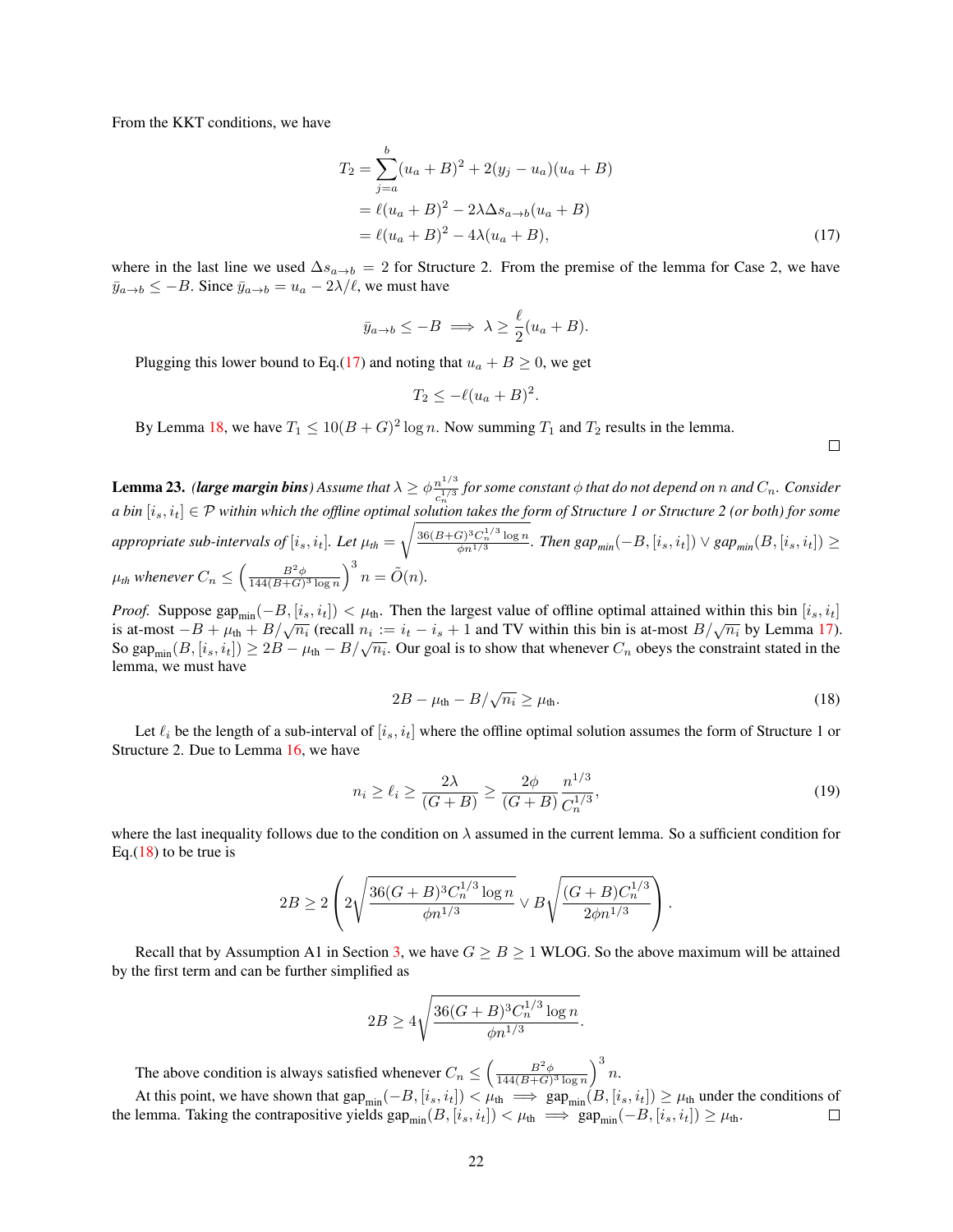From the KKT conditions, we have

$$
\begin{aligned}
T_2 &= \sum_{j=a}^{b} (u_a + B)^2 + 2(y_j - u_a)(u_a + B) \\
&= \ell(u_a + B)^2 - 2\lambda \Delta s_{a \to b}(u_a + B) \\
&= \ell(u_a + B)^2 - 4\lambda(u_a + B), \qquad (17)
\end{aligned}
$$

where in the last line we used $\Delta s_{a \to b} = 2$ for Structure 2. From the premise of the lemma for Case 2, we have $\bar{y}_{a \to b} \leq -B$. Since $\bar{y}_{a \to b} = u_a - 2\lambda/\ell$, we must have

$$
\bar{y}_{a \to b} \leq -B \implies \lambda \geq \frac{\ell}{2}(u_a + B).
$$

Plugging this lower bound to Eq.(17) and noting that $u_a + B \geq 0$, we get

$$
T_2 \leq -\ell(u_a + B)^2.
$$

By Lemma 18, we have $T_1 \leq 10(B+G)^2 \log n$. Now summing $T_1$ and $T_2$ results in the lemma. $\square$

**Lemma 23.** *(large margin bins) Assume that $\lambda \geq \phi \frac{n^{1/3}}{C_n^{1/3}}$ for some constant $\phi$ that do not depend on $n$ and $C_n$. Consider a bin $[i_s, i_t] \in \mathcal{P}$ within which the offline optimal solution takes the form of Structure 1 or Structure 2 (or both) for some appropriate sub-intervals of $[i_s, i_t]$. Let $\mu_{th} = \sqrt{\frac{36(B+G)^3 C_n^{1/3} \log n}{\phi n^{1/3}}}$. Then $\text{gap}_{\min}(-B, [i_s, i_t]) \vee \text{gap}_{\min}(B, [i_s, i_t]) \geq \mu_{th}$ whenever $C_n \leq \left(\frac{B^2 \phi}{144(B+G)^3 \log n}\right)^3 n = \tilde{O}(n)$.*

*Proof.* Suppose $\text{gap}_{\min}(-B, [i_s, i_t]) < \mu_{\text{th}}$. Then the largest value of offline optimal attained within this bin $[i_s, i_t]$ is at-most $-B + \mu_{\text{th}} + B/\sqrt{n_i}$ (recall $n_i := i_t - i_s + 1$ and TV within this bin is at-most $B/\sqrt{n_i}$ by Lemma 17). So $\text{gap}_{\min}(B, [i_s, i_t]) \geq 2B - \mu_{\text{th}} - B/\sqrt{n_i}$. Our goal is to show that whenever $C_n$ obeys the constraint stated in the lemma, we must have

$$
2B - \mu_{\text{th}} - B/\sqrt{n_i} \geq \mu_{\text{th}}. \qquad (18)
$$

Let $\ell_i$ be the length of a sub-interval of $[i_s, i_t]$ where the offline optimal solution assumes the form of Structure 1 or Structure 2. Due to Lemma 16, we have

$$
n_i \geq \ell_i \geq \frac{2\lambda}{(G+B)} \geq \frac{2\phi}{(G+B)} \frac{n^{1/3}}{C_n^{1/3}}, \qquad (19)
$$

where the last inequality follows due to the condition on $\lambda$ assumed in the current lemma. So a sufficient condition for Eq.(18) to be true is

$$
2B \geq 2\left(2\sqrt{\frac{36(G+B)^3 C_n^{1/3} \log n}{\phi n^{1/3}}} \vee B\sqrt{\frac{(G+B) C_n^{1/3}}{2\phi n^{1/3}}}\right).
$$

Recall that by Assumption A1 in Section 3, we have $G \geq B \geq 1$ WLOG. So the above maximum will be attained by the first term and can be further simplified as

$$
2B \geq 4\sqrt{\frac{36(G+B)^3 C_n^{1/3} \log n}{\phi n^{1/3}}}.
$$

The above condition is always satisfied whenever $C_n \leq \left(\frac{B^2 \phi}{144(B+G)^3 \log n}\right)^3 n$.

At this point, we have shown that $\text{gap}_{\min}(-B, [i_s, i_t]) < \mu_{\text{th}} \implies \text{gap}_{\min}(B, [i_s, i_t]) \geq \mu_{\text{th}}$ under the conditions of the lemma. Taking the contrapositive yields $\text{gap}_{\min}(B, [i_s, i_t]) < \mu_{\text{th}} \implies \text{gap}_{\min}(-B, [i_s, i_t]) \geq \mu_{\text{th}}$. $\square$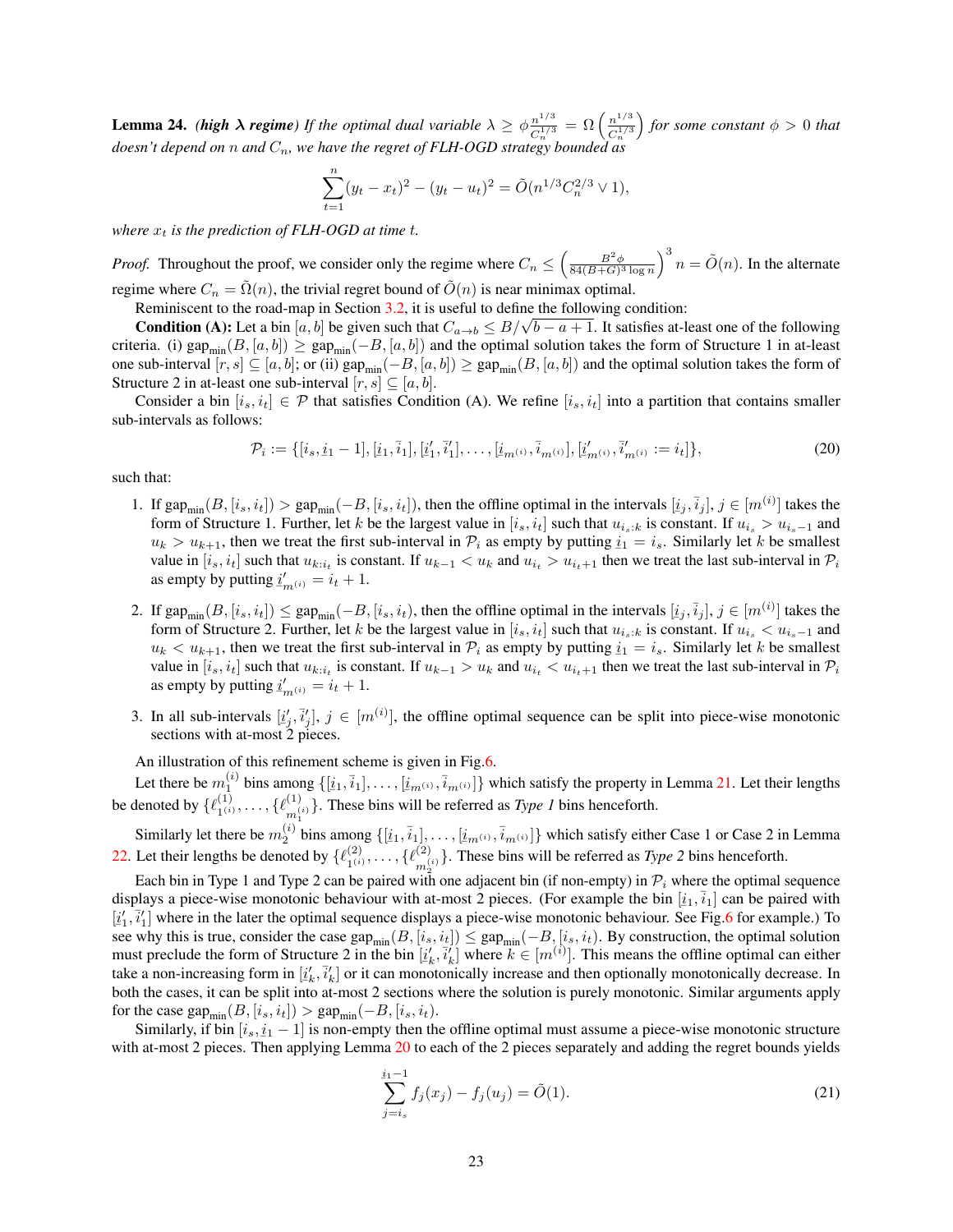**Lemma 24.** *(high $\lambda$ regime) If the optimal dual variable $\lambda \geq \phi \frac{n^{1/3}}{C_n^{1/3}} = \Omega\left(\frac{n^{1/3}}{C_n^{1/3}}\right)$ for some constant $\phi > 0$ that doesn't depend on $n$ and $C_n$, we have the regret of FLH-OGD strategy bounded as*

$$\sum_{t=1}^{n} (y_t - x_t)^2 - (y_t - u_t)^2 = \tilde{O}(n^{1/3} C_n^{2/3} \vee 1),$$

*where $x_t$ is the prediction of FLH-OGD at time $t$.*

*Proof.* Throughout the proof, we consider only the regime where $C_n \leq \left(\frac{B^2 \phi}{84(B+G)^3 \log n}\right)^3 n = \tilde{O}(n)$. In the alternate regime where $C_n = \tilde{\Omega}(n)$, the trivial regret bound of $\tilde{O}(n)$ is near minimax optimal.

Reminiscent to the road-map in Section 3.2, it is useful to define the following condition:

**Condition (A):** Let a bin $[a, b]$ be given such that $C_{a \to b} \leq B/\sqrt{b - a + 1}$. It satisfies at-least one of the following criteria. (i) $\text{gap}_{\min}(B, [a, b]) \geq \text{gap}_{\min}(-B, [a, b])$ and the optimal solution takes the form of Structure 1 in at-least one sub-interval $[r, s] \subseteq [a, b]$; or (ii) $\text{gap}_{\min}(-B, [a, b]) \geq \text{gap}_{\min}(B, [a, b])$ and the optimal solution takes the form of Structure 2 in at-least one sub-interval $[r, s] \subseteq [a, b]$.

Consider a bin $[i_s, i_t] \in \mathcal{P}$ that satisfies Condition (A). We refine $[i_s, i_t]$ into a partition that contains smaller sub-intervals as follows:

$$\mathcal{P}_i := \{[i_s, \underline{i}_1 - 1], [\underline{i}_1, \bar{i}_1], [\underline{i}'_1, \bar{i}'_1], \ldots, [\underline{i}_{m^{(i)}}, \bar{i}_{m^{(i)}}], [\underline{i}'_{m^{(i)}}, \bar{i}'_{m^{(i)}} := i_t]\}, \tag{20}$$

such that:

1. If $\text{gap}_{\min}(B, [i_s, i_t]) > \text{gap}_{\min}(-B, [i_s, i_t])$, then the offline optimal in the intervals $[\underline{i}_j, \bar{i}_j]$, $j \in [m^{(i)}]$ takes the form of Structure 1. Further, let $k$ be the largest value in $[i_s, i_t]$ such that $u_{i_s:k}$ is constant. If $u_{i_s} > u_{i_s - 1}$ and $u_k > u_{k+1}$, then we treat the first sub-interval in $\mathcal{P}_i$ as empty by putting $\underline{i}_1 = i_s$. Similarly let $k$ be smallest value in $[i_s, i_t]$ such that $u_{k:i_t}$ is constant. If $u_{k-1} < u_k$ and $u_{i_t} > u_{i_t + 1}$ then we treat the last sub-interval in $\mathcal{P}_i$ as empty by putting $\underline{i}'_{m^{(i)}} = i_t + 1$.

2. If $\text{gap}_{\min}(B, [i_s, i_t]) \leq \text{gap}_{\min}(-B, [i_s, i_t)$, then the offline optimal in the intervals $[\underline{i}_j, \bar{i}_j]$, $j \in [m^{(i)}]$ takes the form of Structure 2. Further, let $k$ be the largest value in $[i_s, i_t]$ such that $u_{i_s:k}$ is constant. If $u_{i_s} < u_{i_s - 1}$ and $u_k < u_{k+1}$, then we treat the first sub-interval in $\mathcal{P}_i$ as empty by putting $\underline{i}_1 = i_s$. Similarly let $k$ be smallest value in $[i_s, i_t]$ such that $u_{k:i_t}$ is constant. If $u_{k-1} > u_k$ and $u_{i_t} < u_{i_t + 1}$ then we treat the last sub-interval in $\mathcal{P}_i$ as empty by putting $\underline{i}'_{m^{(i)}} = i_t + 1$.

3. In all sub-intervals $[\underline{i}'_j, \bar{i}'_j]$, $j \in [m^{(i)}]$, the offline optimal sequence can be split into piece-wise monotonic sections with at-most 2 pieces.

An illustration of this refinement scheme is given in Fig.6.

Let there be $m_1^{(i)}$ bins among $\{[\underline{i}_1, \bar{i}_1], \ldots, [\underline{i}_{m^{(i)}}, \bar{i}_{m^{(i)}}]\}$ which satisfy the property in Lemma 21. Let their lengths be denoted by $\{\ell^{(1)}_{1^{(i)}}, \ldots, \{\ell^{(1)}_{m_1^{(i)}}\}$. These bins will be referred as *Type 1* bins henceforth.

Similarly let there be $m_2^{(i)}$ bins among $\{[\underline{i}_1, \bar{i}_1], \ldots, [\underline{i}_{m^{(i)}}, \bar{i}_{m^{(i)}}]\}$ which satisfy either Case 1 or Case 2 in Lemma 22. Let their lengths be denoted by $\{\ell^{(2)}_{1^{(i)}}, \ldots, \{\ell^{(2)}_{m_2^{(i)}}\}$. These bins will be referred as *Type 2* bins henceforth.

Each bin in Type 1 and Type 2 can be paired with one adjacent bin (if non-empty) in $\mathcal{P}_i$ where the optimal sequence displays a piece-wise monotonic behaviour with at-most 2 pieces. (For example the bin $[\underline{i}_1, \bar{i}_1]$ can be paired with $[\underline{i}'_1, \bar{i}'_1]$ where in the later the optimal sequence displays a piece-wise monotonic behaviour. See Fig.6 for example.) To see why this is true, consider the case $\text{gap}_{\min}(B, [i_s, i_t]) \leq \text{gap}_{\min}(-B, [i_s, i_t)$. By construction, the optimal solution must preclude the form of Structure 2 in the bin $[\underline{i}'_k, \bar{i}'_k]$ where $k \in [m^{(i)}]$. This means the offline optimal can either take a non-increasing form in $[\underline{i}'_k, \bar{i}'_k]$ or it can monotonically increase and then optionally monotonically decrease. In both the cases, it can be split into at-most 2 sections where the solution is purely monotonic. Similar arguments apply for the case $\text{gap}_{\min}(B, [i_s, i_t]) > \text{gap}_{\min}(-B, [i_s, i_t)$.

Similarly, if bin $[i_s, \underline{i}_1 - 1]$ is non-empty then the offline optimal must assume a piece-wise monotonic structure with at-most 2 pieces. Then applying Lemma 20 to each of the 2 pieces separately and adding the regret bounds yields

$$\sum_{j=i_s}^{\underline{i}_1 - 1} f_j(x_j) - f_j(u_j) = \tilde{O}(1). \tag{21}$$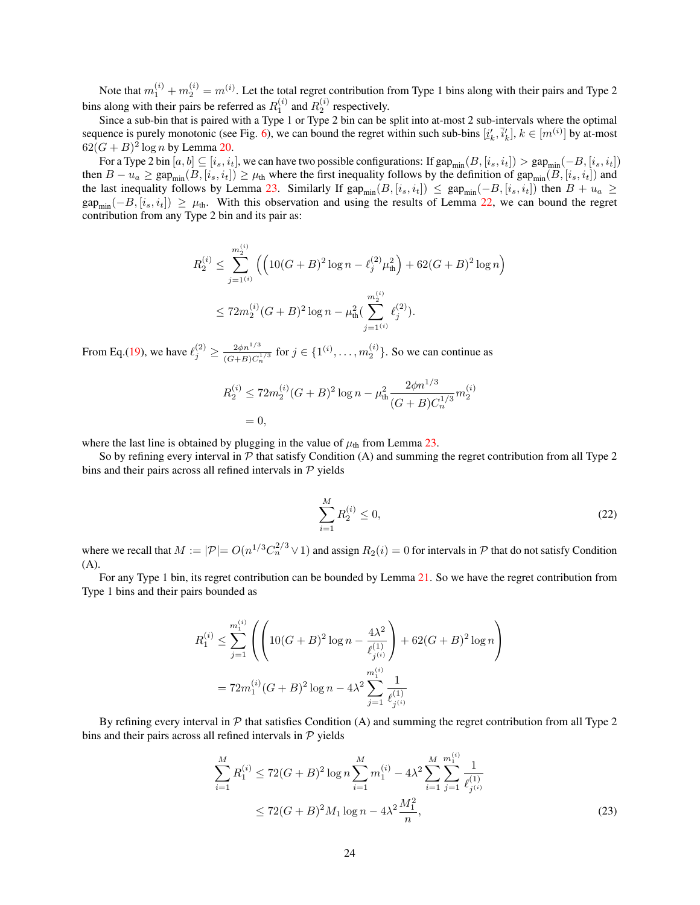Note that $m_1^{(i)} + m_2^{(i)} = m^{(i)}$. Let the total regret contribution from Type 1 bins along with their pairs and Type 2 bins along with their pairs be referred as $R_1^{(i)}$ and $R_2^{(i)}$ respectively.

Since a sub-bin that is paired with a Type 1 or Type 2 bin can be split into at-most 2 sub-intervals where the optimal sequence is purely monotonic (see Fig. 6), we can bound the regret within such sub-bins $[\underline{i}'_k, \bar{i}'_k]$, $k \in [m^{(i)}]$ by at-most $62(G+B)^2 \log n$ by Lemma 20.

For a Type 2 bin $[a,b] \subseteq [i_s, i_t]$, we can have two possible configurations: If $\text{gap}_{\text{min}}(B, [i_s, i_t]) > \text{gap}_{\text{min}}(-B, [i_s, i_t])$ then $B - u_a \geq \text{gap}_{\text{min}}(B, [i_s, i_t]) \geq \mu_{\text{th}}$ where the first inequality follows by the definition of $\text{gap}_{\text{min}}(B, [i_s, i_t])$ and the last inequality follows by Lemma 23. Similarly If $\text{gap}_{\text{min}}(B, [i_s, i_t]) \leq \text{gap}_{\text{min}}(-B, [i_s, i_t])$ then $B + u_a \geq \text{gap}_{\text{min}}(-B, [i_s, i_t]) \geq \mu_{\text{th}}$. With this observation and using the results of Lemma 22, we can bound the regret contribution from any Type 2 bin and its pair as:

$$
\begin{aligned}
R_2^{(i)} &\leq \sum_{j=1^{(i)}}^{m_2^{(i)}} \left( \left( 10(G+B)^2 \log n - \ell_j^{(2)} \mu_{\text{th}}^2 \right) + 62(G+B)^2 \log n \right) \\
&\leq 72 m_2^{(i)} (G+B)^2 \log n - \mu_{\text{th}}^2 \left( \sum_{j=1^{(i)}}^{m_2^{(i)}} \ell_j^{(2)} \right).
\end{aligned}
$$

From Eq.(19), we have $\ell_j^{(2)} \geq \frac{2\phi n^{1/3}}{(G+B) C_n^{1/3}}$ for $j \in \{1^{(i)}, \ldots, m_2^{(i)}\}$. So we can continue as

$$
\begin{aligned}
R_2^{(i)} &\leq 72 m_2^{(i)} (G+B)^2 \log n - \mu_{\text{th}}^2 \frac{2\phi n^{1/3}}{(G+B) C_n^{1/3}} m_2^{(i)} \\
&= 0,
\end{aligned}
$$

where the last line is obtained by plugging in the value of $\mu_{\text{th}}$ from Lemma 23.

So by refining every interval in $\mathcal{P}$ that satisfy Condition (A) and summing the regret contribution from all Type 2 bins and their pairs across all refined intervals in $\mathcal{P}$ yields

$$
\sum_{i=1}^{M} R_2^{(i)} \leq 0, \tag{22}
$$

where we recall that $M := |\mathcal{P}| = O(n^{1/3} C_n^{2/3} \vee 1)$ and assign $R_2(i) = 0$ for intervals in $\mathcal{P}$ that do not satisfy Condition (A).

For any Type 1 bin, its regret contribution can be bounded by Lemma 21. So we have the regret contribution from Type 1 bins and their pairs bounded as

$$
\begin{aligned}
R_1^{(i)} &\leq \sum_{j=1}^{m_1^{(i)}} \left( \left( 10(G+B)^2 \log n - \frac{4\lambda^2}{\ell_{j^{(i)}}^{(1)}} \right) + 62(G+B)^2 \log n \right) \\
&= 72 m_1^{(i)} (G+B)^2 \log n - 4\lambda^2 \sum_{j=1}^{m_1^{(i)}} \frac{1}{\ell_{j^{(i)}}^{(1)}}
\end{aligned}
$$

By refining every interval in $\mathcal{P}$ that satisfies Condition (A) and summing the regret contribution from all Type 2 bins and their pairs across all refined intervals in $\mathcal{P}$ yields

$$
\begin{aligned}
\sum_{i=1}^{M} R_1^{(i)} &\leq 72(G+B)^2 \log n \sum_{i=1}^{M} m_1^{(i)} - 4\lambda^2 \sum_{i=1}^{M} \sum_{j=1}^{m_1^{(i)}} \frac{1}{\ell_{j^{(i)}}^{(1)}} \\
&\leq 72(G+B)^2 M_1 \log n - 4\lambda^2 \frac{M_1^2}{n},
\end{aligned} \tag{23}
$$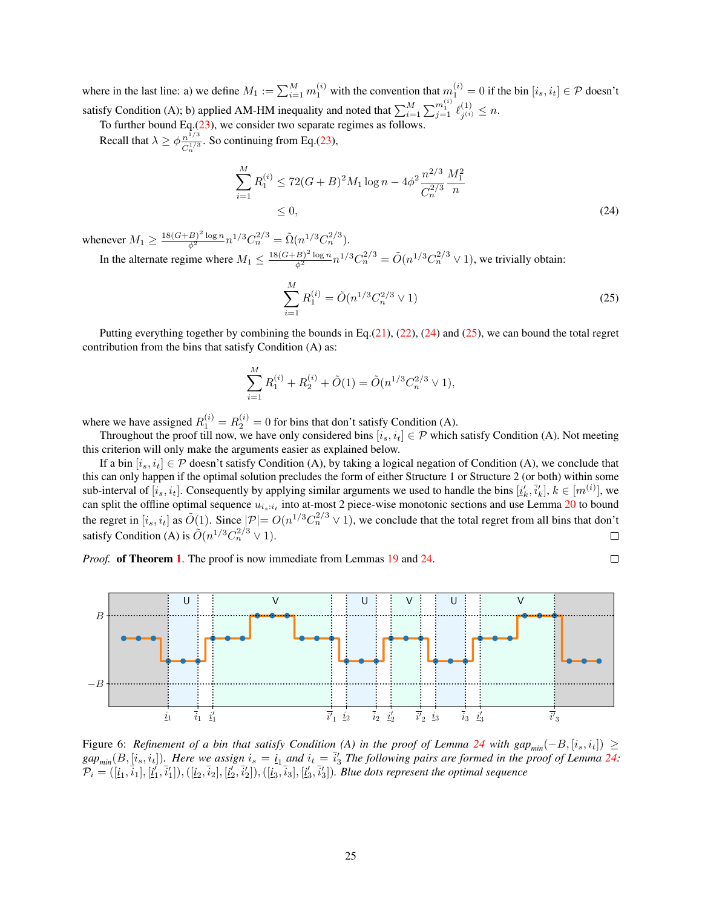where in the last line: a) we define $M_1 := \sum_{i=1}^{M} m_1^{(i)}$ with the convention that $m_1^{(i)} = 0$ if the bin $[i_s, i_t] \in \mathcal{P}$ doesn't satisfy Condition (A); b) applied AM-HM inequality and noted that $\sum_{i=1}^{M} \sum_{j=1}^{m_1^{(i)}} \ell_{j^{(i)}}^{(1)} \leq n$.

To further bound Eq.(23), we consider two separate regimes as follows.

Recall that $\lambda \geq \phi \frac{n^{1/3}}{C_n^{1/3}}$. So continuing from Eq.(23),

$$
\begin{aligned}
\sum_{i=1}^{M} R_1^{(i)} &\leq 72(G+B)^2 M_1 \log n - 4\phi^2 \frac{n^{2/3}}{C_n^{2/3}} \frac{M_1^2}{n} \\
&\leq 0,
\end{aligned} \tag{24}
$$

whenever $M_1 \geq \frac{18(G+B)^2 \log n}{\phi^2} n^{1/3} C_n^{2/3} = \tilde{\Omega}(n^{1/3} C_n^{2/3})$.

In the alternate regime where $M_1 \leq \frac{18(G+B)^2 \log n}{\phi^2} n^{1/3} C_n^{2/3} = \tilde{O}(n^{1/3} C_n^{2/3} \vee 1)$, we trivially obtain:

$$
\sum_{i=1}^{M} R_1^{(i)} = \tilde{O}(n^{1/3} C_n^{2/3} \vee 1) \tag{25}
$$

Putting everything together by combining the bounds in Eq.(21), (22), (24) and (25), we can bound the total regret contribution from the bins that satisfy Condition (A) as:

$$
\sum_{i=1}^{M} R_1^{(i)} + R_2^{(i)} + \tilde{O}(1) = \tilde{O}(n^{1/3} C_n^{2/3} \vee 1),
$$

where we have assigned $R_1^{(i)} = R_2^{(i)} = 0$ for bins that don't satisfy Condition (A).

Throughout the proof till now, we have only considered bins $[i_s, i_t] \in \mathcal{P}$ which satisfy Condition (A). Not meeting this criterion will only make the arguments easier as explained below.

If a bin $[i_s, i_t] \in \mathcal{P}$ doesn't satisfy Condition (A), by taking a logical negation of Condition (A), we conclude that this can only happen if the optimal solution precludes the form of either Structure 1 or Structure 2 (or both) within some sub-interval of $[i_s, i_t]$. Consequently by applying similar arguments we used to handle the bins $[\underline{i}'_k, \bar{i}'_k]$, $k \in [m^{(i)}]$, we can split the offline optimal sequence $u_{i_s:i_t}$ into at-most 2 piece-wise monotonic sections and use Lemma 20 to bound the regret in $[i_s, i_t]$ as $\tilde{O}(1)$. Since $|\mathcal{P}| = O(n^{1/3} C_n^{2/3} \vee 1)$, we conclude that the total regret from all bins that don't satisfy Condition (A) is $\tilde{O}(n^{1/3} C_n^{2/3} \vee 1)$. ☐

*Proof.* **of Theorem 1**. The proof is now immediate from Lemmas 19 and 24. ☐

U
V
U
V
U
V
$B$
$-B$
$\underline{i}_1$ $\bar{i}_1$ $\underline{i}'_1$ $\bar{i}'_1$ $\underline{i}_2$ $\bar{i}_2$ $\underline{i}'_2$ $\bar{i}'_2$ $\underline{i}_3$ $\bar{i}_3$ $\underline{i}'_3$ $\bar{i}'_3$

*Figure 6: Refinement of a bin that satisfy Condition (A) in the proof of Lemma 24 with $gap_{min}(-B, [i_s, i_t]) \geq gap_{min}(B, [i_s, i_t])$. Here we assign $i_s = \underline{i}_1$ and $i_t = \bar{i}'_3$ The following pairs are formed in the proof of Lemma 24: $\mathcal{P}_i = ([\underline{i}_1, \bar{i}_1], [\underline{i}'_1, \bar{i}'_1]), ([\underline{i}_2, \bar{i}_2], [\underline{i}'_2, \bar{i}'_2]), ([\underline{i}_3, \bar{i}_3], [\underline{i}'_3, \bar{i}'_3])$. Blue dots represent the optimal sequence*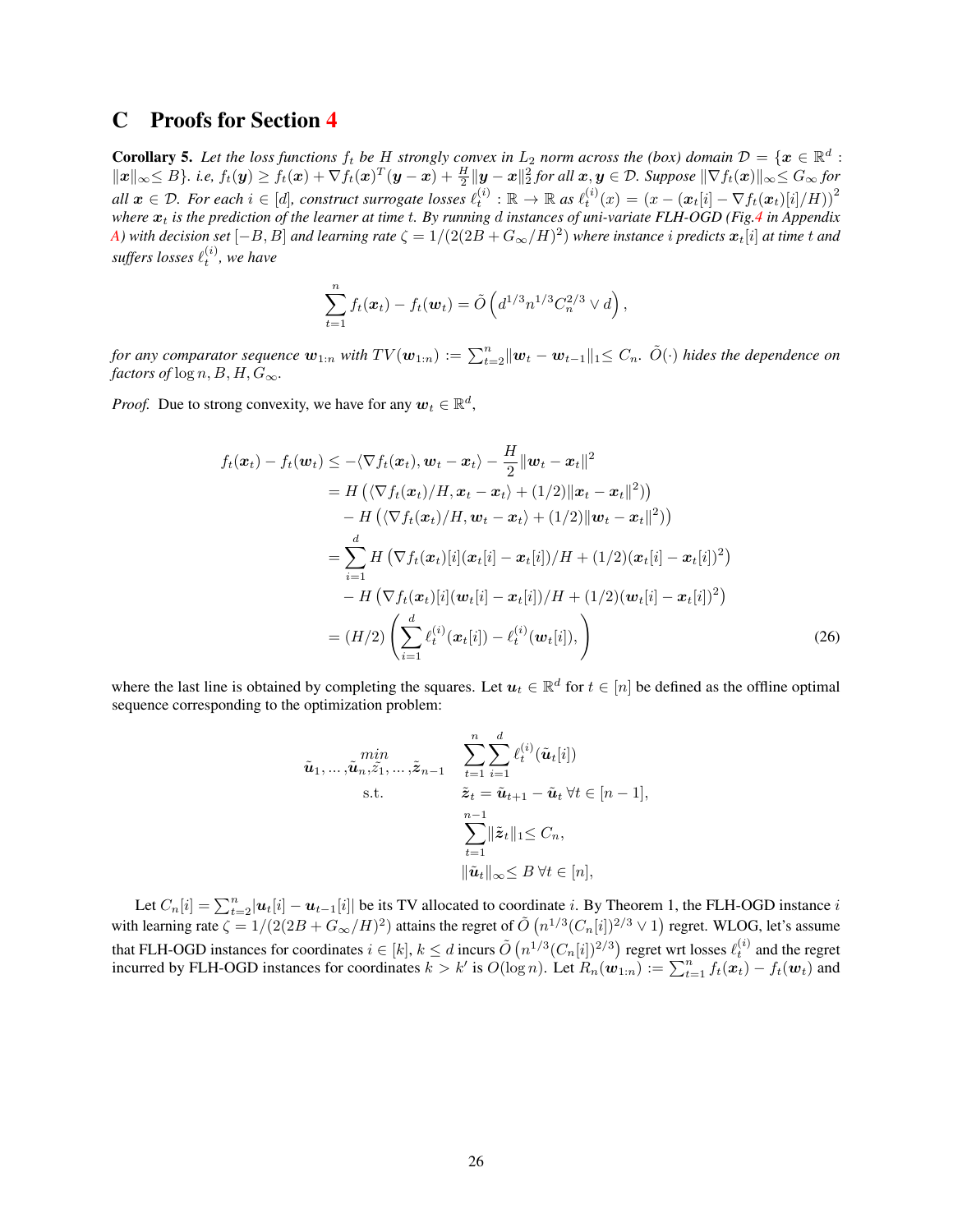# C Proofs for Section 4

**Corollary 5.** *Let the loss functions $f_t$ be $H$ strongly convex in $L_2$ norm across the (box) domain $\mathcal{D} = \{\boldsymbol{x} \in \mathbb{R}^d : \|\boldsymbol{x}\|_\infty \leq B\}$. i.e, $f_t(\boldsymbol{y}) \geq f_t(\boldsymbol{x}) + \nabla f_t(\boldsymbol{x})^T(\boldsymbol{y} - \boldsymbol{x}) + \frac{H}{2}\|\boldsymbol{y} - \boldsymbol{x}\|_2^2$ for all $\boldsymbol{x}, \boldsymbol{y} \in \mathcal{D}$. Suppose $\|\nabla f_t(\boldsymbol{x})\|_\infty \leq G_\infty$ for all $\boldsymbol{x} \in \mathcal{D}$. For each $i \in [d]$, construct surrogate losses $\ell_t^{(i)} : \mathbb{R} \to \mathbb{R}$ as $\ell_t^{(i)}(x) = (x - (\boldsymbol{x}_t[i] - \nabla f_t(\boldsymbol{x}_t)[i]/H))^2$ where $\boldsymbol{x}_t$ is the prediction of the learner at time $t$. By running $d$ instances of uni-variate FLH-OGD (Fig.4 in Appendix A) with decision set $[-B, B]$ and learning rate $\zeta = 1/(2(2B + G_\infty/H)^2)$ where instance $i$ predicts $\boldsymbol{x}_t[i]$ at time $t$ and suffers losses $\ell_t^{(i)}$, we have*

$$
\sum_{t=1}^{n} f_t(\boldsymbol{x}_t) - f_t(\boldsymbol{w}_t) = \tilde{O}\left(d^{1/3} n^{1/3} C_n^{2/3} \vee d\right),
$$

*for any comparator sequence $\boldsymbol{w}_{1:n}$ with $TV(\boldsymbol{w}_{1:n}) := \sum_{t=2}^{n} \|\boldsymbol{w}_t - \boldsymbol{w}_{t-1}\|_1 \leq C_n$. $\tilde{O}(\cdot)$ hides the dependence on factors of $\log n, B, H, G_\infty$.*

*Proof.* Due to strong convexity, we have for any $\boldsymbol{w}_t \in \mathbb{R}^d$,

$$
\begin{aligned}
f_t(\boldsymbol{x}_t) - f_t(\boldsymbol{w}_t) &\leq -\langle \nabla f_t(\boldsymbol{x}_t), \boldsymbol{w}_t - \boldsymbol{x}_t \rangle - \frac{H}{2}\|\boldsymbol{w}_t - \boldsymbol{x}_t\|^2 \\
&= H\left(\langle \nabla f_t(\boldsymbol{x}_t)/H, \boldsymbol{x}_t - \boldsymbol{x}_t \rangle + (1/2)\|\boldsymbol{x}_t - \boldsymbol{x}_t\|^2\right) \\
&\quad - H\left(\langle \nabla f_t(\boldsymbol{x}_t)/H, \boldsymbol{w}_t - \boldsymbol{x}_t \rangle + (1/2)\|\boldsymbol{w}_t - \boldsymbol{x}_t\|^2\right) \\
&= \sum_{i=1}^{d} H\left(\nabla f_t(\boldsymbol{x}_t)[i](\boldsymbol{x}_t[i] - \boldsymbol{x}_t[i])/H + (1/2)(\boldsymbol{x}_t[i] - \boldsymbol{x}_t[i])^2\right) \\
&\quad - H\left(\nabla f_t(\boldsymbol{x}_t)[i](\boldsymbol{w}_t[i] - \boldsymbol{x}_t[i])/H + (1/2)(\boldsymbol{w}_t[i] - \boldsymbol{x}_t[i])^2\right) \\
&= (H/2)\left(\sum_{i=1}^{d} \ell_t^{(i)}(\boldsymbol{x}_t[i]) - \ell_t^{(i)}(\boldsymbol{w}_t[i]),\right) \qquad (26)
\end{aligned}
$$

where the last line is obtained by completing the squares. Let $\boldsymbol{u}_t \in \mathbb{R}^d$ for $t \in [n]$ be defined as the offline optimal sequence corresponding to the optimization problem:

$$
\begin{aligned}
\min_{\tilde{\boldsymbol{u}}_1, \ldots, \tilde{\boldsymbol{u}}_n, \tilde{z}_1, \ldots, \tilde{\boldsymbol{z}}_{n-1}} \quad & \sum_{t=1}^{n} \sum_{i=1}^{d} \ell_t^{(i)}(\tilde{\boldsymbol{u}}_t[i]) \\
\text{s.t.} \quad & \tilde{\boldsymbol{z}}_t = \tilde{\boldsymbol{u}}_{t+1} - \tilde{\boldsymbol{u}}_t \; \forall t \in [n-1], \\
& \sum_{t=1}^{n-1} \|\tilde{\boldsymbol{z}}_t\|_1 \leq C_n, \\
& \|\tilde{\boldsymbol{u}}_t\|_\infty \leq B \; \forall t \in [n],
\end{aligned}
$$

Let $C_n[i] = \sum_{t=2}^{n} |\boldsymbol{u}_t[i] - \boldsymbol{u}_{t-1}[i]|$ be its TV allocated to coordinate $i$. By Theorem 1, the FLH-OGD instance $i$ with learning rate $\zeta = 1/(2(2B + G_\infty/H)^2)$ attains the regret of $\tilde{O}\left(n^{1/3}(C_n[i])^{2/3} \vee 1\right)$ regret. WLOG, let's assume that FLH-OGD instances for coordinates $i \in [k]$, $k \leq d$ incurs $\tilde{O}\left(n^{1/3}(C_n[i])^{2/3}\right)$ regret wrt losses $\ell_t^{(i)}$ and the regret incurred by FLH-OGD instances for coordinates $k > k'$ is $O(\log n)$. Let $R_n(\boldsymbol{w}_{1:n}) := \sum_{t=1}^{n} f_t(\boldsymbol{x}_t) - f(\boldsymbol{w}_t)$ and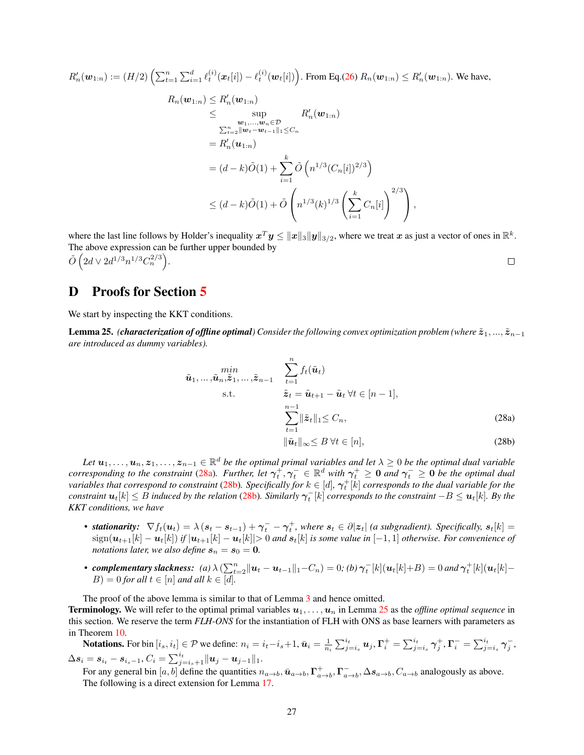$R_n'(\boldsymbol{w}_{1:n}) := (H/2)\left(\sum_{t=1}^n \sum_{i=1}^d \ell_t^{(i)}(\boldsymbol{x}_t[i]) - \ell_t^{(i)}(\boldsymbol{w}_t[i])\right)$. From Eq.(26) $R_n(\boldsymbol{w}_{1:n}) \leq R_n'(\boldsymbol{w}_{1:n})$. We have,

$$
\begin{aligned}
R_n(\boldsymbol{w}_{1:n}) &\leq R_n'(\boldsymbol{w}_{1:n}) \\
&\leq \sup_{\substack{\boldsymbol{w}_1,\dots,\boldsymbol{w}_n \in \mathcal{D} \\ \sum_{t=2}^n \|\boldsymbol{w}_t - \boldsymbol{w}_{t-1}\|_1 \leq C_n}} R_n'(\boldsymbol{w}_{1:n}) \\
&= R_n'(\boldsymbol{u}_{1:n}) \\
&= (d-k)\tilde{O}(1) + \sum_{i=1}^k \tilde{O}\left(n^{1/3}(C_n[i])^{2/3}\right) \\
&\leq (d-k)\tilde{O}(1) + \tilde{O}\left(n^{1/3}(k)^{1/3}\left(\sum_{i=1}^k C_n[i]\right)^{2/3}\right),
\end{aligned}
$$

where the last line follows by Holder's inequality $\boldsymbol{x}^T\boldsymbol{y} \leq \|\boldsymbol{x}\|_3 \|\boldsymbol{y}\|_{3/2}$, where we treat $\boldsymbol{x}$ as just a vector of ones in $\mathbb{R}^k$. The above expression can be further upper bounded by
$\tilde{O}\left(2d \vee 2d^{1/3}n^{1/3}C_n^{2/3}\right)$. □

# D Proofs for Section 5

We start by inspecting the KKT conditions.

**Lemma 25.** *(**characterization of offline optimal**) Consider the following convex optimization problem (where $\tilde{\boldsymbol{z}}_1, \dots, \tilde{\boldsymbol{z}}_{n-1}$ are introduced as dummy variables).*

$$
\begin{aligned}
\min_{\tilde{\boldsymbol{u}}_1,\dots,\tilde{\boldsymbol{u}}_n, \tilde{\boldsymbol{z}}_1,\dots,\tilde{\boldsymbol{z}}_{n-1}} \quad & \sum_{t=1}^n f_t(\tilde{\boldsymbol{u}}_t) \\
\text{s.t.} \quad & \tilde{\boldsymbol{z}}_t = \tilde{\boldsymbol{u}}_{t+1} - \tilde{\boldsymbol{u}}_t \;\forall t \in [n-1], \\
& \sum_{t=1}^{n-1} \|\tilde{\boldsymbol{z}}_t\|_1 \leq C_n, && (28a) \\
& \|\tilde{\boldsymbol{u}}_t\|_\infty \leq B \;\forall t \in [n], && (28b)
\end{aligned}
$$

*Let $\boldsymbol{u}_1, \dots, \boldsymbol{u}_n, \boldsymbol{z}_1, \dots, \boldsymbol{z}_{n-1} \in \mathbb{R}^d$ be the optimal primal variables and let $\lambda \geq 0$ be the optimal dual variable corresponding to the constraint (28a). Further, let $\boldsymbol{\gamma}_t^+, \boldsymbol{\gamma}_t^- \in \mathbb{R}^d$ with $\boldsymbol{\gamma}_t^+ \geq \boldsymbol{0}$ and $\boldsymbol{\gamma}_t^- \geq \boldsymbol{0}$ be the optimal dual variables that correspond to constraint (28b). Specifically for $k \in [d]$, $\boldsymbol{\gamma}_t^+[k]$ corresponds to the dual variable for the constraint $\boldsymbol{u}_t[k] \leq B$ induced by the relation (28b). Similarly $\boldsymbol{\gamma}_t^-[k]$ corresponds to the constraint $-B \leq \boldsymbol{u}_t[k]$. By the KKT conditions, we have*

- ***stationarity:*** *$\nabla f_t(\boldsymbol{u}_t) = \lambda(\boldsymbol{s}_t - \boldsymbol{s}_{t-1}) + \boldsymbol{\gamma}_t^- - \boldsymbol{\gamma}_t^+$, where $\boldsymbol{s}_t \in \partial|\boldsymbol{z}_t|$ (a subgradient). Specifically, $\boldsymbol{s}_t[k] = \mathrm{sign}(\boldsymbol{u}_{t+1}[k] - \boldsymbol{u}_t[k])$ if $|\boldsymbol{u}_{t+1}[k] - \boldsymbol{u}_t[k]| > 0$ and $\boldsymbol{s}_t[k]$ is some value in $[-1, 1]$ otherwise. For convenience of notations later, we also define $\boldsymbol{s}_n = \boldsymbol{s}_0 = \boldsymbol{0}$.*
- ***complementary slackness:*** *(a) $\lambda\left(\sum_{t=2}^n \|\boldsymbol{u}_t - \boldsymbol{u}_{t-1}\|_1 - C_n\right) = 0$; (b) $\boldsymbol{\gamma}_t^-[k](\boldsymbol{u}_t[k] + B) = 0$ and $\boldsymbol{\gamma}_t^+[k](\boldsymbol{u}_t[k] - B) = 0$ for all $t \in [n]$ and all $k \in [d]$.*

The proof of the above lemma is similar to that of Lemma 3 and hence omitted.

**Terminology.** We will refer to the optimal primal variables $\boldsymbol{u}_1, \dots, \boldsymbol{u}_n$ in Lemma 25 as the *offline optimal sequence* in this section. We reserve the term *FLH-ONS* for the instantiation of FLH with ONS as base learners with parameters as in Theorem 10.

**Notations.** For bin $[i_s, i_t] \in \mathcal{P}$ we define: $n_i = i_t - i_s + 1$, $\bar{\boldsymbol{u}}_i = \frac{1}{n_i}\sum_{j=i_s}^{i_t} \boldsymbol{u}_j$, $\boldsymbol{\Gamma}_i^+ = \sum_{j=i_s}^{i_t} \boldsymbol{\gamma}_j^+$, $\boldsymbol{\Gamma}_i^- = \sum_{j=i_s}^{i_t} \boldsymbol{\gamma}_j^-$, $\Delta\boldsymbol{s}_i = \boldsymbol{s}_{i_t} - \boldsymbol{s}_{i_s - 1}$, $C_i = \sum_{j=i_s+1}^{i_t} \|\boldsymbol{u}_j - \boldsymbol{u}_{j-1}\|_1$.

For any general bin $[a, b]$ define the quantities $n_{a\to b}, \bar{\boldsymbol{u}}_{a\to b}, \boldsymbol{\Gamma}_{a\to b}^+, \boldsymbol{\Gamma}_{a\to b}^-, \Delta\boldsymbol{s}_{a\to b}, C_{a\to b}$ analogously as above.

The following is a direct extension for Lemma 17.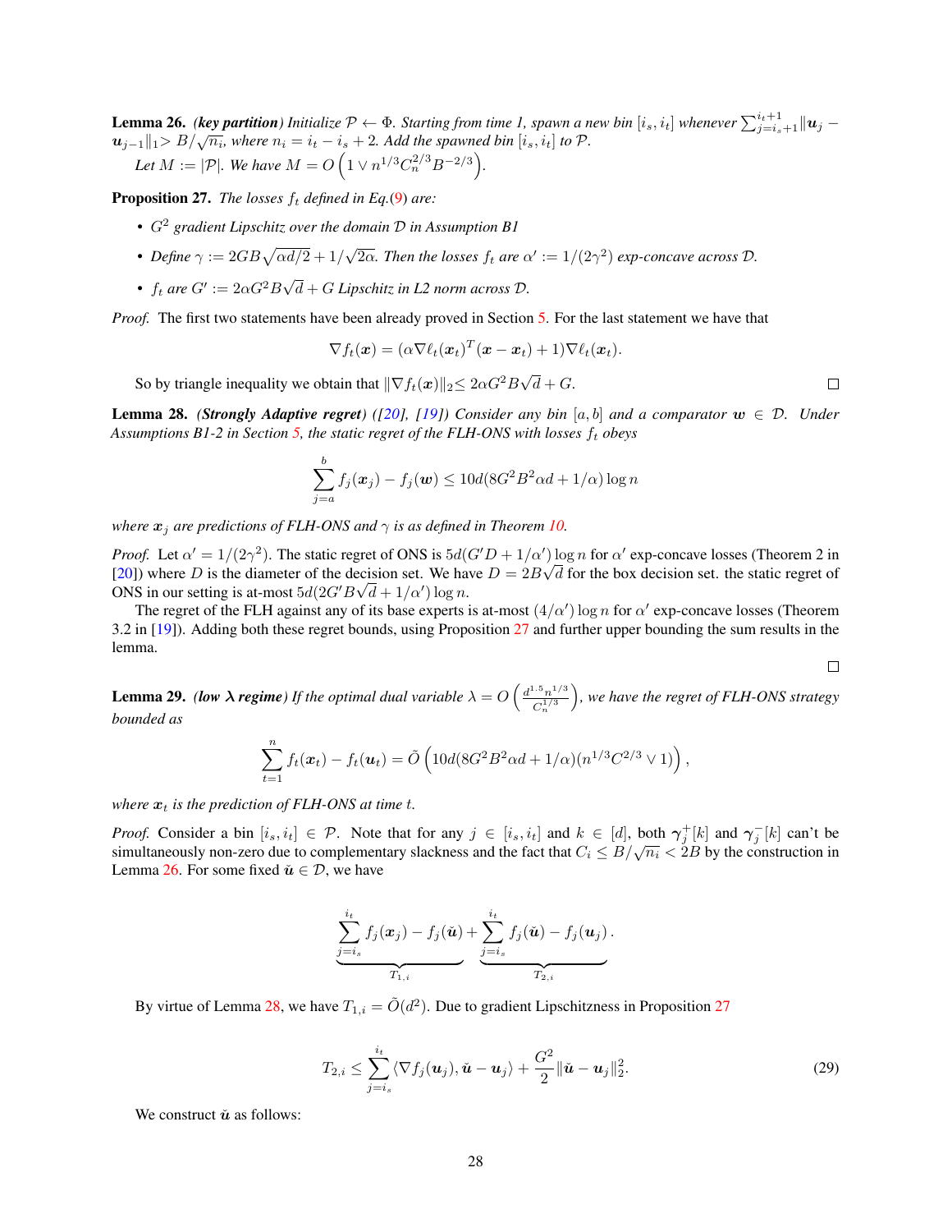**Lemma 26.** ***(key partition)*** *Initialize $\mathcal{P} \leftarrow \Phi$. Starting from time 1, spawn a new bin $[i_s, i_t]$ whenever $\sum_{j=i_s+1}^{i_t+1} \|\boldsymbol{u}_j - \boldsymbol{u}_{j-1}\|_1 > B/\sqrt{n_i}$, where $n_i = i_t - i_s + 2$. Add the spawned bin $[i_s, i_t]$ to $\mathcal{P}$.*

*Let $M := |\mathcal{P}|$. We have $M = O\left(1 \vee n^{1/3} C_n^{2/3} B^{-2/3}\right)$.*

**Proposition 27.** *The losses $f_t$ defined in Eq.(9) are:*

- *$G^2$ gradient Lipschitz over the domain $\mathcal{D}$ in Assumption B1*
- *Define $\gamma := 2GB\sqrt{\alpha d/2} + 1/\sqrt{2\alpha}$. Then the losses $f_t$ are $\alpha' := 1/(2\gamma^2)$ exp-concave across $\mathcal{D}$.*
- *$f_t$ are $G' := 2\alpha G^2 B\sqrt{d} + G$ Lipschitz in L2 norm across $\mathcal{D}$.*

*Proof.* The first two statements have been already proved in Section 5. For the last statement we have that

$$\nabla f_t(\boldsymbol{x}) = (\alpha \nabla \ell_t(\boldsymbol{x}_t)^T (\boldsymbol{x} - \boldsymbol{x}_t) + 1)\nabla \ell_t(\boldsymbol{x}_t).$$

So by triangle inequality we obtain that $\|\nabla f_t(\boldsymbol{x})\|_2 \leq 2\alpha G^2 B\sqrt{d} + G$. □

**Lemma 28.** ***(Strongly Adaptive regret)*** *([20], [19]) Consider any bin $[a, b]$ and a comparator $\boldsymbol{w} \in \mathcal{D}$. Under Assumptions B1-2 in Section 5, the static regret of the FLH-ONS with losses $f_t$ obeys*

$$\sum_{j=a}^{b} f_j(\boldsymbol{x}_j) - f_j(\boldsymbol{w}) \leq 10d(8G^2B^2\alpha d + 1/\alpha)\log n$$

*where $\boldsymbol{x}_j$ are predictions of FLH-ONS and $\gamma$ is as defined in Theorem 10.*

*Proof.* Let $\alpha' = 1/(2\gamma^2)$. The static regret of ONS is $5d(G'D + 1/\alpha')\log n$ for $\alpha'$ exp-concave losses (Theorem 2 in [20]) where $D$ is the diameter of the decision set. We have $D = 2B\sqrt{d}$ for the box decision set. the static regret of ONS in our setting is at-most $5d(2G'B\sqrt{d} + 1/\alpha')\log n$.

The regret of the FLH against any of its base experts is at-most $(4/\alpha')\log n$ for $\alpha'$ exp-concave losses (Theorem 3.2 in [19]). Adding both these regret bounds, using Proposition 27 and further upper bounding the sum results in the lemma. □

**Lemma 29.** ***(low $\lambda$ regime)*** *If the optimal dual variable $\lambda = O\left(\frac{d^{1.5} n^{1/3}}{C_n^{1/3}}\right)$, we have the regret of FLH-ONS strategy bounded as*

$$\sum_{t=1}^{n} f_t(\boldsymbol{x}_t) - f_t(\boldsymbol{u}_t) = \tilde{O}\left(10d(8G^2B^2\alpha d + 1/\alpha)(n^{1/3}C^{2/3} \vee 1)\right),$$

*where $\boldsymbol{x}_t$ is the prediction of FLH-ONS at time $t$.*

*Proof.* Consider a bin $[i_s, i_t] \in \mathcal{P}$. Note that for any $j \in [i_s, i_t]$ and $k \in [d]$, both $\boldsymbol{\gamma}_j^+[k]$ and $\boldsymbol{\gamma}_j^-[k]$ can't be simultaneously non-zero due to complementary slackness and the fact that $C_i \leq B/\sqrt{n_i} < 2B$ by the construction in Lemma 26. For some fixed $\check{\boldsymbol{u}} \in \mathcal{D}$, we have

$$\underbrace{\sum_{j=i_s}^{i_t} f_j(\boldsymbol{x}_j) - f_j(\check{\boldsymbol{u}})}_{T_{1,i}} + \underbrace{\sum_{j=i_s}^{i_t} f_j(\check{\boldsymbol{u}}) - f_j(\boldsymbol{u}_j)}_{T_{2,i}}.$$

By virtue of Lemma 28, we have $T_{1,i} = \tilde{O}(d^2)$. Due to gradient Lipschitzness in Proposition 27

$$T_{2,i} \leq \sum_{j=i_s}^{i_t} \langle \nabla f_j(\boldsymbol{u}_j), \check{\boldsymbol{u}} - \boldsymbol{u}_j \rangle + \frac{G^2}{2}\|\check{\boldsymbol{u}} - \boldsymbol{u}_j\|_2^2. \tag{29}$$

We construct $\check{\boldsymbol{u}}$ as follows: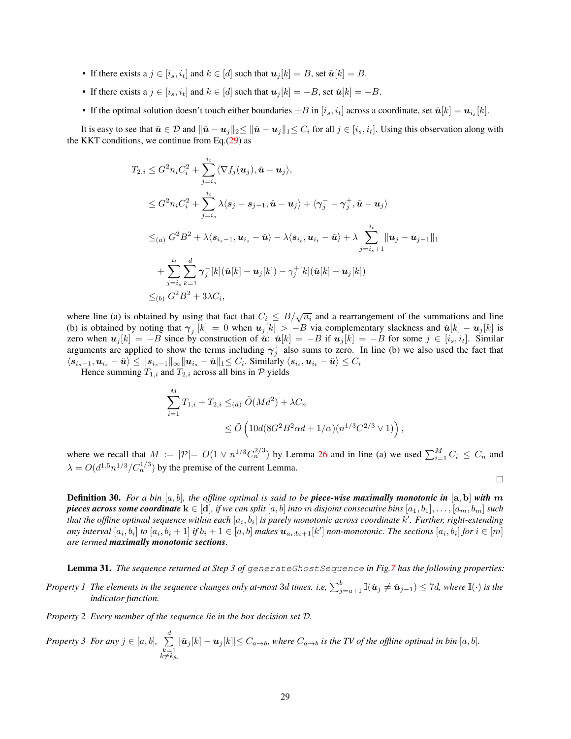- If there exists a $j \in [i_s, i_t]$ and $k \in [d]$ such that $\boldsymbol{u}_j[k] = B$, set $\check{\boldsymbol{u}}[k] = B$.
- If there exists a $j \in [i_s, i_t]$ and $k \in [d]$ such that $\boldsymbol{u}_j[k] = -B$, set $\check{\boldsymbol{u}}[k] = -B$.
- If the optimal solution doesn't touch either boundaries $\pm B$ in $[i_s, i_t]$ across a coordinate, set $\check{\boldsymbol{u}}[k] = \boldsymbol{u}_{i_s}[k]$.

It is easy to see that $\check{\boldsymbol{u}} \in \mathcal{D}$ and $\|\check{\boldsymbol{u}} - \boldsymbol{u}_j\|_2 \leq \|\check{\boldsymbol{u}} - \boldsymbol{u}_j\|_1 \leq C_i$ for all $j \in [i_s, i_t]$. Using this observation along with the KKT conditions, we continue from Eq.(29) as

$$
\begin{aligned}
T_{2,i} &\leq G^2 n_i C_i^2 + \sum_{j=i_s}^{i_t} \langle \nabla f_j(\boldsymbol{u}_j), \check{\boldsymbol{u}} - \boldsymbol{u}_j \rangle, \\
&\leq G^2 n_i C_i^2 + \sum_{j=i_s}^{i_t} \lambda \langle \boldsymbol{s}_j - \boldsymbol{s}_{j-1}, \check{\boldsymbol{u}} - \boldsymbol{u}_j \rangle + \langle \boldsymbol{\gamma}_j^- - \boldsymbol{\gamma}_j^+, \check{\boldsymbol{u}} - \boldsymbol{u}_j \rangle \\
&\leq_{(a)} G^2 B^2 + \lambda \langle \boldsymbol{s}_{i_s - 1}, \boldsymbol{u}_{i_s} - \check{\boldsymbol{u}} \rangle - \lambda \langle \boldsymbol{s}_{i_t}, \boldsymbol{u}_{i_t} - \check{\boldsymbol{u}} \rangle + \lambda \sum_{j=i_s+1}^{i_t} \|\boldsymbol{u}_j - \boldsymbol{u}_{j-1}\|_1 \\
&\quad + \sum_{j=i_s}^{i_t} \sum_{k=1}^{d} \boldsymbol{\gamma}_j^-[k](\check{\boldsymbol{u}}[k] - \boldsymbol{u}_j[k]) - \gamma_j^+[k](\check{\boldsymbol{u}}[k] - \boldsymbol{u}_j[k]) \\
&\leq_{(b)} G^2 B^2 + 3\lambda C_i,
\end{aligned}
$$

where line (a) is obtained by using that fact that $C_i \leq B/\sqrt{n_i}$ and a rearrangement of the summations and line (b) is obtained by noting that $\boldsymbol{\gamma}_j^-[k] = 0$ when $\boldsymbol{u}_j[k] > -B$ via complementary slackness and $\check{\boldsymbol{u}}[k] - \boldsymbol{u}_j[k]$ is zero when $\boldsymbol{u}_j[k] = -B$ since by construction of $\check{\boldsymbol{u}}$: $\check{\boldsymbol{u}}[k] = -B$ if $\boldsymbol{u}_j[k] = -B$ for some $j \in [i_s, i_t]$. Similar arguments are applied to show the terms including $\boldsymbol{\gamma}_j^+$ also sums to zero. In line (b) we also used the fact that $\langle \boldsymbol{s}_{i_s-1}, \boldsymbol{u}_{i_s} - \check{\boldsymbol{u}} \rangle \leq \|\boldsymbol{s}_{i_s-1}\|_\infty \|\boldsymbol{u}_{i_s} - \check{\boldsymbol{u}}\|_1 \leq C_i$. Similarly $\langle \boldsymbol{s}_{i_t}, \boldsymbol{u}_{i_t} - \check{\boldsymbol{u}} \rangle \leq C_i$

Hence summing $T_{1,i}$ and $T_{2,i}$ across all bins in $\mathcal{P}$ yields

$$
\begin{aligned}
\sum_{i=1}^{M} T_{1,i} + T_{2,i} &\leq_{(a)} \tilde{O}(Md^2) + \lambda C_n \\
&\leq \tilde{O}\left(10d(8G^2B^2\alpha d + 1/\alpha)(n^{1/3}C^{2/3} \vee 1)\right),
\end{aligned}
$$

where we recall that $M := |\mathcal{P}| = O(1 \vee n^{1/3}C_n^{2/3})$ by Lemma 26 and in line (a) we used $\sum_{i=1}^{M} C_i \leq C_n$ and $\lambda = O(d^{1.5}n^{1/3}/C_n^{1/3})$ by the premise of the current Lemma. $\square$

**Definition 30.** *For a bin $[a, b]$, the offline optimal is said to be* ***piece-wise maximally monotonic in*** $[\mathbf{a}, \mathbf{b}]$ ***with*** $\boldsymbol{m}$ ***pieces across some coordinate*** $\mathbf{k} \in [\mathbf{d}]$, *if we can split $[a, b]$ into $m$ disjoint consecutive bins $[a_1, b_1], \ldots, [a_m, b_m]$ such that the offline optimal sequence within each $[a_i, b_i]$ is purely monotonic across coordinate $k'$. Further, right-extending any interval $[a_i, b_i]$ to $[a_i, b_i + 1]$ if $b_i + 1 \in [a, b]$ makes $\boldsymbol{u}_{a_i:b_i+1}[k']$ non-monotonic. The sections $[a_i, b_i]$ for $i \in [m]$ are termed* ***maximally monotonic sections***.

**Lemma 31.** *The sequence returned at Step 3 of* `generateGhostSequence` *in Fig.7 has the following properties:*

*Property 1* *The elements in the sequence changes only at-most $3d$ times. i.e, $\sum_{j=a+1}^{b} \mathbb{I}(\check{\boldsymbol{u}}_j \neq \check{\boldsymbol{u}}_{j-1}) \leq 7d$, where $\mathbb{I}(\cdot)$ is the indicator function.*

*Property 2* *Every member of the sequence lie in the box decision set $\mathcal{D}$.*

*Property 3* *For any $j \in [a, b]$, $\sum_{\substack{k=1 \\ k \neq k_{fix}}}^{d} |\check{\boldsymbol{u}}_j[k] - \boldsymbol{u}_j[k]| \leq C_{a \to b}$, where $C_{a \to b}$ is the TV of the offline optimal in bin $[a, b]$.*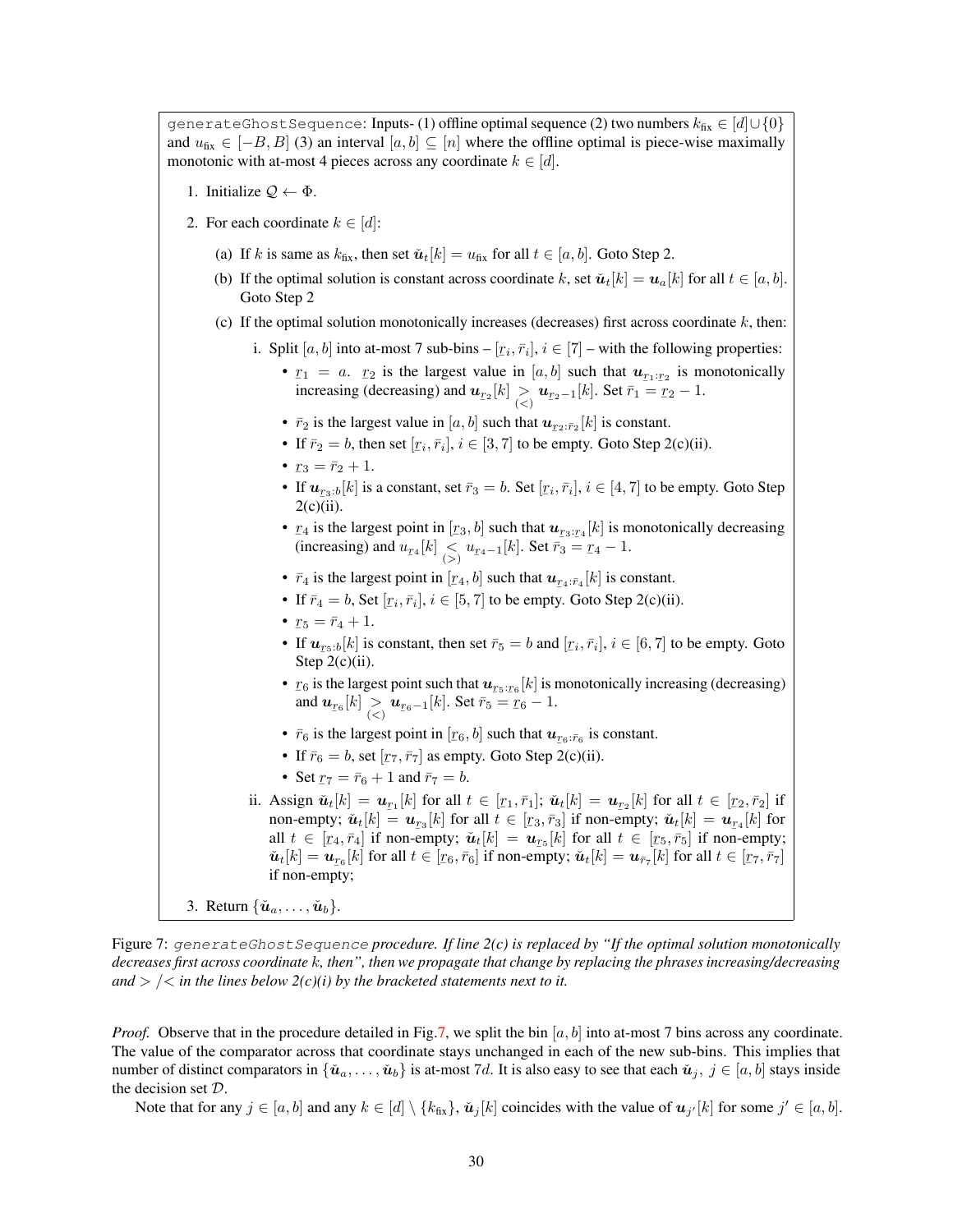generateGhostSequence: Inputs- (1) offline optimal sequence (2) two numbers $k_{\text{fix}} \in [d] \cup \{0\}$ and $u_{\text{fix}} \in [-B, B]$ (3) an interval $[a, b] \subseteq [n]$ where the offline optimal is piece-wise maximally monotonic with at-most 4 pieces across any coordinate $k \in [d]$.

1. Initialize $\mathcal{Q} \leftarrow \Phi$.
2. For each coordinate $k \in [d]$:
   (a) If $k$ is same as $k_{\text{fix}}$, then set $\check{\boldsymbol{u}}_t[k] = u_{\text{fix}}$ for all $t \in [a, b]$. Goto Step 2.
   (b) If the optimal solution is constant across coordinate $k$, set $\check{\boldsymbol{u}}_t[k] = \boldsymbol{u}_a[k]$ for all $t \in [a, b]$. Goto Step 2
   (c) If the optimal solution monotonically increases (decreases) first across coordinate $k$, then:
      i. Split $[a, b]$ into at-most 7 sub-bins – $[\underline{r}_i, \bar{r}_i]$, $i \in [7]$ – with the following properties:
         - $\underline{r}_1 = a$. $\underline{r}_2$ is the largest value in $[a, b]$ such that $\boldsymbol{u}_{\underline{r}_1:\underline{r}_2}$ is monotonically increasing (decreasing) and $\boldsymbol{u}_{\underline{r}_2}[k] \underset{(<)}{>} \boldsymbol{u}_{\underline{r}_2 - 1}[k]$. Set $\bar{r}_1 = \underline{r}_2 - 1$.
         - $\bar{r}_2$ is the largest value in $[a, b]$ such that $\boldsymbol{u}_{\underline{r}_2:\bar{r}_2}[k]$ is constant.
         - If $\bar{r}_2 = b$, then set $[\underline{r}_i, \bar{r}_i]$, $i \in [3, 7]$ to be empty. Goto Step 2(c)(ii).
         - $\underline{r}_3 = \bar{r}_2 + 1$.
         - If $\boldsymbol{u}_{\underline{r}_3:b}[k]$ is a constant, set $\bar{r}_3 = b$. Set $[\underline{r}_i, \bar{r}_i]$, $i \in [4, 7]$ to be empty. Goto Step 2(c)(ii).
         - $\underline{r}_4$ is the largest point in $[\underline{r}_3, b]$ such that $\boldsymbol{u}_{\underline{r}_3:\underline{r}_4}[k]$ is monotonically decreasing (increasing) and $u_{\underline{r}_4}[k] \underset{(>)}{<} u_{\underline{r}_4 - 1}[k]$. Set $\bar{r}_3 = \underline{r}_4 - 1$.
         - $\bar{r}_4$ is the largest point in $[\underline{r}_4, b]$ such that $\boldsymbol{u}_{\underline{r}_4:\bar{r}_4}[k]$ is constant.
         - If $\bar{r}_4 = b$, Set $[\underline{r}_i, \bar{r}_i]$, $i \in [5, 7]$ to be empty. Goto Step 2(c)(ii).
         - $\underline{r}_5 = \bar{r}_4 + 1$.
         - If $\boldsymbol{u}_{\underline{r}_5:b}[k]$ is constant, then set $\bar{r}_5 = b$ and $[\underline{r}_i, \bar{r}_i]$, $i \in [6, 7]$ to be empty. Goto Step 2(c)(ii).
         - $\underline{r}_6$ is the largest point such that $\boldsymbol{u}_{\underline{r}_5:\underline{r}_6}[k]$ is monotonically increasing (decreasing) and $\boldsymbol{u}_{\underline{r}_6}[k] \underset{(<)}{>} \boldsymbol{u}_{\underline{r}_6 - 1}[k]$. Set $\bar{r}_5 = \underline{r}_6 - 1$.
         - $\bar{r}_6$ is the largest point in $[\underline{r}_6, b]$ such that $\boldsymbol{u}_{\underline{r}_6:\bar{r}_6}$ is constant.
         - If $\bar{r}_6 = b$, set $[\underline{r}_7, \bar{r}_7]$ as empty. Goto Step 2(c)(ii).
         - Set $\underline{r}_7 = \bar{r}_6 + 1$ and $\bar{r}_7 = b$.

      ii. Assign $\check{\boldsymbol{u}}_t[k] = \boldsymbol{u}_{\underline{r}_1}[k]$ for all $t \in [\underline{r}_1, \bar{r}_1]$; $\check{\boldsymbol{u}}_t[k] = \boldsymbol{u}_{\underline{r}_2}[k]$ for all $t \in [\underline{r}_2, \bar{r}_2]$ if non-empty; $\check{\boldsymbol{u}}_t[k] = \boldsymbol{u}_{\underline{r}_3}[k]$ for all $t \in [\underline{r}_3, \bar{r}_3]$ if non-empty; $\check{\boldsymbol{u}}_t[k] = \boldsymbol{u}_{\underline{r}_4}[k]$ for all $t \in [\underline{r}_4, \bar{r}_4]$ if non-empty; $\check{\boldsymbol{u}}_t[k] = \boldsymbol{u}_{\underline{r}_5}[k]$ for all $t \in [\underline{r}_5, \bar{r}_5]$ if non-empty; $\check{\boldsymbol{u}}_t[k] = \boldsymbol{u}_{\underline{r}_6}[k]$ for all $t \in [\underline{r}_6, \bar{r}_6]$ if non-empty; $\check{\boldsymbol{u}}_t[k] = \boldsymbol{u}_{\bar{r}_7}[k]$ for all $t \in [\underline{r}_7, \bar{r}_7]$ if non-empty;
3. Return $\{\check{\boldsymbol{u}}_a, \ldots, \check{\boldsymbol{u}}_b\}$.

Figure 7: *generateGhostSequence procedure. If line 2(c) is replaced by "If the optimal solution monotonically decreases first across coordinate $k$, then", then we propagate that change by replacing the phrases increasing/decreasing and $>$ / $<$ in the lines below 2(c)(i) by the bracketed statements next to it.*

*Proof.* Observe that in the procedure detailed in Fig.7, we split the bin $[a, b]$ into at-most 7 bins across any coordinate. The value of the comparator across that coordinate stays unchanged in each of the new sub-bins. This implies that number of distinct comparators in $\{\check{\boldsymbol{u}}_a, \ldots, \check{\boldsymbol{u}}_b\}$ is at-most $7d$. It is also easy to see that each $\check{\boldsymbol{u}}_j$, $j \in [a, b]$ stays inside the decision set $\mathcal{D}$.

Note that for any $j \in [a, b]$ and any $k \in [d] \setminus \{k_{\text{fix}}\}$, $\check{\boldsymbol{u}}_j[k]$ coincides with the value of $\boldsymbol{u}_{j'}[k]$ for some $j' \in [a, b]$.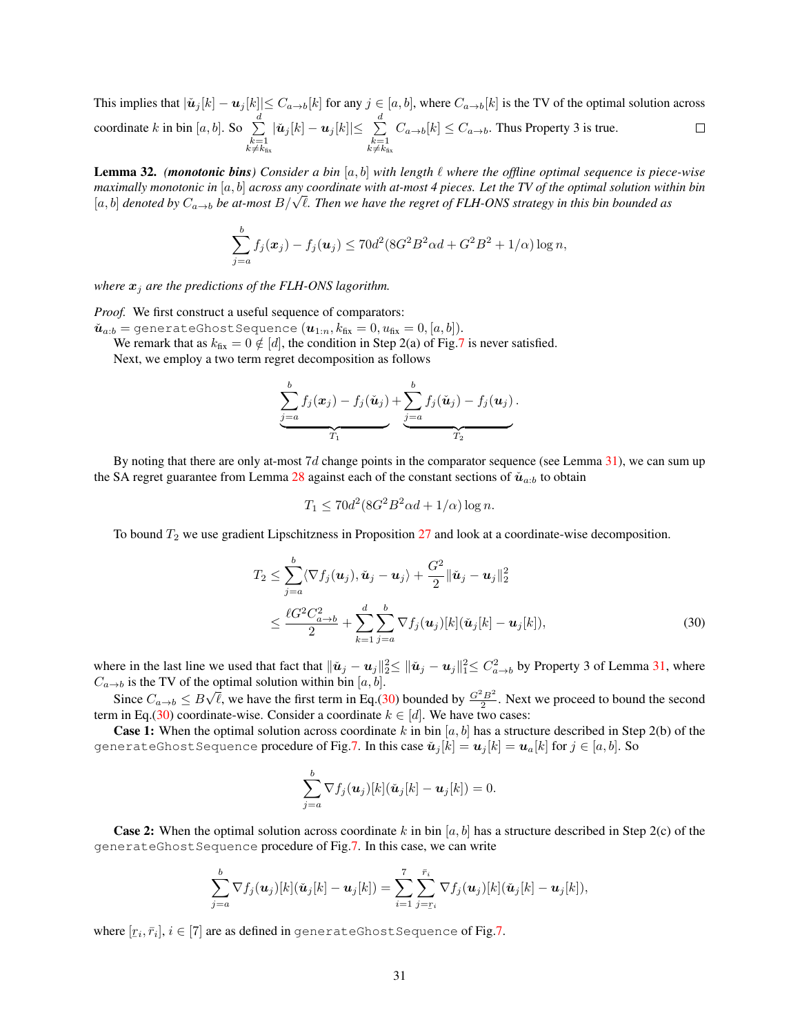This implies that $|\check{\boldsymbol{u}}_j[k] - \boldsymbol{u}_j[k]| \le C_{a\to b}[k]$ for any $j \in [a,b]$, where $C_{a\to b}[k]$ is the TV of the optimal solution across coordinate $k$ in bin $[a,b]$. So $\sum_{\substack{k=1\\k\neq k_{\text{fix}}}}^{d} |\check{\boldsymbol{u}}_j[k] - \boldsymbol{u}_j[k]| \le \sum_{\substack{k=1\\k\neq k_{\text{fix}}}}^{d} C_{a\to b}[k] \le C_{a\to b}$. Thus Property 3 is true. □

**Lemma 32.** ***(monotonic bins)*** *Consider a bin $[a,b]$ with length $\ell$ where the offline optimal sequence is piece-wise maximally monotonic in $[a,b]$ across any coordinate with at-most 4 pieces. Let the TV of the optimal solution within bin $[a,b]$ denoted by $C_{a\to b}$ be at-most $B/\sqrt{\ell}$. Then we have the regret of FLH-ONS strategy in this bin bounded as*

$$\sum_{j=a}^{b} f_j(\boldsymbol{x}_j) - f_j(\boldsymbol{u}_j) \le 70d^2(8G^2B^2\alpha d + G^2B^2 + 1/\alpha)\log n,$$

*where $\boldsymbol{x}_j$ are the predictions of the FLH-ONS lagorithm.*

*Proof.* We first construct a useful sequence of comparators:
$\check{\boldsymbol{u}}_{a:b} = \texttt{generateGhostSequence}\,(\boldsymbol{u}_{1:n}, k_{\text{fix}} = 0, u_{\text{fix}} = 0, [a,b])$.

We remark that as $k_{\text{fix}} = 0 \notin [d]$, the condition in Step 2(a) of Fig.7 is never satisfied.

Next, we employ a two term regret decomposition as follows

$$\underbrace{\sum_{j=a}^{b} f_j(\boldsymbol{x}_j) - f_j(\check{\boldsymbol{u}}_j)}_{T_1} + \underbrace{\sum_{j=a}^{b} f_j(\check{\boldsymbol{u}}_j) - f_j(\boldsymbol{u}_j)}_{T_2}.$$

By noting that there are only at-most $7d$ change points in the comparator sequence (see Lemma 31), we can sum up the SA regret guarantee from Lemma 28 against each of the constant sections of $\check{\boldsymbol{u}}_{a:b}$ to obtain

$$T_1 \le 70d^2(8G^2B^2\alpha d + 1/\alpha)\log n.$$

To bound $T_2$ we use gradient Lipschitzness in Proposition 27 and look at a coordinate-wise decomposition.

$$\begin{aligned}
T_2 &\le \sum_{j=a}^{b} \langle \nabla f_j(\boldsymbol{u}_j), \check{\boldsymbol{u}}_j - \boldsymbol{u}_j \rangle + \frac{G^2}{2}\|\check{\boldsymbol{u}}_j - \boldsymbol{u}_j\|_2^2 \\
&\le \frac{\ell G^2 C_{a\to b}^2}{2} + \sum_{k=1}^{d}\sum_{j=a}^{b} \nabla f_j(\boldsymbol{u}_j)[k](\check{\boldsymbol{u}}_j[k] - \boldsymbol{u}_j[k]), \qquad (30)
\end{aligned}$$

where in the last line we used that fact that $\|\check{\boldsymbol{u}}_j - \boldsymbol{u}_j\|_2^2 \le \|\check{\boldsymbol{u}}_j - \boldsymbol{u}_j\|_1^2 \le C_{a\to b}^2$ by Property 3 of Lemma 31, where $C_{a\to b}$ is the TV of the optimal solution within bin $[a,b]$.

Since $C_{a\to b} \le B\sqrt{\ell}$, we have the first term in Eq.(30) bounded by $\frac{G^2B^2}{2}$. Next we proceed to bound the second term in Eq.(30) coordinate-wise. Consider a coordinate $k \in [d]$. We have two cases:

**Case 1:** When the optimal solution across coordinate $k$ in bin $[a,b]$ has a structure described in Step 2(b) of the `generateGhostSequence` procedure of Fig.7. In this case $\check{\boldsymbol{u}}_j[k] = \boldsymbol{u}_j[k] = \boldsymbol{u}_a[k]$ for $j \in [a,b]$. So

$$\sum_{j=a}^{b} \nabla f_j(\boldsymbol{u}_j)[k](\check{\boldsymbol{u}}_j[k] - \boldsymbol{u}_j[k]) = 0.$$

**Case 2:** When the optimal solution across coordinate $k$ in bin $[a,b]$ has a structure described in Step 2(c) of the `generateGhostSequence` procedure of Fig.7. In this case, we can write

$$\sum_{j=a}^{b} \nabla f_j(\boldsymbol{u}_j)[k](\check{\boldsymbol{u}}_j[k] - \boldsymbol{u}_j[k]) = \sum_{i=1}^{7}\sum_{j=\underline{r}_i}^{\bar{r}_i} \nabla f_j(\boldsymbol{u}_j)[k](\check{\boldsymbol{u}}_j[k] - \boldsymbol{u}_j[k]),$$

where $[\underline{r}_i, \bar{r}_i]$, $i \in [7]$ are as defined in `generateGhostSequence` of Fig.7.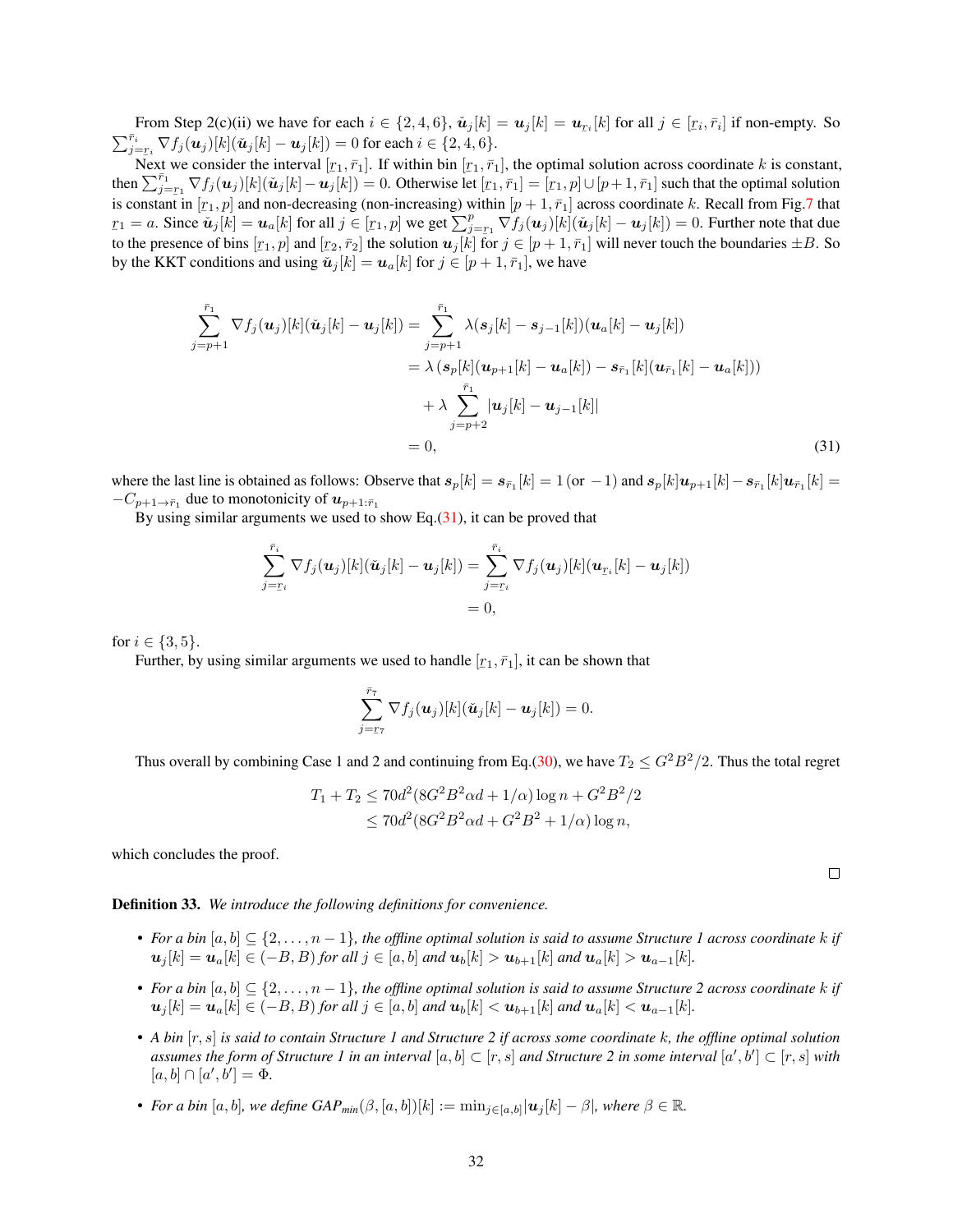From Step 2(c)(ii) we have for each $i \in \{2, 4, 6\}$, $\breve{\boldsymbol{u}}_j[k] = \boldsymbol{u}_j[k] = \boldsymbol{u}_{\underline{r}_i}[k]$ for all $j \in [\underline{r}_i, \bar{r}_i]$ if non-empty. So $\sum_{j=\underline{r}_i}^{\bar{r}_i} \nabla f_j(\boldsymbol{u}_j)[k](\breve{\boldsymbol{u}}_j[k] - \boldsymbol{u}_j[k]) = 0$ for each $i \in \{2, 4, 6\}$.

Next we consider the interval $[\underline{r}_1, \bar{r}_1]$. If within bin $[\underline{r}_1, \bar{r}_1]$, the optimal solution across coordinate $k$ is constant, then $\sum_{j=\underline{r}_1}^{\bar{r}_1} \nabla f_j(\boldsymbol{u}_j)[k](\breve{\boldsymbol{u}}_j[k] - \boldsymbol{u}_j[k]) = 0$. Otherwise let $[\underline{r}_1, \bar{r}_1] = [\underline{r}_1, p] \cup [p+1, \bar{r}_1]$ such that the optimal solution is constant in $[\underline{r}_1, p]$ and non-decreasing (non-increasing) within $[p+1, \bar{r}_1]$ across coordinate $k$. Recall from Fig.7 that $\underline{r}_1 = a$. Since $\breve{\boldsymbol{u}}_j[k] = \boldsymbol{u}_a[k]$ for all $j \in [\underline{r}_1, p]$ we get $\sum_{j=\underline{r}_1}^{p} \nabla f_j(\boldsymbol{u}_j)[k](\breve{\boldsymbol{u}}_j[k] - \boldsymbol{u}_j[k]) = 0$. Further note that due to the presence of bins $[\underline{r}_1, p]$ and $[\underline{r}_2, \bar{r}_2]$ the solution $\boldsymbol{u}_j[k]$ for $j \in [p+1, \bar{r}_1]$ will never touch the boundaries $\pm B$. So by the KKT conditions and using $\breve{\boldsymbol{u}}_j[k] = \boldsymbol{u}_a[k]$ for $j \in [p+1, \bar{r}_1]$, we have

$$
\begin{aligned}
\sum_{j=p+1}^{\bar{r}_1} \nabla f_j(\boldsymbol{u}_j)[k](\breve{\boldsymbol{u}}_j[k] - \boldsymbol{u}_j[k]) &= \sum_{j=p+1}^{\bar{r}_1} \lambda(\boldsymbol{s}_j[k] - \boldsymbol{s}_{j-1}[k])(\boldsymbol{u}_a[k] - \boldsymbol{u}_j[k]) \\
&= \lambda \left( \boldsymbol{s}_p[k](\boldsymbol{u}_{p+1}[k] - \boldsymbol{u}_a[k]) - \boldsymbol{s}_{\bar{r}_1}[k](\boldsymbol{u}_{\bar{r}_1}[k] - \boldsymbol{u}_a[k]) \right) \\
&\quad + \lambda \sum_{j=p+2}^{\bar{r}_1} |\boldsymbol{u}_j[k] - \boldsymbol{u}_{j-1}[k]| \\
&= 0,
\end{aligned} \tag{31}
$$

where the last line is obtained as follows: Observe that $\boldsymbol{s}_p[k] = \boldsymbol{s}_{\bar{r}_1}[k] = 1$ (or $-1$) and $\boldsymbol{s}_p[k]\boldsymbol{u}_{p+1}[k] - \boldsymbol{s}_{\bar{r}_1}[k]\boldsymbol{u}_{\bar{r}_1}[k] = -C_{p+1 \to \bar{r}_1}$ due to monotonicity of $\boldsymbol{u}_{p+1:\bar{r}_1}$

By using similar arguments we used to show Eq.(31), it can be proved that

$$
\begin{aligned}
\sum_{j=\underline{r}_i}^{\bar{r}_i} \nabla f_j(\boldsymbol{u}_j)[k](\breve{\boldsymbol{u}}_j[k] - \boldsymbol{u}_j[k]) &= \sum_{j=\underline{r}_i}^{\bar{r}_i} \nabla f_j(\boldsymbol{u}_j)[k](\boldsymbol{u}_{\underline{r}_i}[k] - \boldsymbol{u}_j[k]) \\
&= 0,
\end{aligned}
$$

for $i \in \{3, 5\}$.

Further, by using similar arguments we used to handle $[\underline{r}_1, \bar{r}_1]$, it can be shown that

$$
\sum_{j=\underline{r}_7}^{\bar{r}_7} \nabla f_j(\boldsymbol{u}_j)[k](\breve{\boldsymbol{u}}_j[k] - \boldsymbol{u}_j[k]) = 0.
$$

Thus overall by combining Case 1 and 2 and continuing from Eq.(30), we have $T_2 \leq G^2B^2/2$. Thus the total regret

$$
\begin{aligned}
T_1 + T_2 &\leq 70d^2(8G^2B^2\alpha d + 1/\alpha)\log n + G^2B^2/2 \\
&\leq 70d^2(8G^2B^2\alpha d + G^2B^2 + 1/\alpha)\log n,
\end{aligned}
$$

which concludes the proof.

∎

**Definition 33.** *We introduce the following definitions for convenience.*

- *For a bin $[a, b] \subseteq \{2, \ldots, n-1\}$, the offline optimal solution is said to assume Structure 1 across coordinate $k$ if $\boldsymbol{u}_j[k] = \boldsymbol{u}_a[k] \in (-B, B)$ for all $j \in [a, b]$ and $\boldsymbol{u}_b[k] > \boldsymbol{u}_{b+1}[k]$ and $\boldsymbol{u}_a[k] > \boldsymbol{u}_{a-1}[k]$.*
- *For a bin $[a, b] \subseteq \{2, \ldots, n-1\}$, the offline optimal solution is said to assume Structure 2 across coordinate $k$ if $\boldsymbol{u}_j[k] = \boldsymbol{u}_a[k] \in (-B, B)$ for all $j \in [a, b]$ and $\boldsymbol{u}_b[k] < \boldsymbol{u}_{b+1}[k]$ and $\boldsymbol{u}_a[k] < \boldsymbol{u}_{a-1}[k]$.*
- *A bin $[r, s]$ is said to contain Structure 1 and Structure 2 if across some coordinate $k$, the offline optimal solution assumes the form of Structure 1 in an interval $[a, b] \subset [r, s]$ and Structure 2 in some interval $[a', b'] \subset [r, s]$ with $[a, b] \cap [a', b'] = \Phi$.*
- *For a bin $[a, b]$, we define $\text{GAP}_{min}(\beta, [a, b])[k] := \min_{j \in [a,b]} |\boldsymbol{u}_j[k] - \beta|$, where $\beta \in \mathbb{R}$.*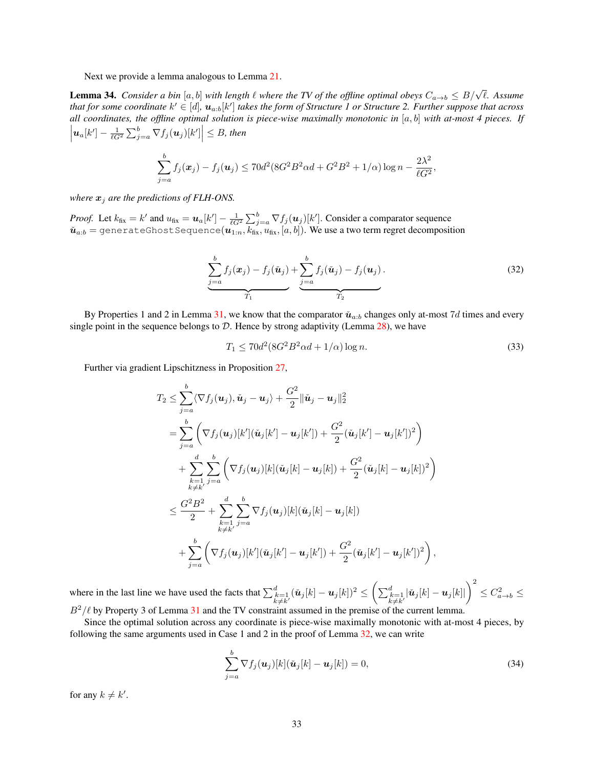Next we provide a lemma analogous to Lemma 21.

**Lemma 34.** *Consider a bin $[a,b]$ with length $\ell$ where the TV of the offline optimal obeys $C_{a\to b} \le B/\sqrt{\ell}$. Assume that for some coordinate $k' \in [d]$, $\boldsymbol{u}_{a:b}[k']$ takes the form of Structure 1 or Structure 2. Further suppose that across all coordinates, the offline optimal solution is piece-wise maximally monotonic in $[a,b]$ with at-most 4 pieces. If $\left|\boldsymbol{u}_a[k'] - \frac{1}{\ell G^2}\sum_{j=a}^{b} \nabla f_j(\boldsymbol{u}_j)[k']\right| \le B$, then*

$$\sum_{j=a}^{b} f_j(\boldsymbol{x}_j) - f_j(\boldsymbol{u}_j) \le 70d^2(8G^2B^2\alpha d + G^2B^2 + 1/\alpha)\log n - \frac{2\lambda^2}{\ell G^2},$$

*where $\boldsymbol{x}_j$ are the predictions of FLH-ONS.*

*Proof.* Let $k_{\text{fix}} = k'$ and $u_{\text{fix}} = \boldsymbol{u}_a[k'] - \frac{1}{\ell G^2}\sum_{j=a}^{b}\nabla f_j(\boldsymbol{u}_j)[k']$. Consider a comparator sequence $\check{\boldsymbol{u}}_{a:b} = \texttt{generateGhostSequence}(\boldsymbol{u}_{1:n}, k_{\text{fix}}, u_{\text{fix}}, [a,b])$. We use a two term regret decomposition

$$\underbrace{\sum_{j=a}^{b} f_j(\boldsymbol{x}_j) - f_j(\check{\boldsymbol{u}}_j)}_{T_1} + \underbrace{\sum_{j=a}^{b} f_j(\check{\boldsymbol{u}}_j) - f_j(\boldsymbol{u}_j)}_{T_2}. \tag{32}$$

By Properties 1 and 2 in Lemma 31, we know that the comparator $\check{\boldsymbol{u}}_{a:b}$ changes only at-most $7d$ times and every single point in the sequence belongs to $\mathcal{D}$. Hence by strong adaptivity (Lemma 28), we have

$$T_1 \le 70d^2(8G^2B^2\alpha d + 1/\alpha)\log n. \tag{33}$$

Further via gradient Lipschitzness in Proposition 27,

$$\begin{aligned}
T_2 &\le \sum_{j=a}^{b} \langle \nabla f_j(\boldsymbol{u}_j), \check{\boldsymbol{u}}_j - \boldsymbol{u}_j\rangle + \frac{G^2}{2}\|\check{\boldsymbol{u}}_j - \boldsymbol{u}_j\|_2^2 \\
&= \sum_{j=a}^{b} \left(\nabla f_j(\boldsymbol{u}_j)[k'](\check{\boldsymbol{u}}_j[k'] - \boldsymbol{u}_j[k']) + \frac{G^2}{2}(\check{\boldsymbol{u}}_j[k'] - \boldsymbol{u}_j[k'])^2\right) \\
&\quad + \sum_{\substack{k=1\\k\neq k'}}^{d}\sum_{j=a}^{b}\left(\nabla f_j(\boldsymbol{u}_j)[k](\check{\boldsymbol{u}}_j[k] - \boldsymbol{u}_j[k]) + \frac{G^2}{2}(\check{\boldsymbol{u}}_j[k] - \boldsymbol{u}_j[k])^2\right) \\
&\le \frac{G^2B^2}{2} + \sum_{\substack{k=1\\k\neq k'}}^{d}\sum_{j=a}^{b}\nabla f_j(\boldsymbol{u}_j)[k](\check{\boldsymbol{u}}_j[k] - \boldsymbol{u}_j[k]) \\
&\quad + \sum_{j=a}^{b}\left(\nabla f_j(\boldsymbol{u}_j)[k'](\check{\boldsymbol{u}}_j[k'] - \boldsymbol{u}_j[k']) + \frac{G^2}{2}(\check{\boldsymbol{u}}_j[k'] - \boldsymbol{u}_j[k'])^2\right),
\end{aligned}$$

where in the last line we have used the facts that $\sum_{\substack{k=1\\k\neq k'}}^{d}(\check{\boldsymbol{u}}_j[k] - \boldsymbol{u}_j[k])^2 \le \left(\sum_{\substack{k=1\\k\neq k'}}^{d}|\check{\boldsymbol{u}}_j[k] - \boldsymbol{u}_j[k]|\right)^2 \le C_{a\to b}^2 \le B^2/\ell$ by Property 3 of Lemma 31 and the TV constraint assumed in the premise of the current lemma.

Since the optimal solution across any coordinate is piece-wise maximally monotonic with at-most 4 pieces, by following the same arguments used in Case 1 and 2 in the proof of Lemma 32, we can write

$$\sum_{j=a}^{b}\nabla f_j(\boldsymbol{u}_j)[k](\check{\boldsymbol{u}}_j[k] - \boldsymbol{u}_j[k]) = 0, \tag{34}$$

for any $k \neq k'$.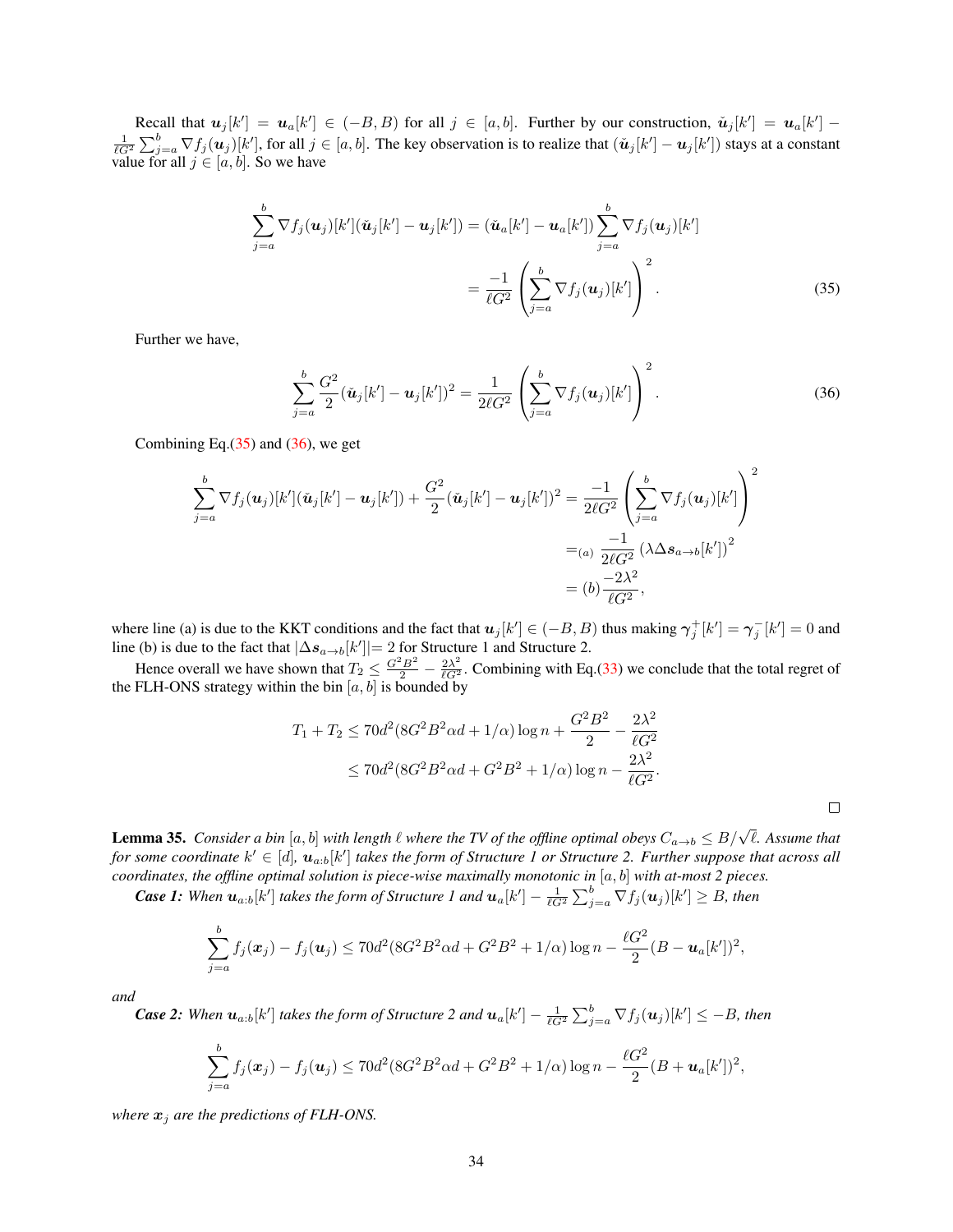Recall that $\boldsymbol{u}_j[k'] = \boldsymbol{u}_a[k'] \in (-B, B)$ for all $j \in [a,b]$. Further by our construction, $\check{\boldsymbol{u}}_j[k'] = \boldsymbol{u}_a[k'] - \frac{1}{\ell G^2}\sum_{j=a}^{b} \nabla f_j(\boldsymbol{u}_j)[k']$, for all $j \in [a,b]$. The key observation is to realize that $(\check{\boldsymbol{u}}_j[k'] - \boldsymbol{u}_j[k'])$ stays at a constant value for all $j \in [a,b]$. So we have

$$
\begin{aligned}
\sum_{j=a}^{b} \nabla f_j(\boldsymbol{u}_j)[k'](\check{\boldsymbol{u}}_j[k'] - \boldsymbol{u}_j[k']) &= (\check{\boldsymbol{u}}_a[k'] - \boldsymbol{u}_a[k']) \sum_{j=a}^{b} \nabla f_j(\boldsymbol{u}_j)[k'] \\
&= \frac{-1}{\ell G^2} \left( \sum_{j=a}^{b} \nabla f_j(\boldsymbol{u}_j)[k'] \right)^2. \qquad (35)
\end{aligned}
$$

Further we have,

$$
\sum_{j=a}^{b} \frac{G^2}{2} (\check{\boldsymbol{u}}_j[k'] - \boldsymbol{u}_j[k'])^2 = \frac{1}{2\ell G^2} \left( \sum_{j=a}^{b} \nabla f_j(\boldsymbol{u}_j)[k'] \right)^2. \qquad (36)
$$

Combining Eq.(35) and (36), we get

$$
\begin{aligned}
\sum_{j=a}^{b} \nabla f_j(\boldsymbol{u}_j)[k'](\check{\boldsymbol{u}}_j[k'] - \boldsymbol{u}_j[k']) + \frac{G^2}{2} (\check{\boldsymbol{u}}_j[k'] - \boldsymbol{u}_j[k'])^2 &= \frac{-1}{2\ell G^2} \left( \sum_{j=a}^{b} \nabla f_j(\boldsymbol{u}_j)[k'] \right)^2 \\
&=_{(a)} \frac{-1}{2\ell G^2} \left( \lambda \Delta \boldsymbol{s}_{a \to b}[k'] \right)^2 \\
&= (b) \frac{-2\lambda^2}{\ell G^2},
\end{aligned}
$$

where line (a) is due to the KKT conditions and the fact that $\boldsymbol{u}_j[k'] \in (-B, B)$ thus making $\boldsymbol{\gamma}_j^+[k'] = \boldsymbol{\gamma}_j^-[k'] = 0$ and line (b) is due to the fact that $|\Delta \boldsymbol{s}_{a \to b}[k']| = 2$ for Structure 1 and Structure 2.

Hence overall we have shown that $T_2 \leq \frac{G^2 B^2}{2} - \frac{2\lambda^2}{\ell G^2}$. Combining with Eq.(33) we conclude that the total regret of the FLH-ONS strategy within the bin $[a,b]$ is bounded by

$$
\begin{aligned}
T_1 + T_2 &\leq 70d^2(8G^2B^2\alpha d + 1/\alpha) \log n + \frac{G^2B^2}{2} - \frac{2\lambda^2}{\ell G^2} \\
&\leq 70d^2(8G^2B^2\alpha d + G^2B^2 + 1/\alpha) \log n - \frac{2\lambda^2}{\ell G^2}.
\end{aligned}
$$

□

**Lemma 35.** *Consider a bin $[a,b]$ with length $\ell$ where the TV of the offline optimal obeys $C_{a \to b} \leq B/\sqrt{\ell}$. Assume that for some coordinate $k' \in [d]$, $\boldsymbol{u}_{a:b}[k']$ takes the form of Structure 1 or Structure 2. Further suppose that across all coordinates, the offline optimal solution is piece-wise maximally monotonic in $[a,b]$ with at-most 2 pieces.*

***Case 1:*** *When $\boldsymbol{u}_{a:b}[k']$ takes the form of Structure 1 and $\boldsymbol{u}_a[k'] - \frac{1}{\ell G^2}\sum_{j=a}^{b} \nabla f_j(\boldsymbol{u}_j)[k'] \geq B$, then*

$$
\sum_{j=a}^{b} f_j(\boldsymbol{x}_j) - f_j(\boldsymbol{u}_j) \leq 70d^2(8G^2B^2\alpha d + G^2B^2 + 1/\alpha) \log n - \frac{\ell G^2}{2} (B - \boldsymbol{u}_a[k'])^2,
$$

*and*

***Case 2:*** *When $\boldsymbol{u}_{a:b}[k']$ takes the form of Structure 2 and $\boldsymbol{u}_a[k'] - \frac{1}{\ell G^2}\sum_{j=a}^{b} \nabla f_j(\boldsymbol{u}_j)[k'] \leq -B$, then*

$$
\sum_{j=a}^{b} f_j(\boldsymbol{x}_j) - f_j(\boldsymbol{u}_j) \leq 70d^2(8G^2B^2\alpha d + G^2B^2 + 1/\alpha) \log n - \frac{\ell G^2}{2} (B + \boldsymbol{u}_a[k'])^2,
$$

*where $\boldsymbol{x}_j$ are the predictions of FLH-ONS.*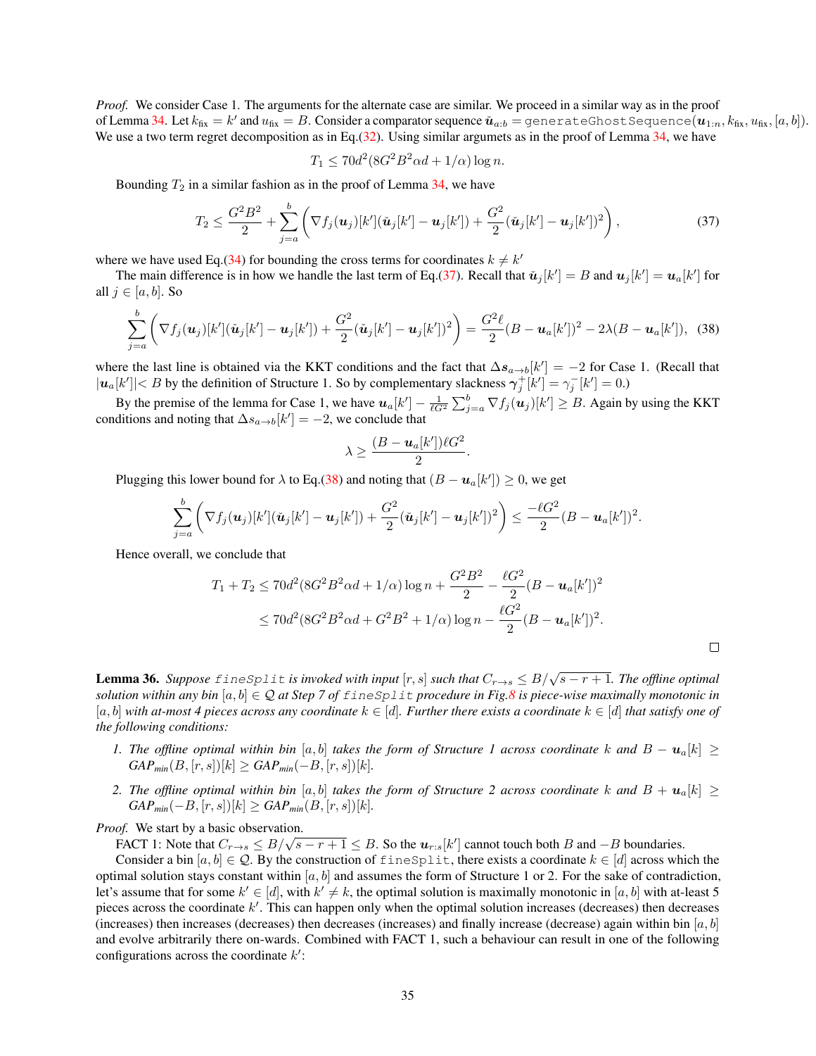*Proof.* We consider Case 1. The arguments for the alternate case are similar. We proceed in a similar way as in the proof of Lemma 34. Let $k_{\text{fix}} = k'$ and $u_{\text{fix}} = B$. Consider a comparator sequence $\check{\boldsymbol{u}}_{a:b} = \texttt{generateGhostSequence}(\boldsymbol{u}_{1:n}, k_{\text{fix}}, u_{\text{fix}}, [a,b])$. We use a two term regret decomposition as in Eq.(32). Using similar argumets as in the proof of Lemma 34, we have

$$T_1 \leq 70d^2(8G^2B^2\alpha d + 1/\alpha)\log n.$$

Bounding $T_2$ in a similar fashion as in the proof of Lemma 34, we have

$$T_2 \leq \frac{G^2B^2}{2} + \sum_{j=a}^{b} \left( \nabla f_j(\boldsymbol{u}_j)[k'](\check{\boldsymbol{u}}_j[k'] - \boldsymbol{u}_j[k']) + \frac{G^2}{2}(\check{\boldsymbol{u}}_j[k'] - \boldsymbol{u}_j[k'])^2 \right), \tag{37}$$

where we have used Eq.(34) for bounding the cross terms for coordinates $k \neq k'$

The main difference is in how we handle the last term of Eq.(37). Recall that $\check{\boldsymbol{u}}_j[k'] = B$ and $\boldsymbol{u}_j[k'] = \boldsymbol{u}_a[k']$ for all $j \in [a,b]$. So

$$\sum_{j=a}^{b} \left( \nabla f_j(\boldsymbol{u}_j)[k'](\check{\boldsymbol{u}}_j[k'] - \boldsymbol{u}_j[k']) + \frac{G^2}{2}(\check{\boldsymbol{u}}_j[k'] - \boldsymbol{u}_j[k'])^2 \right) = \frac{G^2\ell}{2}(B - \boldsymbol{u}_a[k'])^2 - 2\lambda(B - \boldsymbol{u}_a[k']), \tag{38}$$

where the last line is obtained via the KKT conditions and the fact that $\Delta \boldsymbol{s}_{a\to b}[k'] = -2$ for Case 1. (Recall that $|\boldsymbol{u}_a[k']| < B$ by the definition of Structure 1. So by complementary slackness $\boldsymbol{\gamma}_j^+[k'] = \gamma_j^-[k'] = 0$.)

By the premise of the lemma for Case 1, we have $\boldsymbol{u}_a[k'] - \frac{1}{\ell G^2}\sum_{j=a}^{b} \nabla f_j(\boldsymbol{u}_j)[k'] \geq B$. Again by using the KKT conditions and noting that $\Delta s_{a\to b}[k'] = -2$, we conclude that

$$\lambda \geq \frac{(B - \boldsymbol{u}_a[k'])\ell G^2}{2}.$$

Plugging this lower bound for $\lambda$ to Eq.(38) and noting that $(B - \boldsymbol{u}_a[k']) \geq 0$, we get

$$\sum_{j=a}^{b} \left( \nabla f_j(\boldsymbol{u}_j)[k'](\check{\boldsymbol{u}}_j[k'] - \boldsymbol{u}_j[k']) + \frac{G^2}{2}(\check{\boldsymbol{u}}_j[k'] - \boldsymbol{u}_j[k'])^2 \right) \leq \frac{-\ell G^2}{2}(B - \boldsymbol{u}_a[k'])^2.$$

Hence overall, we conclude that

$$\begin{aligned} T_1 + T_2 &\leq 70d^2(8G^2B^2\alpha d + 1/\alpha)\log n + \frac{G^2B^2}{2} - \frac{\ell G^2}{2}(B - \boldsymbol{u}_a[k'])^2 \\ &\leq 70d^2(8G^2B^2\alpha d + G^2B^2 + 1/\alpha)\log n - \frac{\ell G^2}{2}(B - \boldsymbol{u}_a[k'])^2. \end{aligned}$$

□

**Lemma 36.** *Suppose* `fineSplit` *is invoked with input* $[r,s]$ *such that* $C_{r\to s} \leq B/\sqrt{s-r+1}$*. The offline optimal solution within any bin* $[a,b] \in \mathcal{Q}$ *at Step 7 of* `fineSplit` *procedure in Fig.8 is piece-wise maximally monotonic in* $[a,b]$ *with at-most 4 pieces across any coordinate* $k \in [d]$*. Further there exists a coordinate* $k \in [d]$ *that satisfy one of the following conditions:*

1. *The offline optimal within bin* $[a,b]$ *takes the form of Structure 1 across coordinate* $k$ *and* $B - \boldsymbol{u}_a[k] \geq$ ***GAP****$_{min}$*$(B,[r,s])[k] \geq$ ***GAP****$_{min}$*$(-B,[r,s])[k]$.
2. *The offline optimal within bin* $[a,b]$ *takes the form of Structure 2 across coordinate* $k$ *and* $B + \boldsymbol{u}_a[k] \geq$ ***GAP****$_{min}$*$(-B,[r,s])[k] \geq$ ***GAP****$_{min}$*$(B,[r,s])[k]$.

*Proof.* We start by a basic observation.

FACT 1: Note that $C_{r\to s} \leq B/\sqrt{s-r+1} \leq B$. So the $\boldsymbol{u}_{r:s}[k']$ cannot touch both $B$ and $-B$ boundaries.

Consider a bin $[a,b] \in \mathcal{Q}$. By the construction of `fineSplit`, there exists a coordinate $k \in [d]$ across which the optimal solution stays constant within $[a,b]$ and assumes the form of Structure 1 or 2. For the sake of contradiction, let's assume that for some $k' \in [d]$, with $k' \neq k$, the optimal solution is maximally monotonic in $[a,b]$ with at-least 5 pieces across the coordinate $k'$. This can happen only when the optimal solution increases (decreases) then decreases (increases) then increases (decreases) then decreases (increases) and finally increase (decrease) again within bin $[a,b]$ and evolve arbitrarily there on-wards. Combined with FACT 1, such a behaviour can result in one of the following configurations across the coordinate $k'$: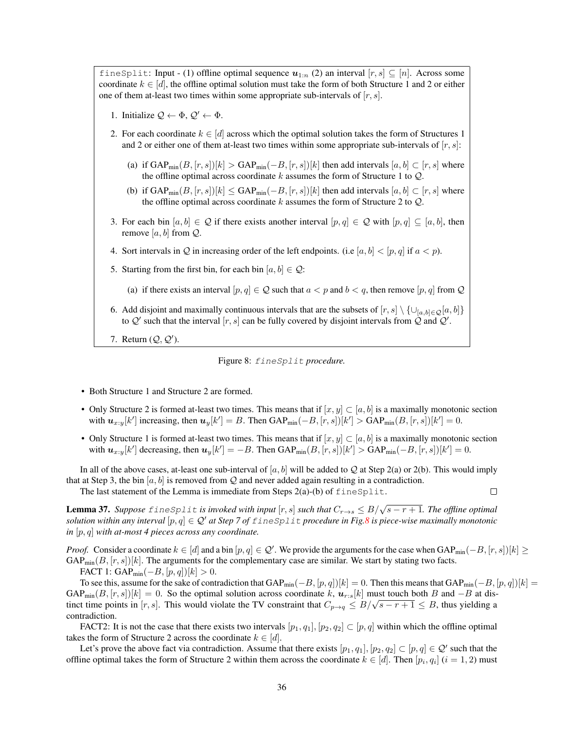fineSplit: Input - (1) offline optimal sequence $\boldsymbol{u}_{1:n}$ (2) an interval $[r,s] \subseteq [n]$. Across some coordinate $k \in [d]$, the offline optimal solution must take the form of both Structure 1 and 2 or either one of them at-least two times within some appropriate sub-intervals of $[r,s]$.

1. Initialize $\mathcal{Q} \leftarrow \Phi$, $\mathcal{Q}' \leftarrow \Phi$.
2. For each coordinate $k \in [d]$ across which the optimal solution takes the form of Structures 1 and 2 or either one of them at-least two times within some appropriate sub-intervals of $[r,s]$:
   (a) if $\text{GAP}_{\text{min}}(B,[r,s])[k] > \text{GAP}_{\text{min}}(-B,[r,s])[k]$ then add intervals $[a,b] \subset [r,s]$ where the offline optimal across coordinate $k$ assumes the form of Structure 1 to $\mathcal{Q}$.
   (b) if $\text{GAP}_{\text{min}}(B,[r,s])[k] \leq \text{GAP}_{\text{min}}(-B,[r,s])[k]$ then add intervals $[a,b] \subset [r,s]$ where the offline optimal across coordinate $k$ assumes the form of Structure 2 to $\mathcal{Q}$.
3. For each bin $[a,b] \in \mathcal{Q}$ if there exists another interval $[p,q] \in \mathcal{Q}$ with $[p,q] \subseteq [a,b]$, then remove $[a,b]$ from $\mathcal{Q}$.
4. Sort intervals in $\mathcal{Q}$ in increasing order of the left endpoints. (i.e $[a,b] < [p,q]$ if $a < p$).
5. Starting from the first bin, for each bin $[a,b] \in \mathcal{Q}$:
   (a) if there exists an interval $[p,q] \in \mathcal{Q}$ such that $a < p$ and $b < q$, then remove $[p,q]$ from $\mathcal{Q}$
6. Add disjoint and maximally continuous intervals that are the subsets of $[r,s] \setminus \{\cup_{[a,b] \in \mathcal{Q}}[a,b]\}$ to $\mathcal{Q}'$ such that the interval $[r,s]$ can be fully covered by disjoint intervals from $\mathcal{Q}$ and $\mathcal{Q}'$.
7. Return ($\mathcal{Q}$, $\mathcal{Q}'$).

Figure 8: *fineSplit procedure.*

- Both Structure 1 and Structure 2 are formed.
- Only Structure 2 is formed at-least two times. This means that if $[x,y] \subset [a,b]$ is a maximally monotonic section with $\boldsymbol{u}_{x:y}[k']$ increasing, then $\boldsymbol{u}_y[k'] = B$. Then $\text{GAP}_{\text{min}}(-B,[r,s])[k'] > \text{GAP}_{\text{min}}(B,[r,s])[k'] = 0$.
- Only Structure 1 is formed at-least two times. This means that if $[x,y] \subset [a,b]$ is a maximally monotonic section with $\boldsymbol{u}_{x:y}[k']$ decreasing, then $\boldsymbol{u}_y[k'] = -B$. Then $\text{GAP}_{\text{min}}(B,[r,s])[k'] > \text{GAP}_{\text{min}}(-B,[r,s])[k'] = 0$.

In all of the above cases, at-least one sub-interval of $[a,b]$ will be added to $\mathcal{Q}$ at Step 2(a) or 2(b). This would imply that at Step 3, the bin $[a,b]$ is removed from $\mathcal{Q}$ and never added again resulting in a contradiction.

The last statement of the Lemma is immediate from Steps 2(a)-(b) of fineSplit. □

**Lemma 37.** *Suppose fineSplit is invoked with input $[r,s]$ such that $C_{r\to s} \leq B/\sqrt{s-r+1}$. The offline optimal solution within any interval $[p,q] \in \mathcal{Q}'$ at Step 7 of fineSplit procedure in Fig.8 is piece-wise maximally monotonic in $[p,q]$ with at-most 4 pieces across any coordinate.*

*Proof.* Consider a coordinate $k \in [d]$ and a bin $[p,q] \in \mathcal{Q}'$. We provide the arguments for the case when $\text{GAP}_{\text{min}}(-B,[r,s])[k] \geq \text{GAP}_{\text{min}}(B,[r,s])[k]$. The arguments for the complementary case are similar. We start by stating two facts.

FACT 1: $\text{GAP}_{\text{min}}(-B,[p,q])[k] > 0$.

To see this, assume for the sake of contradiction that $\text{GAP}_{\text{min}}(-B,[p,q])[k] = 0$. Then this means that $\text{GAP}_{\text{min}}(-B,[p,q])[k] = \text{GAP}_{\text{min}}(B,[r,s])[k] = 0$. So the optimal solution across coordinate $k$, $\boldsymbol{u}_{r:s}[k]$ must touch both $B$ and $-B$ at distinct time points in $[r,s]$. This would violate the TV constraint that $C_{p\to q} \leq B/\sqrt{s-r+1} \leq B$, thus yielding a contradiction.

FACT2: It is not the case that there exists two intervals $[p_1,q_1],[p_2,q_2] \subset [p,q]$ within which the offline optimal takes the form of Structure 2 across the coordinate $k \in [d]$.

Let's prove the above fact via contradiction. Assume that there exists $[p_1,q_1],[p_2,q_2] \subset [p,q] \in \mathcal{Q}'$ such that the offline optimal takes the form of Structure 2 within them across the coordinate $k \in [d]$. Then $[p_i,q_i]$ $(i = 1,2)$ must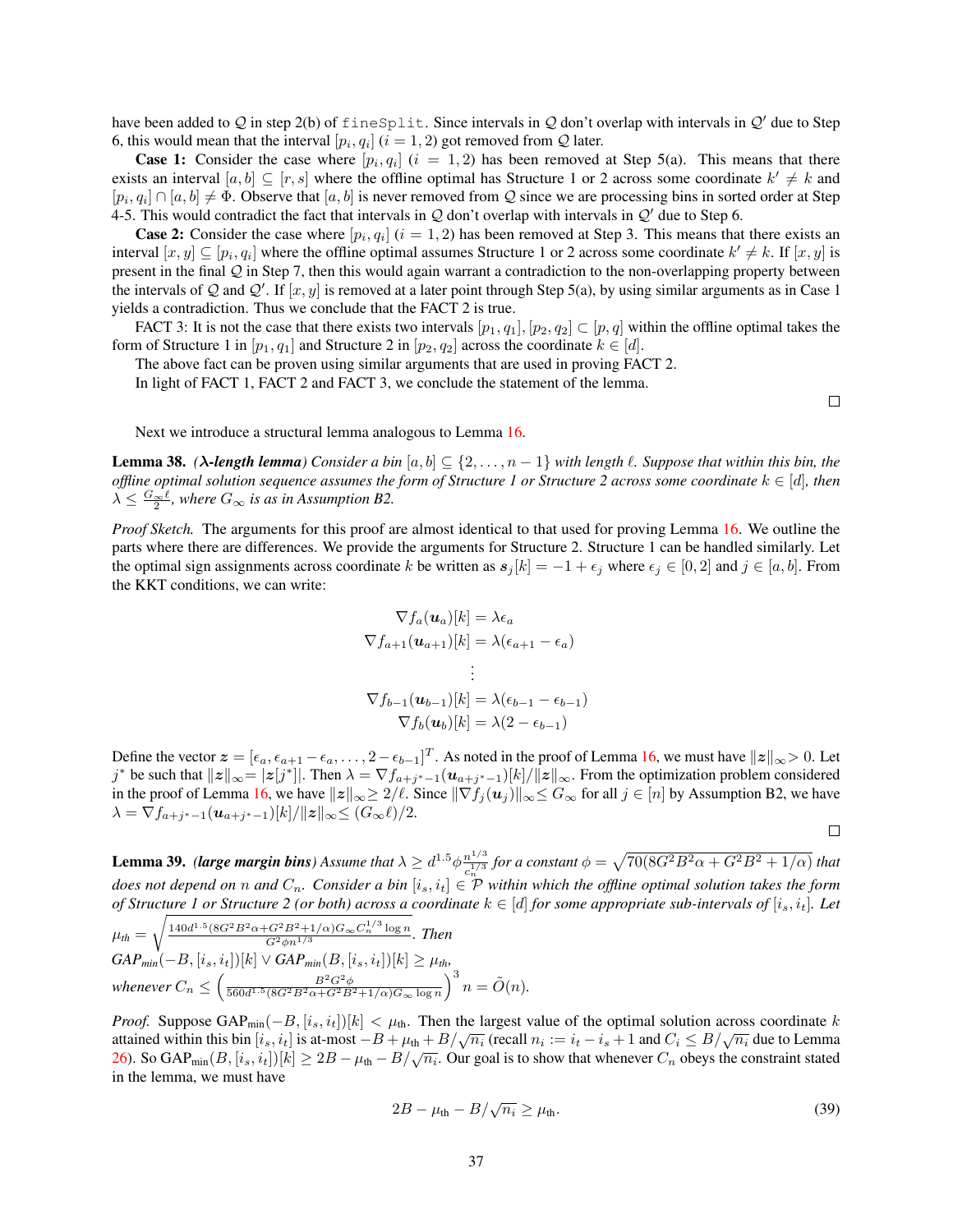have been added to $\mathcal{Q}$ in step 2(b) of `fineSplit`. Since intervals in $\mathcal{Q}$ don't overlap with intervals in $\mathcal{Q}'$ due to Step 6, this would mean that the interval $[p_i, q_i]$ $(i = 1, 2)$ got removed from $\mathcal{Q}$ later.

**Case 1:** Consider the case where $[p_i, q_i]$ $(i = 1, 2)$ has been removed at Step 5(a). This means that there exists an interval $[a, b] \subseteq [r, s]$ where the offline optimal has Structure 1 or 2 across some coordinate $k' \neq k$ and $[p_i, q_i] \cap [a, b] \neq \Phi$. Observe that $[a, b]$ is never removed from $\mathcal{Q}$ since we are processing bins in sorted order at Step 4-5. This would contradict the fact that intervals in $\mathcal{Q}$ don't overlap with intervals in $\mathcal{Q}'$ due to Step 6.

**Case 2:** Consider the case where $[p_i, q_i]$ $(i = 1, 2)$ has been removed at Step 3. This means that there exists an interval $[x, y] \subseteq [p_i, q_i]$ where the offline optimal assumes Structure 1 or 2 across some coordinate $k' \neq k$. If $[x, y]$ is present in the final $\mathcal{Q}$ in Step 7, then this would again warrant a contradiction to the non-overlapping property between the intervals of $\mathcal{Q}$ and $\mathcal{Q}'$. If $[x, y]$ is removed at a later point through Step 5(a), by using similar arguments as in Case 1 yields a contradiction. Thus we conclude that the FACT 2 is true.

FACT 3: It is not the case that there exists two intervals $[p_1, q_1], [p_2, q_2] \subset [p, q]$ within the offline optimal takes the form of Structure 1 in $[p_1, q_1]$ and Structure 2 in $[p_2, q_2]$ across the coordinate $k \in [d]$.

The above fact can be proven using similar arguments that are used in proving FACT 2.

In light of FACT 1, FACT 2 and FACT 3, we conclude the statement of the lemma.

□

Next we introduce a structural lemma analogous to Lemma 16.

**Lemma 38.** ***($\lambda$-length lemma)*** *Consider a bin $[a, b] \subseteq \{2, \ldots, n-1\}$ with length $\ell$. Suppose that within this bin, the offline optimal solution sequence assumes the form of Structure 1 or Structure 2 across some coordinate $k \in [d]$, then $\lambda \leq \frac{G_\infty \ell}{2}$, where $G_\infty$ is as in Assumption B2.*

*Proof Sketch.* The arguments for this proof are almost identical to that used for proving Lemma 16. We outline the parts where there are differences. We provide the arguments for Structure 2. Structure 1 can be handled similarly. Let the optimal sign assignments across coordinate $k$ be written as $\boldsymbol{s}_j[k] = -1 + \epsilon_j$ where $\epsilon_j \in [0, 2]$ and $j \in [a, b]$. From the KKT conditions, we can write:

$$
\begin{aligned}
\nabla f_a(\boldsymbol{u}_a)[k] &= \lambda \epsilon_a \\
\nabla f_{a+1}(\boldsymbol{u}_{a+1})[k] &= \lambda(\epsilon_{a+1} - \epsilon_a) \\
&\vdots \\
\nabla f_{b-1}(\boldsymbol{u}_{b-1})[k] &= \lambda(\epsilon_{b-1} - \epsilon_{b-1}) \\
\nabla f_b(\boldsymbol{u}_b)[k] &= \lambda(2 - \epsilon_{b-1})
\end{aligned}
$$

Define the vector $\boldsymbol{z} = [\epsilon_a, \epsilon_{a+1} - \epsilon_a, \ldots, 2 - \epsilon_{b-1}]^T$. As noted in the proof of Lemma 16, we must have $\|\boldsymbol{z}\|_\infty > 0$. Let $j^*$ be such that $\|\boldsymbol{z}\|_\infty = |\boldsymbol{z}[j^*]|$. Then $\lambda = \nabla f_{a+j^*-1}(\boldsymbol{u}_{a+j^*-1})[k] / \|\boldsymbol{z}\|_\infty$. From the optimization problem considered in the proof of Lemma 16, we have $\|\boldsymbol{z}\|_\infty \geq 2/\ell$. Since $\|\nabla f_j(\boldsymbol{u}_j)\|_\infty \leq G_\infty$ for all $j \in [n]$ by Assumption B2, we have $\lambda = \nabla f_{a+j^*-1}(\boldsymbol{u}_{a+j^*-1})[k] / \|\boldsymbol{z}\|_\infty \leq (G_\infty \ell)/2$.

□

**Lemma 39.** ***(large margin bins)*** *Assume that $\lambda \geq d^{1.5} \phi \frac{n^{1/3}}{C_n^{1/3}}$ for a constant $\phi = \sqrt{70(8G^2B^2\alpha + G^2B^2 + 1/\alpha)}$ that does not depend on $n$ and $C_n$. Consider a bin $[i_s, i_t] \in \mathcal{P}$ within which the offline optimal solution takes the form of Structure 1 or Structure 2 (or both) across a coordinate $k \in [d]$ for some appropriate sub-intervals of $[i_s, i_t]$. Let $\mu_{th} = \sqrt{\frac{140 d^{1.5}(8G^2B^2\alpha + G^2B^2 + 1/\alpha) G_\infty C_n^{1/3} \log n}{G^2 \phi n^{1/3}}}$. Then $\text{GAP}_{\text{min}}(-B, [i_s, i_t])[k] \vee \text{GAP}_{\text{min}}(B, [i_s, i_t])[k] \geq \mu_{th}$, whenever $C_n \leq \left( \frac{B^2 G^2 \phi}{560 d^{1.5}(8G^2B^2\alpha + G^2B^2 + 1/\alpha) G_\infty \log n} \right)^3 n = \tilde{O}(n)$.*

*Proof.* Suppose $\text{GAP}_{\text{min}}(-B, [i_s, i_t])[k] < \mu_{\text{th}}$. Then the largest value of the optimal solution across coordinate $k$ attained within this bin $[i_s, i_t]$ is at-most $-B + \mu_{\text{th}} + B/\sqrt{n_i}$ (recall $n_i := i_t - i_s + 1$ and $C_i \leq B/\sqrt{n_i}$ due to Lemma 26). So $\text{GAP}_{\text{min}}(B, [i_s, i_t])[k] \geq 2B - \mu_{\text{th}} - B/\sqrt{n_i}$. Our goal is to show that whenever $C_n$ obeys the constraint stated in the lemma, we must have

$$
2B - \mu_{\text{th}} - B/\sqrt{n_i} \geq \mu_{\text{th}}. \tag{39}
$$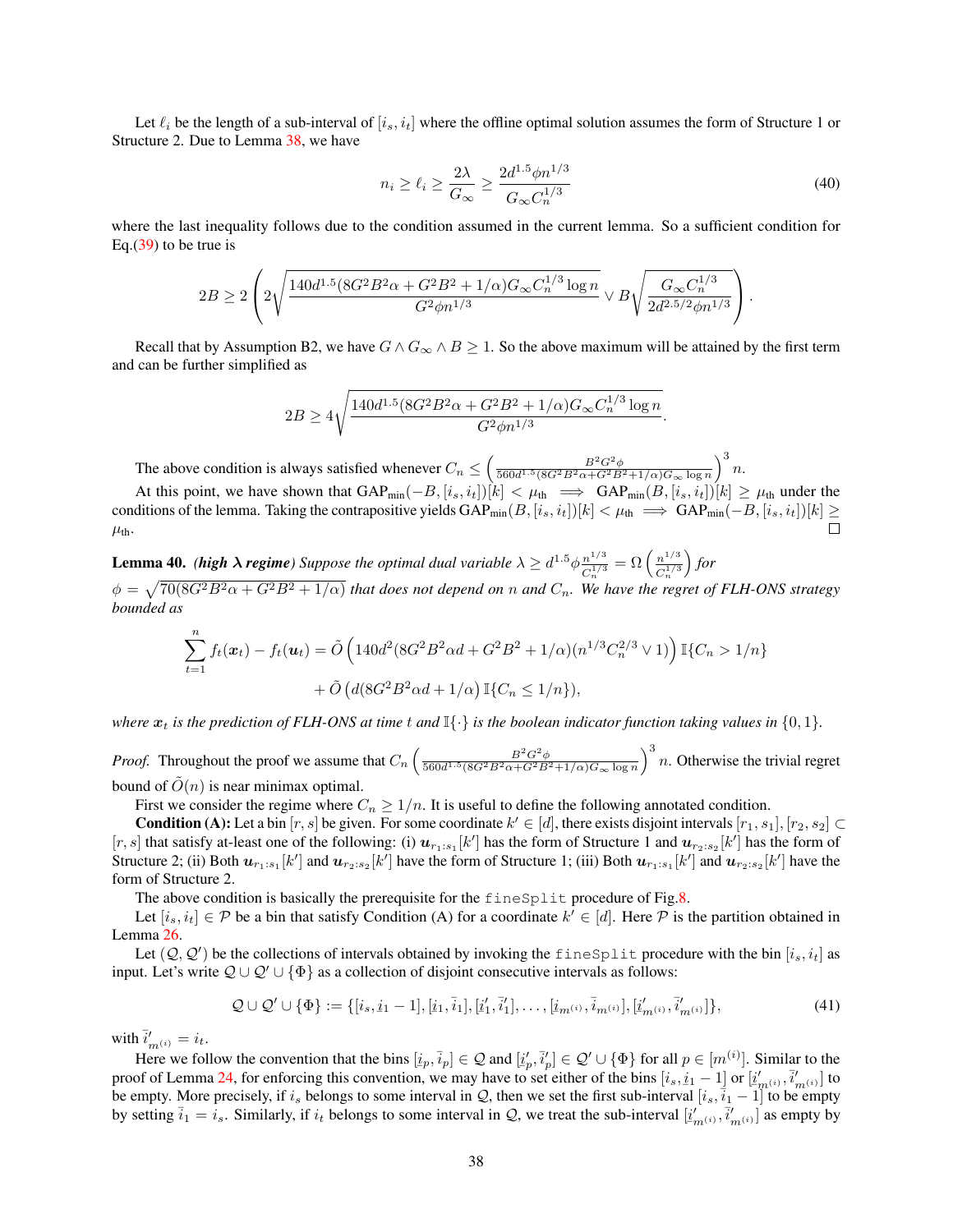Let $\ell_i$ be the length of a sub-interval of $[i_s, i_t]$ where the offline optimal solution assumes the form of Structure 1 or Structure 2. Due to Lemma 38, we have

$$n_i \geq \ell_i \geq \frac{2\lambda}{G_\infty} \geq \frac{2d^{1.5}\phi n^{1/3}}{G_\infty C_n^{1/3}} \tag{40}$$

where the last inequality follows due to the condition assumed in the current lemma. So a sufficient condition for Eq.(39) to be true is

$$2B \geq 2\left(2\sqrt{\frac{140d^{1.5}(8G^2B^2\alpha + G^2B^2 + 1/\alpha)G_\infty C_n^{1/3}\log n}{G^2\phi n^{1/3}}} \vee B\sqrt{\frac{G_\infty C_n^{1/3}}{2d^{2.5/2}\phi n^{1/3}}}\right).$$

Recall that by Assumption B2, we have $G \wedge G_\infty \wedge B \geq 1$. So the above maximum will be attained by the first term and can be further simplified as

$$2B \geq 4\sqrt{\frac{140d^{1.5}(8G^2B^2\alpha + G^2B^2 + 1/\alpha)G_\infty C_n^{1/3}\log n}{G^2\phi n^{1/3}}}.$$

The above condition is always satisfied whenever $C_n \leq \left(\frac{B^2G^2\phi}{560d^{1.5}(8G^2B^2\alpha + G^2B^2 + 1/\alpha)G_\infty \log n}\right)^3 n$.

At this point, we have shown that $\text{GAP}_{\min}(-B, [i_s, i_t])[k] < \mu_{\text{th}} \implies \text{GAP}_{\min}(B, [i_s, i_t])[k] \geq \mu_{\text{th}}$ under the conditions of the lemma. Taking the contrapositive yields $\text{GAP}_{\min}(B, [i_s, i_t])[k] < \mu_{\text{th}} \implies \text{GAP}_{\min}(-B, [i_s, i_t])[k] \geq \mu_{\text{th}}$. $\square$

**Lemma 40.** ***(high $\lambda$ regime)*** *Suppose the optimal dual variable $\lambda \geq d^{1.5}\phi\frac{n^{1/3}}{C_n^{1/3}} = \Omega\left(\frac{n^{1/3}}{C_n^{1/3}}\right)$ for $\phi = \sqrt{70(8G^2B^2\alpha + G^2B^2 + 1/\alpha)}$ that does not depend on $n$ and $C_n$. We have the regret of FLH-ONS strategy bounded as*

$$\sum_{t=1}^{n} f_t(\boldsymbol{x}_t) - f_t(\boldsymbol{u}_t) = \tilde{O}\left(140d^2(8G^2B^2\alpha d + G^2B^2 + 1/\alpha)(n^{1/3}C_n^{2/3} \vee 1)\right)\mathbb{I}\{C_n > 1/n\}$$
$$+ \tilde{O}\left(d(8G^2B^2\alpha d + 1/\alpha)\,\mathbb{I}\{C_n \leq 1/n\}\right),$$

*where $\boldsymbol{x}_t$ is the prediction of FLH-ONS at time $t$ and $\mathbb{I}\{\cdot\}$ is the boolean indicator function taking values in $\{0, 1\}$.*

*Proof.* Throughout the proof we assume that $C_n \left(\frac{B^2G^2\phi}{560d^{1.5}(8G^2B^2\alpha + G^2B^2 + 1/\alpha)G_\infty \log n}\right)^3 n$. Otherwise the trivial regret bound of $\tilde{O}(n)$ is near minimax optimal.

First we consider the regime where $C_n \geq 1/n$. It is useful to define the following annotated condition.

**Condition (A):** Let a bin $[r, s]$ be given. For some coordinate $k' \in [d]$, there exists disjoint intervals $[r_1, s_1], [r_2, s_2] \subset [r, s]$ that satisfy at-least one of the following: (i) $\boldsymbol{u}_{r_1:s_1}[k']$ has the form of Structure 1 and $\boldsymbol{u}_{r_2:s_2}[k']$ has the form of Structure 2; (ii) Both $\boldsymbol{u}_{r_1:s_1}[k']$ and $\boldsymbol{u}_{r_2:s_2}[k']$ have the form of Structure 1; (iii) Both $\boldsymbol{u}_{r_1:s_1}[k']$ and $\boldsymbol{u}_{r_2:s_2}[k']$ have the form of Structure 2.

The above condition is basically the prerequisite for the `fineSplit` procedure of Fig.8.

Let $[i_s, i_t] \in \mathcal{P}$ be a bin that satisfy Condition (A) for a coordinate $k' \in [d]$. Here $\mathcal{P}$ is the partition obtained in Lemma 26.

Let $(\mathcal{Q}, \mathcal{Q}')$ be the collections of intervals obtained by invoking the `fineSplit` procedure with the bin $[i_s, i_t]$ as input. Let's write $\mathcal{Q} \cup \mathcal{Q}' \cup \{\Phi\}$ as a collection of disjoint consecutive intervals as follows:

$$\mathcal{Q} \cup \mathcal{Q}' \cup \{\Phi\} := \{[i_s, \underline{i}_1 - 1], [\underline{i}_1, \bar{i}_1], [\underline{i}'_1, \bar{i}'_1], \ldots, [\underline{i}_{m^{(i)}}, \bar{i}_{m^{(i)}}], [\underline{i}'_{m^{(i)}}, \bar{i}'_{m^{(i)}}]\}, \tag{41}$$

with $\bar{i}'_{m^{(i)}} = i_t$.

Here we follow the convention that the bins $[\underline{i}_p, \bar{i}_p] \in \mathcal{Q}$ and $[\underline{i}'_p, \bar{i}'_p] \in \mathcal{Q}' \cup \{\Phi\}$ for all $p \in [m^{(i)}]$. Similar to the proof of Lemma 24, for enforcing this convention, we may have to set either of the bins $[i_s, \underline{i}_1 - 1]$ or $[\underline{i}'_{m^{(i)}}, \bar{i}'_{m^{(i)}}]$ to be empty. More precisely, if $i_s$ belongs to some interval in $\mathcal{Q}$, then we set the first sub-interval $[i_s, \bar{i}_1 - 1]$ to be empty by setting $\bar{i}_1 = i_s$. Similarly, if $i_t$ belongs to some interval in $\mathcal{Q}$, we treat the sub-interval $[\underline{i}'_{m^{(i)}}, \bar{i}'_{m^{(i)}}]$ as empty by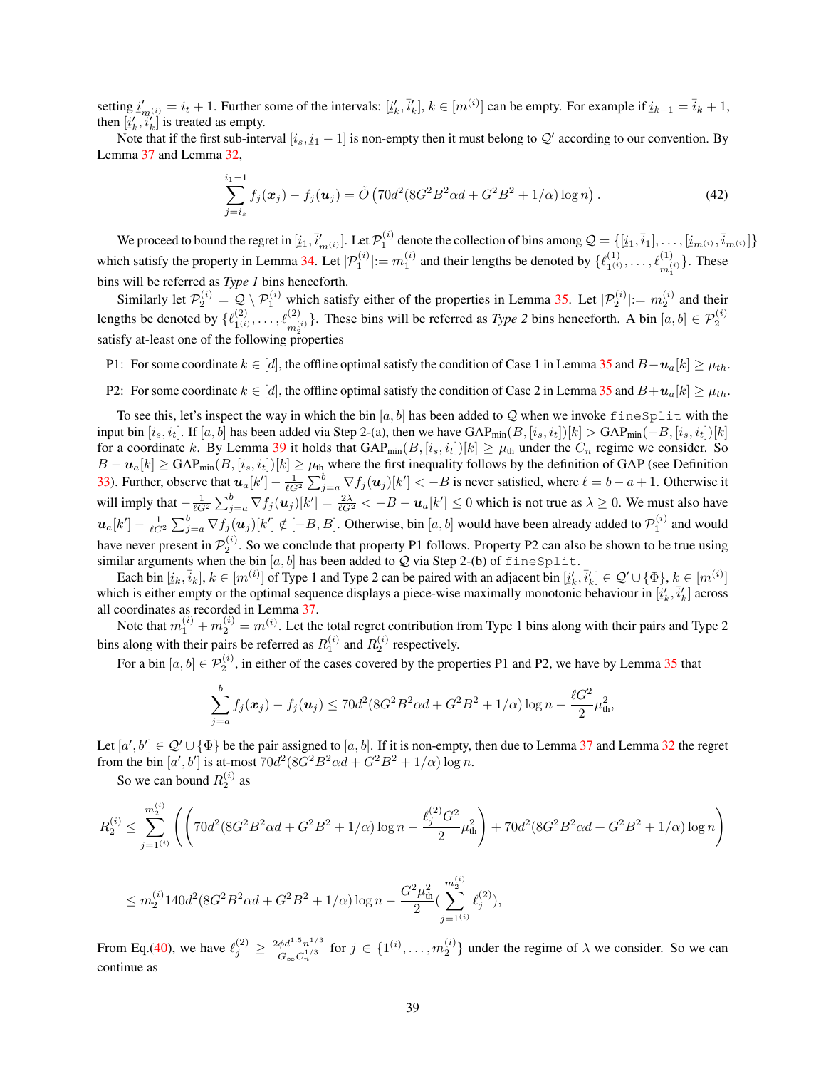setting $\underline{i}'_{m^{(i)}} = i_t + 1$. Further some of the intervals: $[\underline{i}'_k, \bar{i}'_k]$, $k \in [m^{(i)}]$ can be empty. For example if $\underline{i}_{k+1} = \bar{i}_k + 1$, then $[\underline{i}'_k, \bar{i}'_k]$ is treated as empty.

Note that if the first sub-interval $[i_s, \underline{i}_1 - 1]$ is non-empty then it must belong to $\mathcal{Q}'$ according to our convention. By Lemma 37 and Lemma 32,

$$\sum_{j=i_s}^{\underline{i}_1 - 1} f_j(\boldsymbol{x}_j) - f_j(\boldsymbol{u}_j) = \tilde{O}\left(70d^2(8G^2B^2\alpha d + G^2B^2 + 1/\alpha)\log n\right). \tag{42}$$

We proceed to bound the regret in $[\underline{i}_1, \bar{i}'_{m^{(i)}}]$. Let $\mathcal{P}_1^{(i)}$ denote the collection of bins among $\mathcal{Q} = \{[\underline{i}_1, \bar{i}_1], \ldots, [\underline{i}_{m^{(i)}}, \bar{i}_{m^{(i)}}]\}$ which satisfy the property in Lemma 34. Let $|\mathcal{P}_1^{(i)}| := m_1^{(i)}$ and their lengths be denoted by $\{\ell^{(1)}_{1^{(i)}}, \ldots, \ell^{(1)}_{m_1^{(i)}}\}$. These bins will be referred as *Type 1* bins henceforth.

Similarly let $\mathcal{P}_2^{(i)} = \mathcal{Q} \setminus \mathcal{P}_1^{(i)}$ which satisfy either of the properties in Lemma 35. Let $|\mathcal{P}_2^{(i)}| := m_2^{(i)}$ and their lengths be denoted by $\{\ell^{(2)}_{1^{(i)}}, \ldots, \ell^{(2)}_{m_2^{(i)}}\}$. These bins will be referred as *Type 2* bins henceforth. A bin $[a, b] \in \mathcal{P}_2^{(i)}$ satisfy at-least one of the following properties

P1: For some coordinate $k \in [d]$, the offline optimal satisfy the condition of Case 1 in Lemma 35 and $B - \boldsymbol{u}_a[k] \geq \mu_{th}$.

P2: For some coordinate $k \in [d]$, the offline optimal satisfy the condition of Case 2 in Lemma 35 and $B + \boldsymbol{u}_a[k] \geq \mu_{th}$.

To see this, let's inspect the way in which the bin $[a, b]$ has been added to $\mathcal{Q}$ when we invoke `fineSplit` with the input bin $[i_s, i_t]$. If $[a, b]$ has been added via Step 2-(a), then we have $\text{GAP}_{\min}(B, [i_s, i_t])[k] > \text{GAP}_{\min}(-B, [i_s, i_t])[k]$ for a coordinate $k$. By Lemma 39 it holds that $\text{GAP}_{\min}(B, [i_s, i_t])[k] \geq \mu_{\text{th}}$ under the $C_n$ regime we consider. So $B - \boldsymbol{u}_a[k] \geq \text{GAP}_{\min}(B, [i_s, i_t])[k] \geq \mu_{\text{th}}$ where the first inequality follows by the definition of GAP (see Definition 33). Further, observe that $\boldsymbol{u}_a[k'] - \frac{1}{\ell G^2}\sum_{j=a}^{b} \nabla f_j(\boldsymbol{u}_j)[k'] < -B$ is never satisfied, where $\ell = b - a + 1$. Otherwise it will imply that $-\frac{1}{\ell G^2}\sum_{j=a}^{b} \nabla f_j(\boldsymbol{u}_j)[k'] = \frac{2\lambda}{\ell G^2} < -B - \boldsymbol{u}_a[k'] \leq 0$ which is not true as $\lambda \geq 0$. We must also have $\boldsymbol{u}_a[k'] - \frac{1}{\ell G^2}\sum_{j=a}^{b} \nabla f_j(\boldsymbol{u}_j)[k'] \notin [-B, B]$. Otherwise, bin $[a, b]$ would have been already added to $\mathcal{P}_1^{(i)}$ and would have never present in $\mathcal{P}_2^{(i)}$. So we conclude that property P1 follows. Property P2 can also be shown to be true using similar arguments when the bin $[a, b]$ has been added to $\mathcal{Q}$ via Step 2-(b) of `fineSplit`.

Each bin $[\underline{i}_k, \bar{i}_k]$, $k \in [m^{(i)}]$ of Type 1 and Type 2 can be paired with an adjacent bin $[\underline{i}'_k, \bar{i}'_k] \in \mathcal{Q}' \cup \{\Phi\}$, $k \in [m^{(i)}]$ which is either empty or the optimal sequence displays a piece-wise maximally monotonic behaviour in $[\underline{i}'_k, \bar{i}'_k]$ across all coordinates as recorded in Lemma 37.

Note that $m_1^{(i)} + m_2^{(i)} = m^{(i)}$. Let the total regret contribution from Type 1 bins along with their pairs and Type 2 bins along with their pairs be referred as $R_1^{(i)}$ and $R_2^{(i)}$ respectively.

For a bin $[a, b] \in \mathcal{P}_2^{(i)}$, in either of the cases covered by the properties P1 and P2, we have by Lemma 35 that

$$\sum_{j=a}^{b} f_j(\boldsymbol{x}_j) - f_j(\boldsymbol{u}_j) \leq 70d^2(8G^2B^2\alpha d + G^2B^2 + 1/\alpha)\log n - \frac{\ell G^2}{2}\mu_{\text{th}}^2,$$

Let $[a', b'] \in \mathcal{Q}' \cup \{\Phi\}$ be the pair assigned to $[a, b]$. If it is non-empty, then due to Lemma 37 and Lemma 32 the regret from the bin $[a', b']$ is at-most $70d^2(8G^2B^2\alpha d + G^2B^2 + 1/\alpha)\log n$.

So we can bound $R_2^{(i)}$ as

$$R_2^{(i)} \leq \sum_{j=1^{(i)}}^{m_2^{(i)}} \left( \left(70d^2(8G^2B^2\alpha d + G^2B^2 + 1/\alpha)\log n - \frac{\ell_j^{(2)} G^2}{2}\mu_{\text{th}}^2\right) + 70d^2(8G^2B^2\alpha d + G^2B^2 + 1/\alpha)\log n \right)$$

$$\leq m_2^{(i)} 140d^2(8G^2B^2\alpha d + G^2B^2 + 1/\alpha)\log n - \frac{G^2\mu_{\text{th}}^2}{2}\left(\sum_{j=1^{(i)}}^{m_2^{(i)}} \ell_j^{(2)}\right),$$

From Eq.(40), we have $\ell_j^{(2)} \geq \frac{2\phi d^{1.5} n^{1/3}}{G_\infty C_n^{1/3}}$ for $j \in \{1^{(i)}, \ldots, m_2^{(i)}\}$ under the regime of $\lambda$ we consider. So we can continue as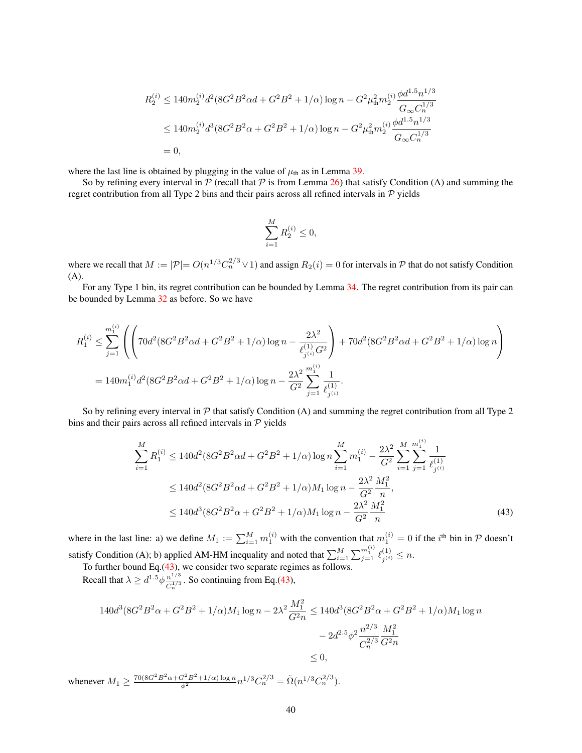$$
\begin{aligned}
R_2^{(i)} &\leq 140 m_2^{(i)} d^2 (8G^2B^2\alpha d + G^2B^2 + 1/\alpha)\log n - G^2 \mu_{\text{th}}^2 m_2^{(i)} \frac{\phi d^{1.5} n^{1/3}}{G_\infty C_n^{1/3}} \\
&\leq 140 m_2^{(i)} d^3 (8G^2B^2\alpha + G^2B^2 + 1/\alpha)\log n - G^2 \mu_{\text{th}}^2 m_2^{(i)} \frac{\phi d^{1.5} n^{1/3}}{G_\infty C_n^{1/3}} \\
&= 0,
\end{aligned}
$$

where the last line is obtained by plugging in the value of $\mu_{\text{th}}$ as in Lemma 39.

So by refining every interval in $\mathcal{P}$ (recall that $\mathcal{P}$ is from Lemma 26) that satisfy Condition (A) and summing the regret contribution from all Type 2 bins and their pairs across all refined intervals in $\mathcal{P}$ yields

$$
\sum_{i=1}^{M} R_2^{(i)} \leq 0,
$$

where we recall that $M := |\mathcal{P}| = O(n^{1/3} C_n^{2/3} \vee 1)$ and assign $R_2(i) = 0$ for intervals in $\mathcal{P}$ that do not satisfy Condition (A).

For any Type 1 bin, its regret contribution can be bounded by Lemma 34. The regret contribution from its pair can be bounded by Lemma 32 as before. So we have

$$
\begin{aligned}
R_1^{(i)} &\leq \sum_{j=1}^{m_1^{(i)}} \left( \left( 70d^2(8G^2B^2\alpha d + G^2B^2 + 1/\alpha)\log n - \frac{2\lambda^2}{\ell_{j^{(i)}}^{(1)} G^2} \right) + 70d^2(8G^2B^2\alpha d + G^2B^2 + 1/\alpha)\log n \right) \\
&= 140 m_1^{(i)} d^2 (8G^2B^2\alpha d + G^2B^2 + 1/\alpha)\log n - \frac{2\lambda^2}{G^2} \sum_{j=1}^{m_1^{(i)}} \frac{1}{\ell_{j^{(i)}}^{(1)}}.
\end{aligned}
$$

So by refining every interval in $\mathcal{P}$ that satisfy Condition (A) and summing the regret contribution from all Type 2 bins and their pairs across all refined intervals in $\mathcal{P}$ yields

$$
\begin{aligned}
\sum_{i=1}^{M} R_1^{(i)} &\leq 140 d^2 (8G^2B^2\alpha d + G^2B^2 + 1/\alpha)\log n \sum_{i=1}^{M} m_1^{(i)} - \frac{2\lambda^2}{G^2} \sum_{i=1}^{M} \sum_{j=1}^{m_1^{(i)}} \frac{1}{\ell_{j^{(i)}}^{(1)}} \\
&\leq 140 d^2 (8G^2B^2\alpha d + G^2B^2 + 1/\alpha) M_1 \log n - \frac{2\lambda^2}{G^2} \frac{M_1^2}{n}, \\
&\leq 140 d^3 (8G^2B^2\alpha + G^2B^2 + 1/\alpha) M_1 \log n - \frac{2\lambda^2}{G^2} \frac{M_1^2}{n} \qquad (43)
\end{aligned}
$$

where in the last line: a) we define $M_1 := \sum_{i=1}^{M} m_1^{(i)}$ with the convention that $m_1^{(i)} = 0$ if the $i^{\text{th}}$ bin in $\mathcal{P}$ doesn't satisfy Condition (A); b) applied AM-HM inequality and noted that $\sum_{i=1}^{M} \sum_{j=1}^{m_1^{(i)}} \ell_{j^{(i)}}^{(1)} \leq n$.

To further bound Eq.(43), we consider two separate regimes as follows.

Recall that $\lambda \geq d^{1.5} \phi \frac{n^{1/3}}{C_n^{1/3}}$. So continuing from Eq.(43),

$$
\begin{aligned}
140 d^3 (8G^2B^2\alpha + G^2B^2 + 1/\alpha) M_1 \log n - 2\lambda^2 \frac{M_1^2}{G^2 n} &\leq 140 d^3 (8G^2B^2\alpha + G^2B^2 + 1/\alpha) M_1 \log n \\
&\quad - 2d^{2.5} \phi^2 \frac{n^{2/3}}{C_n^{2/3}} \frac{M_1^2}{G^2 n} \\
&\leq 0,
\end{aligned}
$$

whenever $M_1 \geq \frac{70(8G^2B^2\alpha + G^2B^2 + 1/\alpha)\log n}{\phi^2} n^{1/3} C_n^{2/3} = \tilde{\Omega}(n^{1/3} C_n^{2/3})$.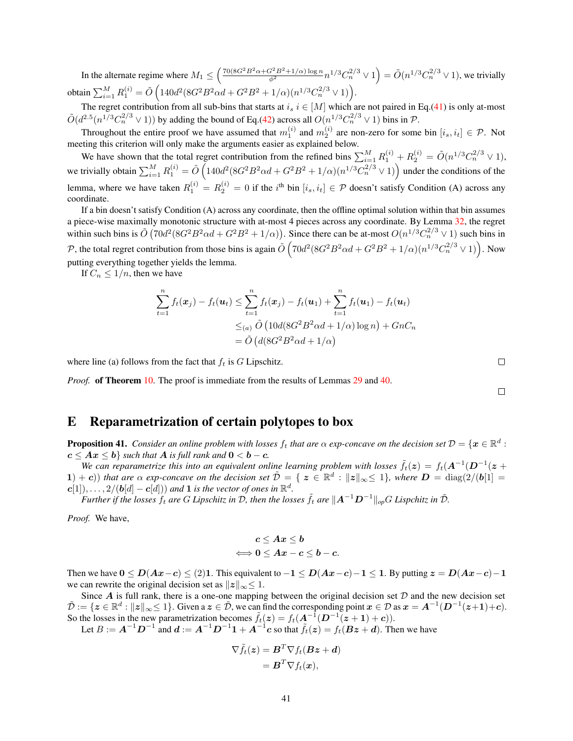In the alternate regime where $M_1 \leq \left( \frac{70(8G^2B^2\alpha + G^2B^2 + 1/\alpha)\log n}{\phi^2} n^{1/3}C_n^{2/3} \vee 1 \right) = \tilde{O}(n^{1/3}C_n^{2/3} \vee 1)$, we trivially obtain $\sum_{i=1}^M R_1^{(i)} = \tilde{O}\left(140d^2(8G^2B^2\alpha d + G^2B^2 + 1/\alpha)(n^{1/3}C_n^{2/3} \vee 1)\right)$.

The regret contribution from all sub-bins that starts at $i_s$ $i \in [M]$ which are not paired in Eq.(41) is only at-most $\tilde{O}(d^{2.5}(n^{1/3}C_n^{2/3} \vee 1))$ by adding the bound of Eq.(42) across all $O(n^{1/3}C_n^{2/3} \vee 1)$ bins in $\mathcal{P}$.

Throughout the entire proof we have assumed that $m_1^{(i)}$ and $m_2^{(i)}$ are non-zero for some bin $[i_s, i_t] \in \mathcal{P}$. Not meeting this criterion will only make the arguments easier as explained below.

We have shown that the total regret contribution from the refined bins $\sum_{i=1}^M R_1^{(i)} + R_2^{(i)} = \tilde{O}(n^{1/3}C_n^{2/3} \vee 1)$, we trivially obtain $\sum_{i=1}^M R_1^{(i)} = \tilde{O}\left(140d^2(8G^2B^2\alpha d + G^2B^2 + 1/\alpha)(n^{1/3}C_n^{2/3} \vee 1)\right)$ under the conditions of the lemma, where we have taken $R_1^{(i)} = R_2^{(i)} = 0$ if the $i^{\text{th}}$ bin $[i_s, i_t] \in \mathcal{P}$ doesn't satisfy Condition (A) across any coordinate.

If a bin doesn't satisfy Condition (A) across any coordinate, then the offline optimal solution within that bin assumes a piece-wise maximally monotonic structure with at-most 4 pieces across any coordinate. By Lemma 32, the regret within such bins is $\tilde{O}\left(70d^2(8G^2B^2\alpha d + G^2B^2 + 1/\alpha)\right)$. Since there can be at-most $O(n^{1/3}C_n^{2/3} \vee 1)$ such bins in $\mathcal{P}$, the total regret contribution from those bins is again $\tilde{O}\left(70d^2(8G^2B^2\alpha d + G^2B^2 + 1/\alpha)(n^{1/3}C_n^{2/3} \vee 1)\right)$. Now putting everything together yields the lemma.

If $C_n \leq 1/n$, then we have

$$
\begin{aligned}
\sum_{t=1}^n f_t(\boldsymbol{x}_j) - f_t(\boldsymbol{u}_t) &\leq \sum_{t=1}^n f_t(\boldsymbol{x}_j) - f_t(\boldsymbol{u}_1) + \sum_{t=1}^n f_t(\boldsymbol{u}_1) - f_t(\boldsymbol{u}_t) \\
&\leq_{(a)} \tilde{O}\left(10d(8G^2B^2\alpha d + 1/\alpha)\log n\right) + GnC_n \\
&= \tilde{O}\left(d(8G^2B^2\alpha d + 1/\alpha\right)
\end{aligned}
$$

where line (a) follows from the fact that $f_t$ is $G$ Lipschitz. □

*Proof.* **of Theorem 10**. The proof is immediate from the results of Lemmas 29 and 40. □

# E Reparametrization of certain polytopes to box

**Proposition 41.** *Consider an online problem with losses $f_t$ that are $\alpha$ exp-concave on the decision set $\mathcal{D} = \{\boldsymbol{x} \in \mathbb{R}^d : \boldsymbol{c} \leq \boldsymbol{A}\boldsymbol{x} \leq \boldsymbol{b}\}$ such that $\boldsymbol{A}$ is full rank and $\boldsymbol{0} < \boldsymbol{b} - \boldsymbol{c}$.*

*We can reparametrize this into an equivalent online learning problem with losses $\tilde{f}_t(\boldsymbol{z}) = f_t(\boldsymbol{A}^{-1}(\boldsymbol{D}^{-1}(\boldsymbol{z} + \boldsymbol{1}) + \boldsymbol{c}))$ that are $\alpha$ exp-concave on the decision set $\tilde{\mathcal{D}} = \{\, \boldsymbol{z} \in \mathbb{R}^d : \|\boldsymbol{z}\|_\infty \leq 1\}$, where $\boldsymbol{D} = \mathrm{diag}(2/(\boldsymbol{b}[1] = \boldsymbol{c}[1]), \ldots, 2/(\boldsymbol{b}[d] - \boldsymbol{c}[d]))$ and $\boldsymbol{1}$ is the vector of ones in $\mathbb{R}^d$.*

*Further if the losses $f_t$ are $G$ Lipschitz in $\mathcal{D}$, then the losses $\tilde{f}_t$ are $\|\boldsymbol{A}^{-1}\boldsymbol{D}^{-1}\|_{op}G$ Lispchitz in $\tilde{\mathcal{D}}$.*

*Proof.* We have,

$$
\begin{aligned}
&\boldsymbol{c} \leq \boldsymbol{A}\boldsymbol{x} \leq \boldsymbol{b} \\
\iff &\boldsymbol{0} \leq \boldsymbol{A}\boldsymbol{x} - \boldsymbol{c} \leq \boldsymbol{b} - \boldsymbol{c}.
\end{aligned}
$$

Then we have $\boldsymbol{0} \leq \boldsymbol{D}(\boldsymbol{A}\boldsymbol{x} - \boldsymbol{c}) \leq (2)\boldsymbol{1}$. This equivalent to $-\boldsymbol{1} \leq \boldsymbol{D}(\boldsymbol{A}\boldsymbol{x} - \boldsymbol{c}) - \boldsymbol{1} \leq \boldsymbol{1}$. By putting $\boldsymbol{z} = \boldsymbol{D}(\boldsymbol{A}\boldsymbol{x} - \boldsymbol{c}) - \boldsymbol{1}$ we can rewrite the original decision set as $\|\boldsymbol{z}\|_\infty \leq 1$.

Since $\boldsymbol{A}$ is full rank, there is a one-one mapping between the original decision set $\mathcal{D}$ and the new decision set $\tilde{\mathcal{D}} := \{\boldsymbol{z} \in \mathbb{R}^d : \|\boldsymbol{z}\|_\infty \leq 1\}$. Given a $\boldsymbol{z} \in \tilde{\mathcal{D}}$, we can find the corresponding point $\boldsymbol{x} \in \mathcal{D}$ as $\boldsymbol{x} = \boldsymbol{A}^{-1}(\boldsymbol{D}^{-1}(\boldsymbol{z} + \boldsymbol{1}) + \boldsymbol{c})$. So the losses in the new parametrization becomes $\tilde{f}_t(\boldsymbol{z}) = f_t(\boldsymbol{A}^{-1}(\boldsymbol{D}^{-1}(\boldsymbol{z} + \boldsymbol{1}) + \boldsymbol{c}))$.

Let $B := \boldsymbol{A}^{-1}\boldsymbol{D}^{-1}$ and $\boldsymbol{d} := \boldsymbol{A}^{-1}\boldsymbol{D}^{-1}\boldsymbol{1} + \boldsymbol{A}^{-1}\boldsymbol{c}$ so that $\tilde{f}_t(\boldsymbol{z}) = f_t(\boldsymbol{B}\boldsymbol{z} + \boldsymbol{d})$. Then we have

$$
\begin{aligned}
\nabla \tilde{f}_t(\boldsymbol{z}) &= \boldsymbol{B}^T \nabla f_t(\boldsymbol{B}\boldsymbol{z} + \boldsymbol{d}) \\
&= \boldsymbol{B}^T \nabla f_t(\boldsymbol{x}),
\end{aligned}
$$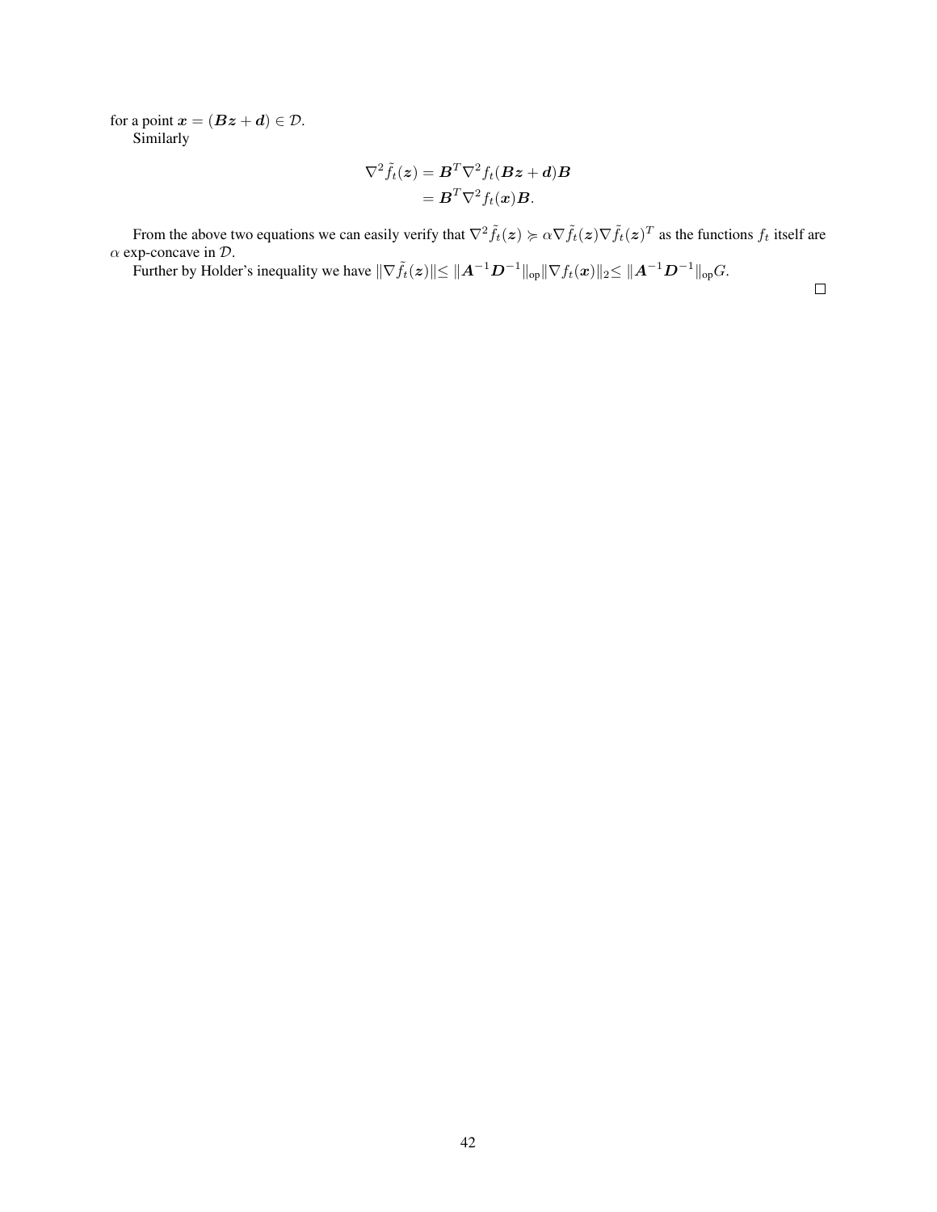for a point $\boldsymbol{x} = (\boldsymbol{B}\boldsymbol{z} + \boldsymbol{d}) \in \mathcal{D}$.

Similarly

$$
\begin{aligned}
\nabla^2 \tilde{f}_t(\boldsymbol{z}) &= \boldsymbol{B}^T \nabla^2 f_t(\boldsymbol{B}\boldsymbol{z} + \boldsymbol{d}) \boldsymbol{B} \\
&= \boldsymbol{B}^T \nabla^2 f_t(\boldsymbol{x}) \boldsymbol{B}.
\end{aligned}
$$

From the above two equations we can easily verify that $\nabla^2 \tilde{f}_t(\boldsymbol{z}) \succcurlyeq \alpha \nabla \tilde{f}_t(\boldsymbol{z}) \nabla \tilde{f}_t(\boldsymbol{z})^T$ as the functions $f_t$ itself are $\alpha$ exp-concave in $\mathcal{D}$.

Further by Holder's inequality we have $\|\nabla \tilde{f}_t(\boldsymbol{z})\| \leq \|\boldsymbol{A}^{-1}\boldsymbol{D}^{-1}\|_{\text{op}} \|\nabla f_t(\boldsymbol{x})\|_2 \leq \|\boldsymbol{A}^{-1}\boldsymbol{D}^{-1}\|_{\text{op}} G$.

□